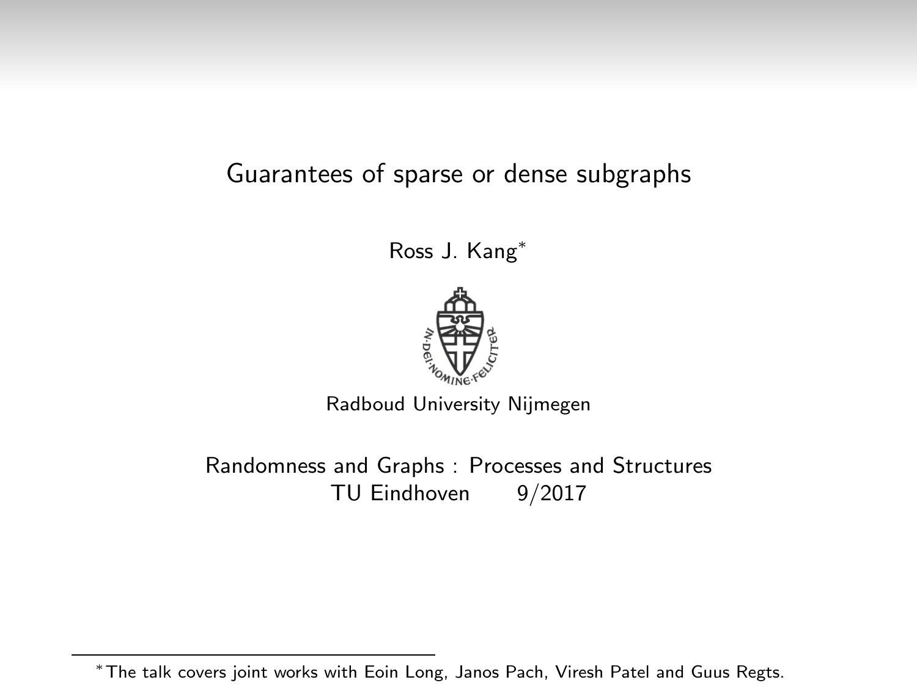# Guarantees of sparse or dense subgraphs

Ross J. Kang*

Radboud University Nijmegen

Randomness and Graphs : Processes and Structures
TU Eindhoven 9/2017

*The talk covers joint works with Eoin Long, Janos Pach, Viresh Patel and Guus Regts.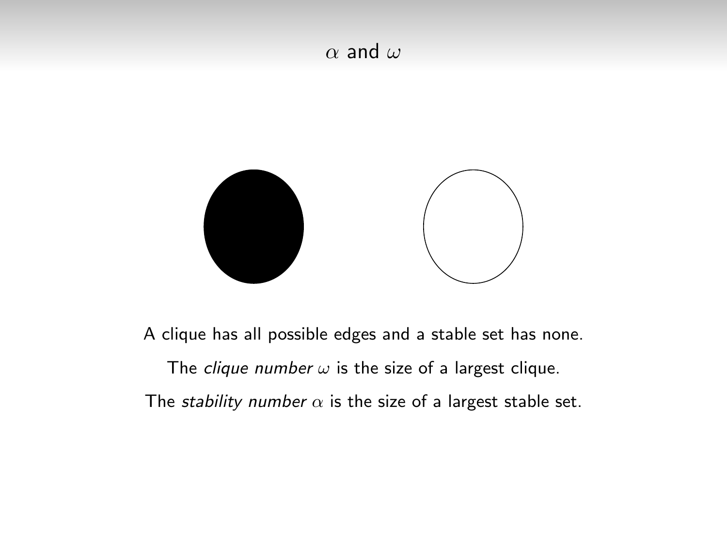# $\alpha$ and $\omega$

A clique has all possible edges and a stable set has none.

The *clique number* $\omega$ is the size of a largest clique.

The *stability number* $\alpha$ is the size of a largest stable set.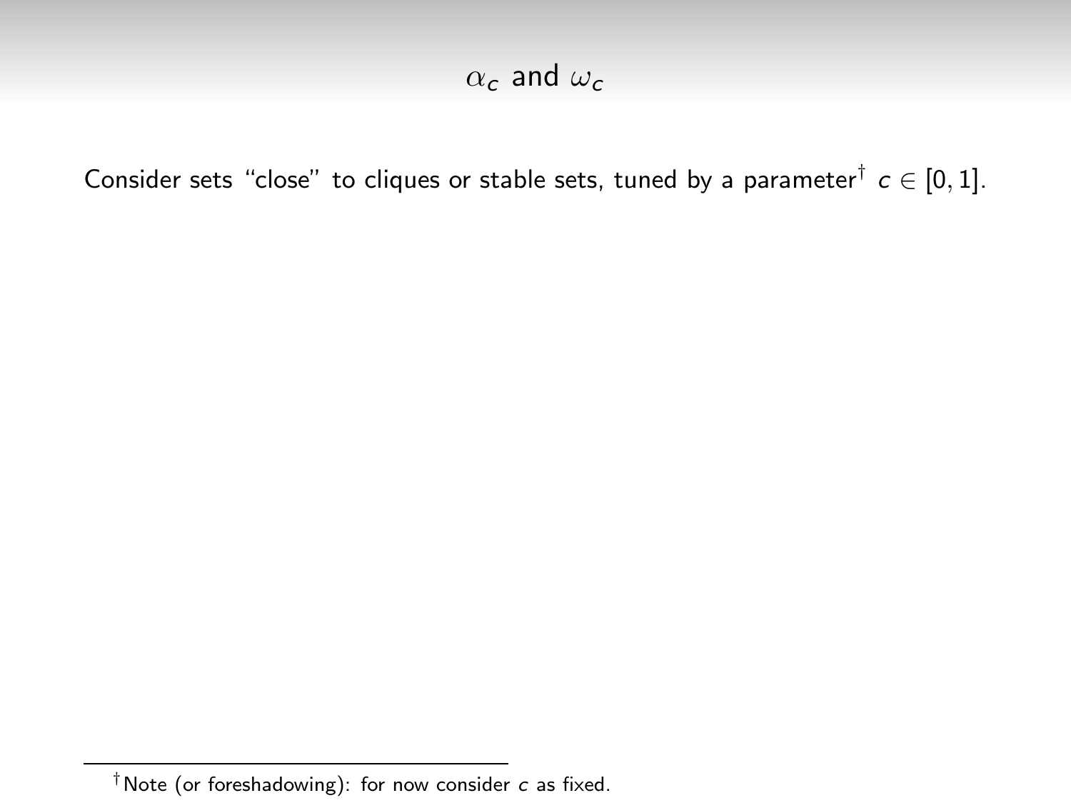# $\alpha_c$ and $\omega_c$

Consider sets "close" to cliques or stable sets, tuned by a parameter[†] $c \in [0, 1]$.

[†] Note (or foreshadowing): for now consider $c$ as fixed.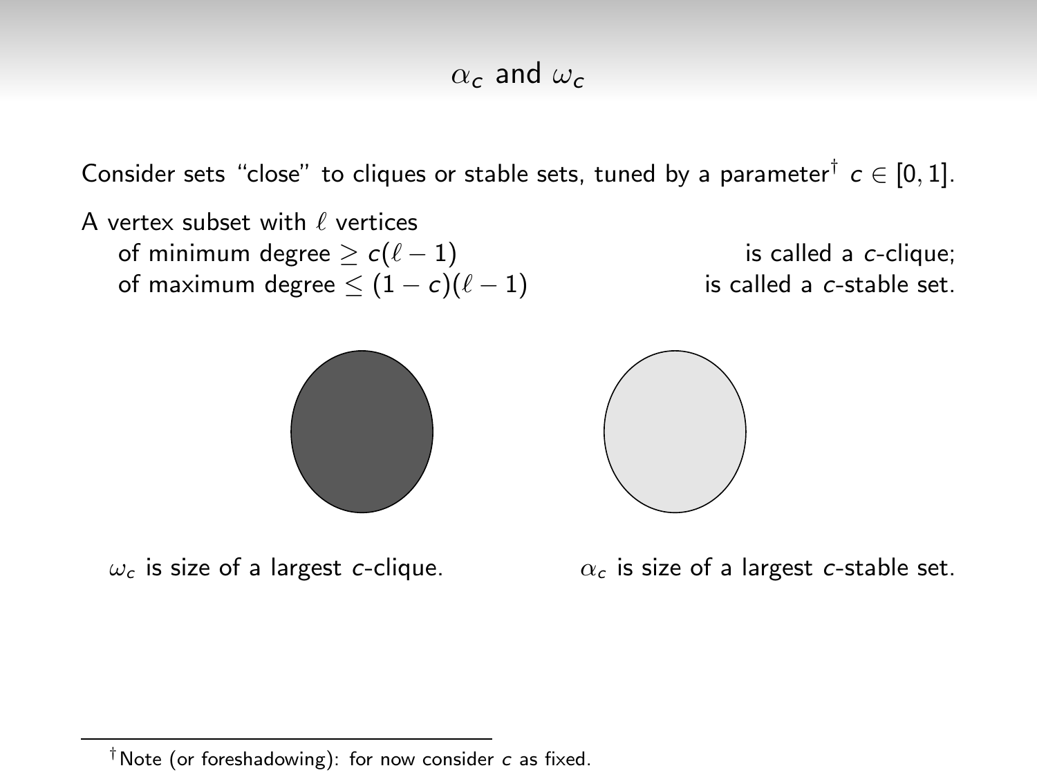# $\alpha_c$ and $\omega_c$

Consider sets "close" to cliques or stable sets, tuned by a parameter[†] $c \in [0, 1]$.

A vertex subset with $\ell$ vertices
- of minimum degree $\geq c(\ell - 1)$ is called a $c$-clique;
- of maximum degree $\leq (1 - c)(\ell - 1)$ is called a $c$-stable set.

$\omega_c$ is size of a largest $c$-clique.

$\alpha_c$ is size of a largest $c$-stable set.

[†] Note (or foreshadowing): for now consider $c$ as fixed.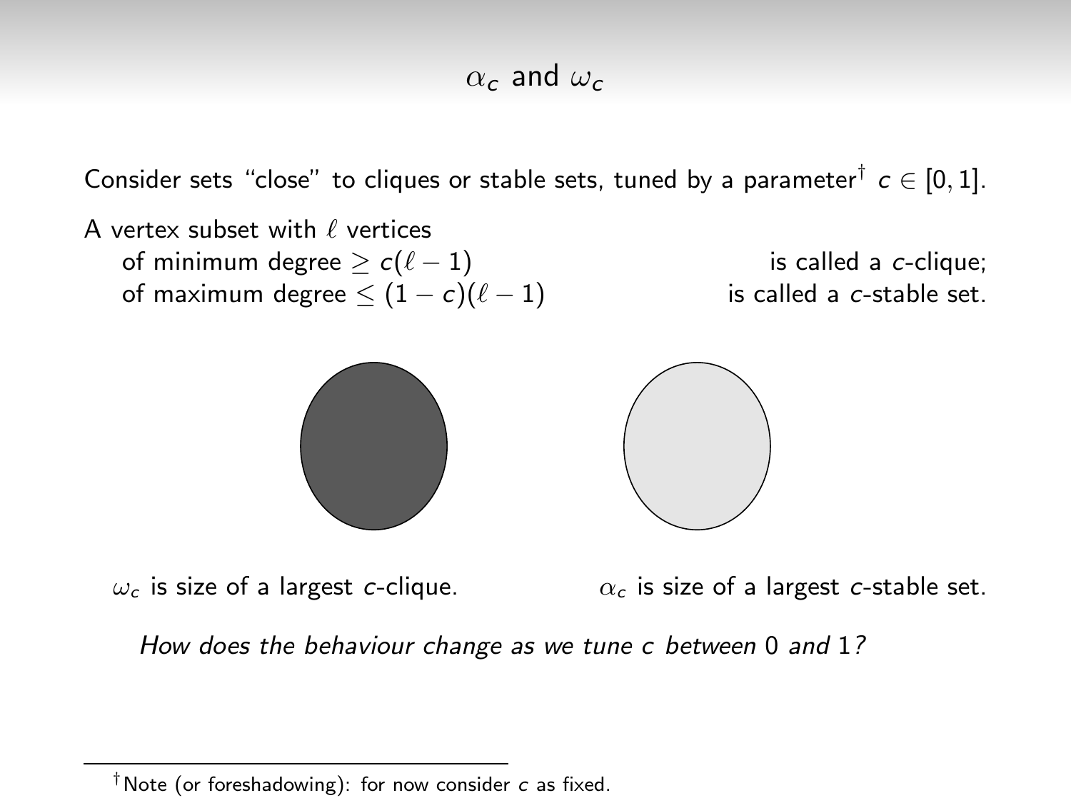# $\alpha_c$ and $\omega_c$

Consider sets "close" to cliques or stable sets, tuned by a parameter[†] $c \in [0,1]$.

A vertex subset with $\ell$ vertices
- of minimum degree $\geq c(\ell-1)$ is called a $c$-clique;
- of maximum degree $\leq (1-c)(\ell-1)$ is called a $c$-stable set.

$\omega_c$ is size of a largest $c$-clique.

$\alpha_c$ is size of a largest $c$-stable set.

*How does the behaviour change as we tune $c$ between 0 and 1?*

---

[†] Note (or foreshadowing): for now consider $c$ as fixed.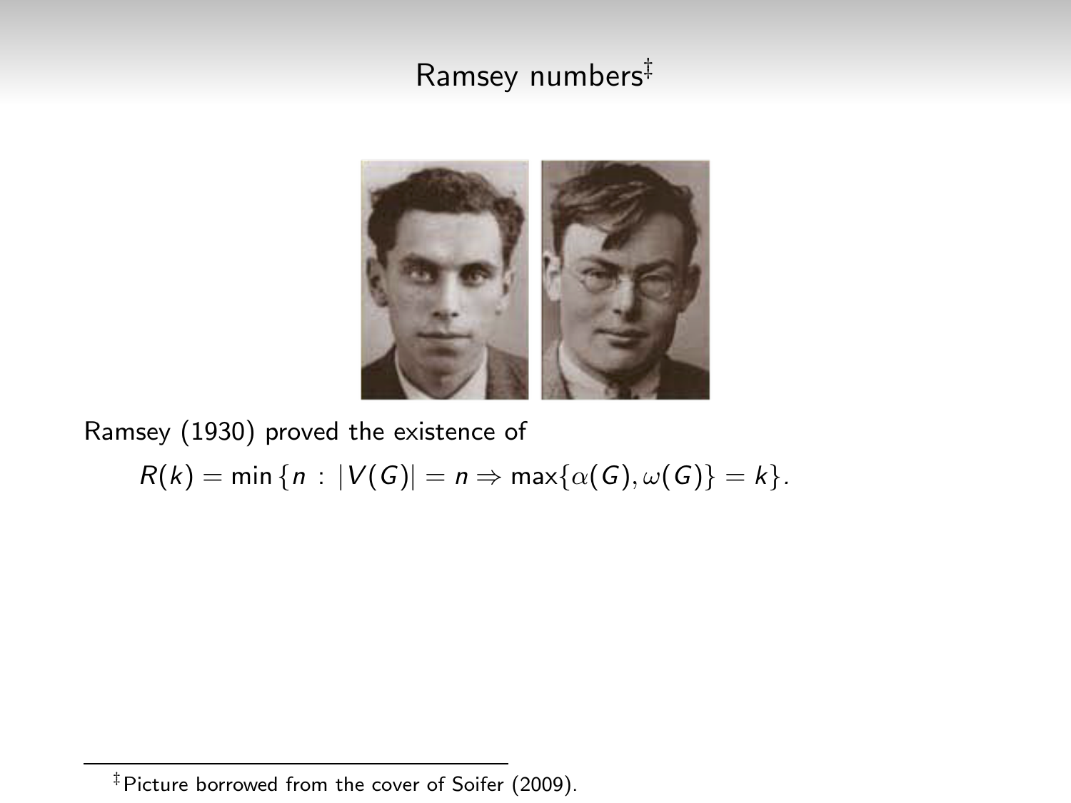# Ramsey numbers[‡]

Ramsey (1930) proved the existence of

$$R(k) = \min\{n : |V(G)| = n \Rightarrow \max\{\alpha(G), \omega(G)\} = k\}.$$

[‡] Picture borrowed from the cover of Soifer (2009).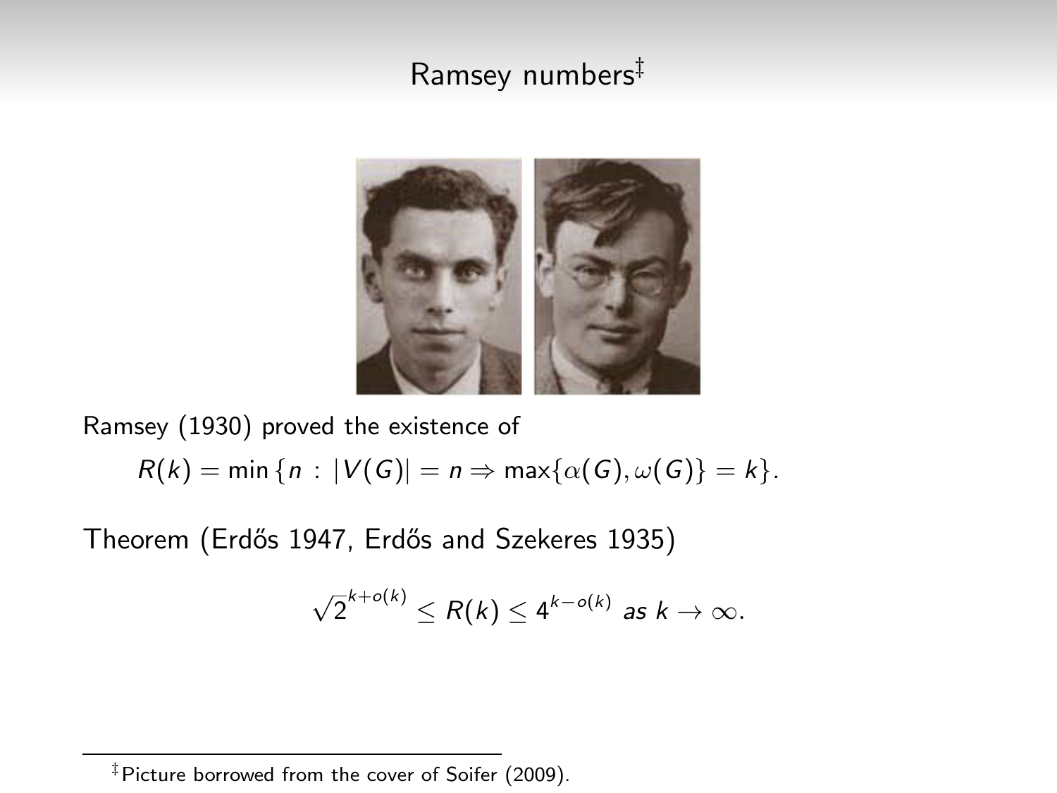# Ramsey numbers[‡]

Ramsey (1930) proved the existence of

$$R(k) = \min\{n : |V(G)| = n \Rightarrow \max\{\alpha(G), \omega(G)\} = k\}.$$

Theorem (Erdős 1947, Erdős and Szekeres 1935)

$$\sqrt{2}^{k+o(k)} \leq R(k) \leq 4^{k-o(k)} \text{ as } k \to \infty.$$

[‡] Picture borrowed from the cover of Soifer (2009).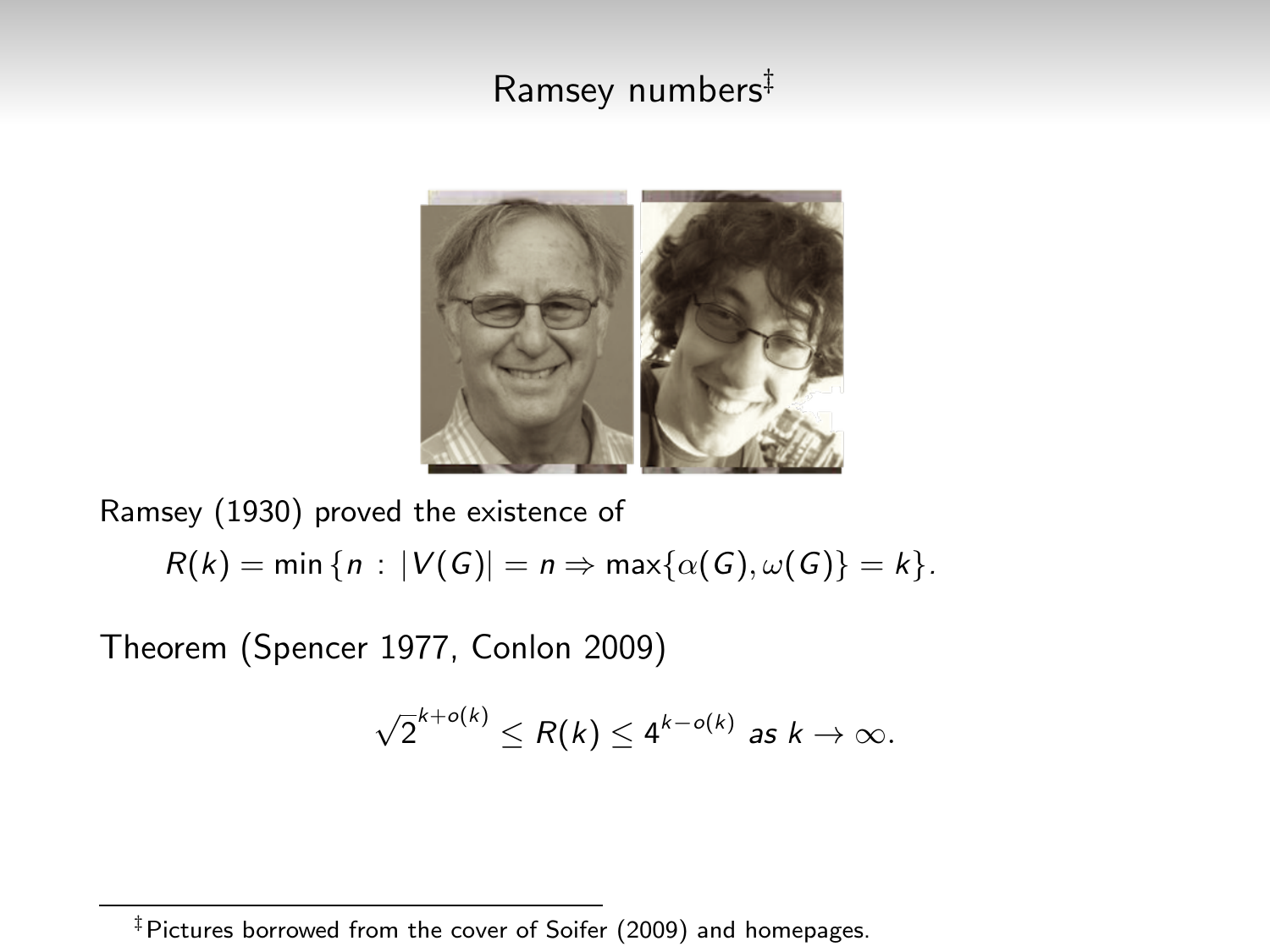## Ramsey numbers[‡]

Ramsey (1930) proved the existence of

$$R(k) = \min\{n : |V(G)| = n \Rightarrow \max\{\alpha(G), \omega(G)\} = k\}.$$

Theorem (Spencer 1977, Conlon 2009)

$$\sqrt{2}^{k+o(k)} \leq R(k) \leq 4^{k-o(k)} \text{ as } k \to \infty.$$

[‡] Pictures borrowed from the cover of Soifer (2009) and homepages.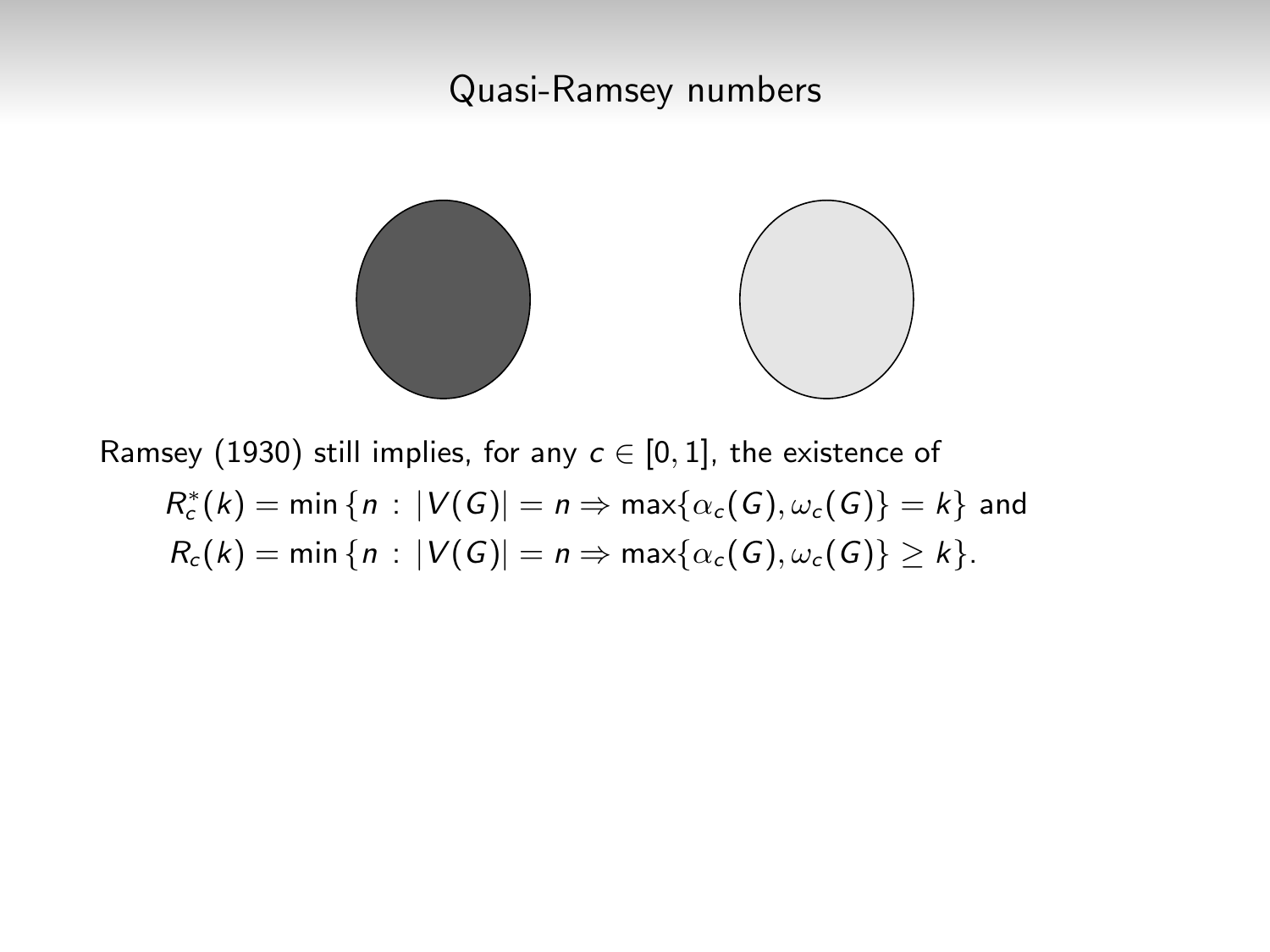# Quasi-Ramsey numbers

Ramsey (1930) still implies, for any $c \in [0, 1]$, the existence of

$$R_c^*(k) = \min\{n : |V(G)| = n \Rightarrow \max\{\alpha_c(G), \omega_c(G)\} = k\} \text{ and}$$

$$R_c(k) = \min\{n : |V(G)| = n \Rightarrow \max\{\alpha_c(G), \omega_c(G)\} \geq k\}.$$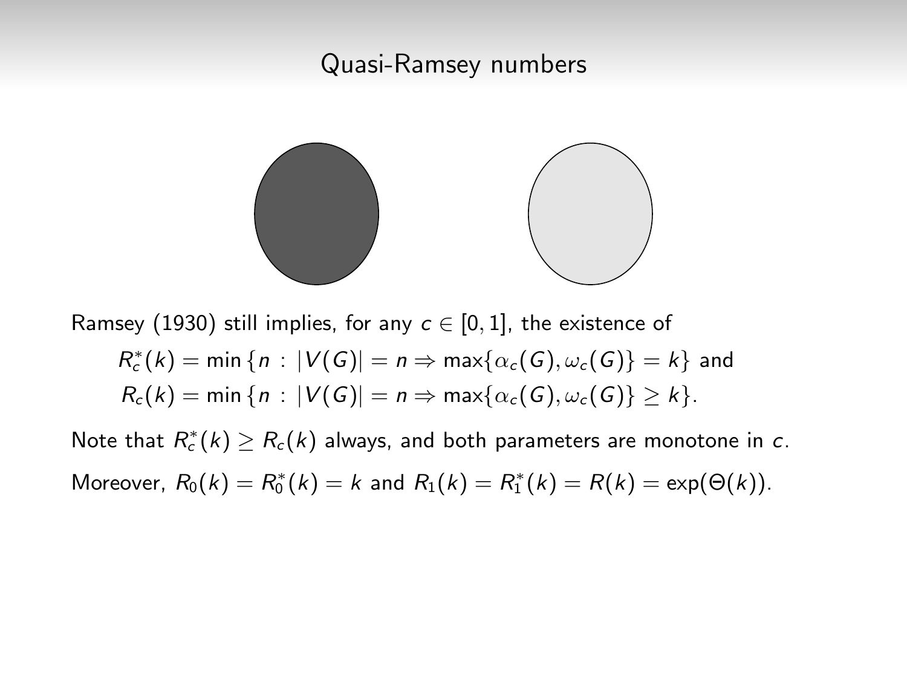## Quasi-Ramsey numbers

Ramsey (1930) still implies, for any $c \in [0, 1]$, the existence of

$$R_c^*(k) = \min\{n : |V(G)| = n \Rightarrow \max\{\alpha_c(G), \omega_c(G)\} = k\} \text{ and}$$
$$R_c(k) = \min\{n : |V(G)| = n \Rightarrow \max\{\alpha_c(G), \omega_c(G)\} \geq k\}.$$

Note that $R_c^*(k) \geq R_c(k)$ always, and both parameters are monotone in $c$.

Moreover, $R_0(k) = R_0^*(k) = k$ and $R_1(k) = R_1^*(k) = R(k) = \exp(\Theta(k))$.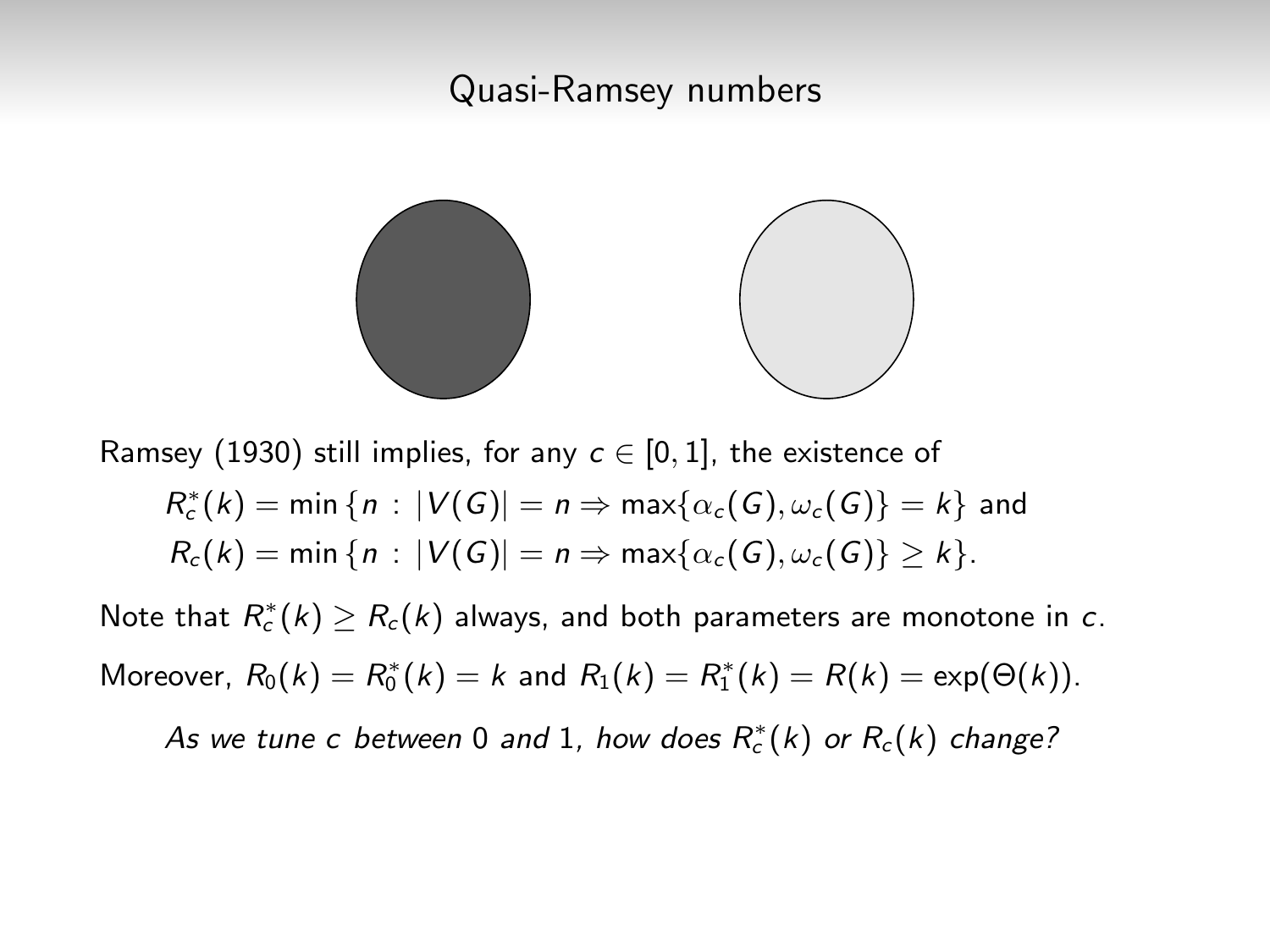# Quasi-Ramsey numbers

Ramsey (1930) still implies, for any $c \in [0, 1]$, the existence of

$$R_c^*(k) = \min\{n : |V(G)| = n \Rightarrow \max\{\alpha_c(G), \omega_c(G)\} = k\} \text{ and}$$
$$R_c(k) = \min\{n : |V(G)| = n \Rightarrow \max\{\alpha_c(G), \omega_c(G)\} \geq k\}.$$

Note that $R_c^*(k) \geq R_c(k)$ always, and both parameters are monotone in $c$.

Moreover, $R_0(k) = R_0^*(k) = k$ and $R_1(k) = R_1^*(k) = R(k) = \exp(\Theta(k))$.

*As we tune $c$ between 0 and 1, how does $R_c^*(k)$ or $R_c(k)$ change?*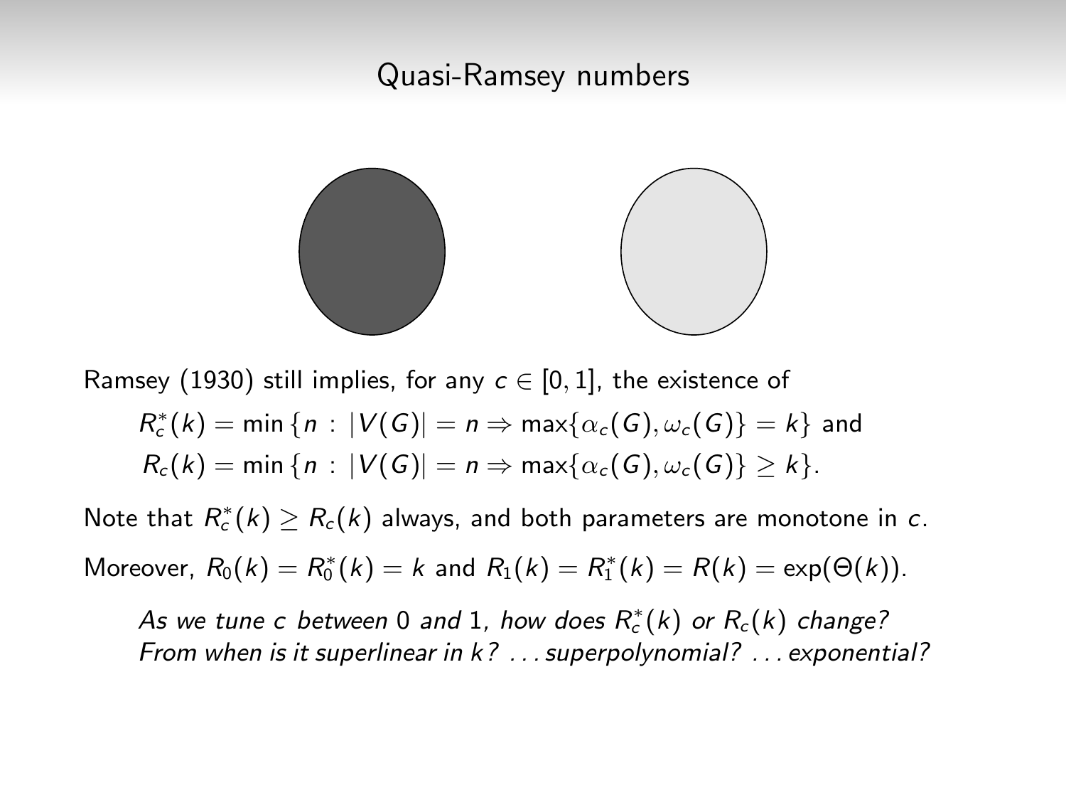# Quasi-Ramsey numbers

Ramsey (1930) still implies, for any $c \in [0,1]$, the existence of

$$R_c^*(k) = \min\{n : |V(G)| = n \Rightarrow \max\{\alpha_c(G), \omega_c(G)\} = k\} \text{ and}$$

$$R_c(k) = \min\{n : |V(G)| = n \Rightarrow \max\{\alpha_c(G), \omega_c(G)\} \geq k\}.$$

Note that $R_c^*(k) \geq R_c(k)$ always, and both parameters are monotone in $c$.

Moreover, $R_0(k) = R_0^*(k) = k$ and $R_1(k) = R_1^*(k) = R(k) = \exp(\Theta(k))$.

*As we tune $c$ between 0 and 1, how does $R_c^*(k)$ or $R_c(k)$ change?*
*From when is it superlinear in $k$? ...superpolynomial? ...exponential?*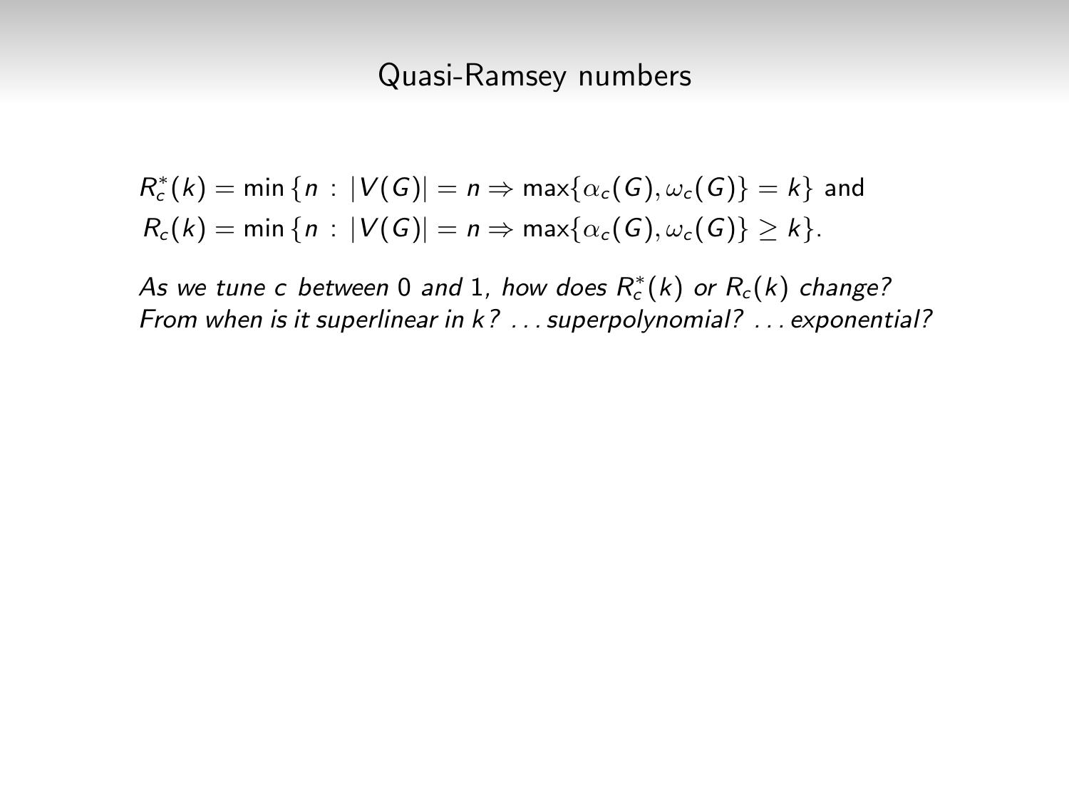# Quasi-Ramsey numbers

$$R_c^*(k) = \min\{n : |V(G)| = n \Rightarrow \max\{\alpha_c(G), \omega_c(G)\} = k\} \text{ and}$$
$$R_c(k) = \min\{n : |V(G)| = n \Rightarrow \max\{\alpha_c(G), \omega_c(G)\} \geq k\}.$$

*As we tune $c$ between 0 and 1, how does $R_c^*(k)$ or $R_c(k)$ change? From when is it superlinear in $k$? ... superpolynomial? ... exponential?*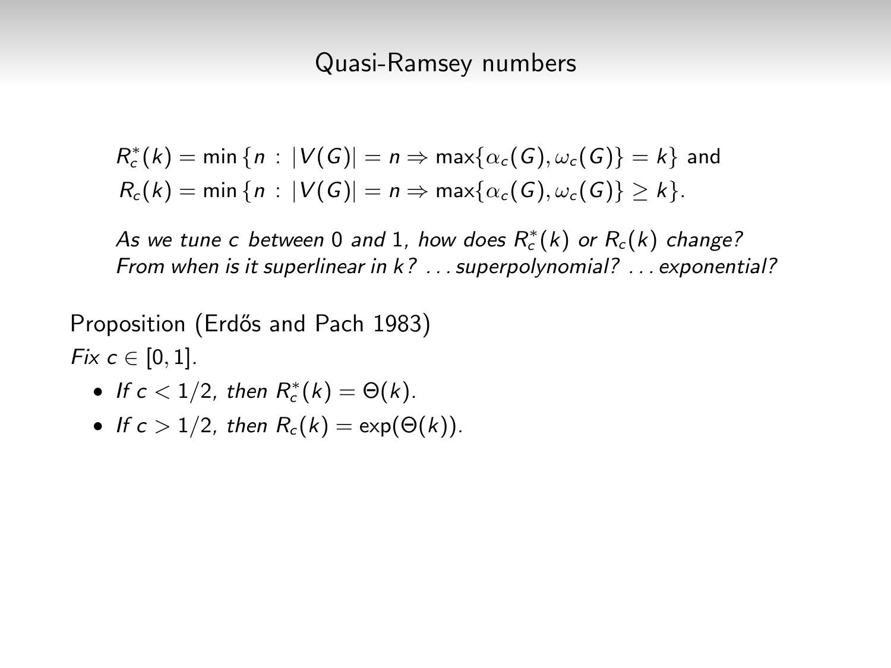# Quasi-Ramsey numbers

$$R_c^*(k) = \min\{n : |V(G)| = n \Rightarrow \max\{\alpha_c(G), \omega_c(G)\} = k\} \text{ and}$$
$$R_c(k) = \min\{n : |V(G)| = n \Rightarrow \max\{\alpha_c(G), \omega_c(G)\} \geq k\}.$$

*As we tune $c$ between 0 and 1, how does $R_c^*(k)$ or $R_c(k)$ change? From when is it superlinear in $k$? . . . superpolynomial? . . . exponential?*

Proposition (Erdős and Pach 1983)

*Fix $c \in [0, 1]$.*

- *If $c < 1/2$, then $R_c^*(k) = \Theta(k)$.*
- *If $c > 1/2$, then $R_c(k) = \exp(\Theta(k))$.*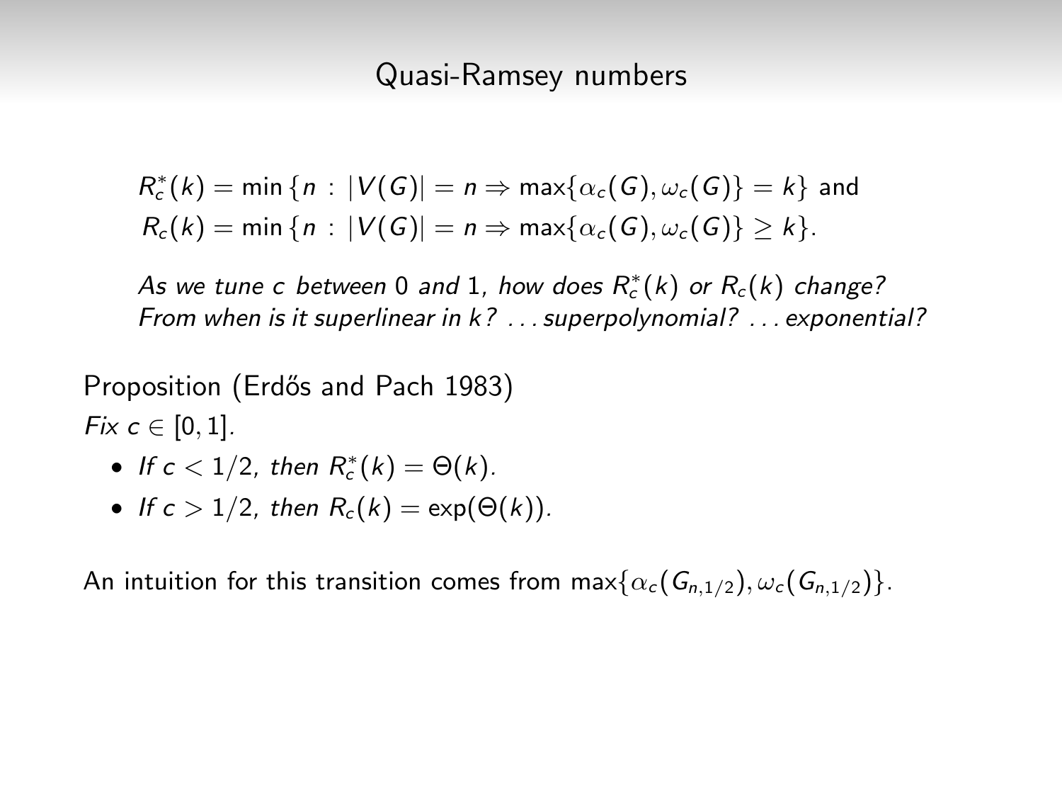# Quasi-Ramsey numbers

$$R^*_c(k) = \min\{n : |V(G)| = n \Rightarrow \max\{\alpha_c(G), \omega_c(G)\} = k\} \text{ and}$$
$$R_c(k) = \min\{n : |V(G)| = n \Rightarrow \max\{\alpha_c(G), \omega_c(G)\} \geq k\}.$$

*As we tune $c$ between 0 and 1, how does $R^*_c(k)$ or $R_c(k)$ change? From when is it superlinear in $k$? . . . superpolynomial? . . . exponential?*

Proposition (Erdős and Pach 1983)

*Fix $c \in [0, 1]$.*

- *If $c < 1/2$, then $R^*_c(k) = \Theta(k)$.*
- *If $c > 1/2$, then $R_c(k) = \exp(\Theta(k))$.*

An intuition for this transition comes from $\max\{\alpha_c(G_{n,1/2}), \omega_c(G_{n,1/2})\}$.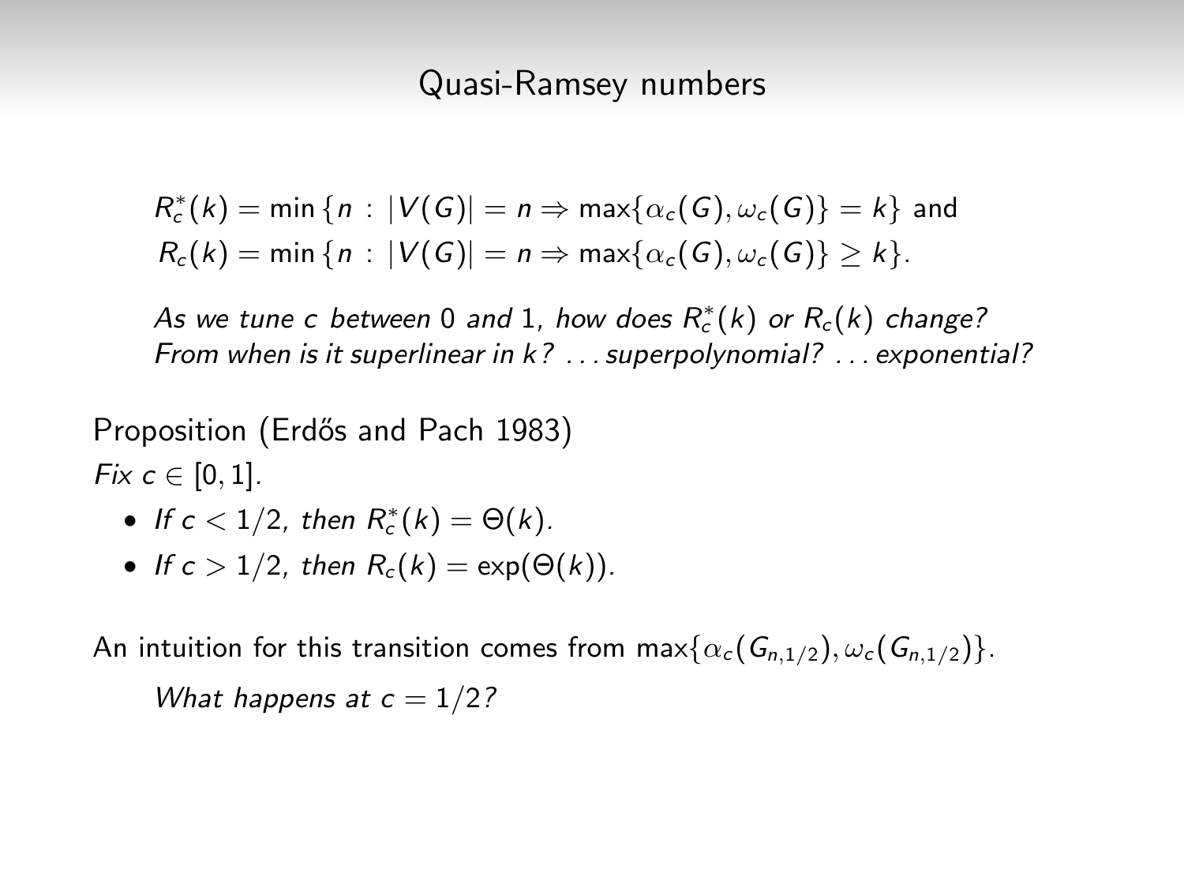## Quasi-Ramsey numbers

$$R_c^*(k) = \min\{n : |V(G)| = n \Rightarrow \max\{\alpha_c(G), \omega_c(G)\} = k\} \text{ and}$$
$$R_c(k) = \min\{n : |V(G)| = n \Rightarrow \max\{\alpha_c(G), \omega_c(G)\} \geq k\}.$$

*As we tune $c$ between 0 and 1, how does $R_c^*(k)$ or $R_c(k)$ change? From when is it superlinear in $k$? . . . superpolynomial? . . . exponential?*

Proposition (Erdős and Pach 1983)

*Fix $c \in [0, 1]$.*

- *If $c < 1/2$, then $R_c^*(k) = \Theta(k)$.*
- *If $c > 1/2$, then $R_c(k) = \exp(\Theta(k))$.*

An intuition for this transition comes from $\max\{\alpha_c(G_{n,1/2}), \omega_c(G_{n,1/2})\}$.

*What happens at $c = 1/2$?*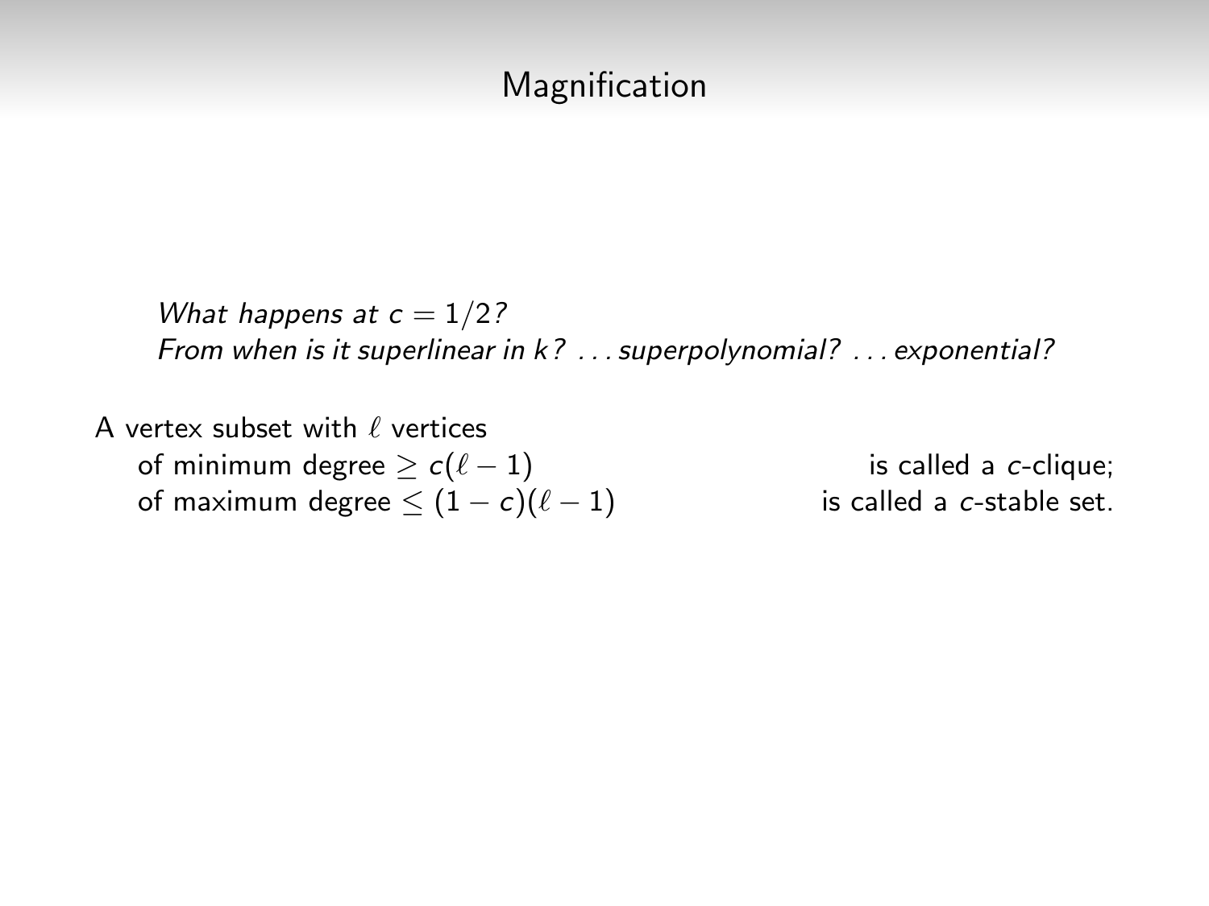# Magnification

*What happens at $c = 1/2$?*
*From when is it superlinear in $k$? ...superpolynomial? ...exponential?*

A vertex subset with $\ell$ vertices

- of minimum degree $\geq c(\ell - 1)$ is called a $c$-clique;
- of maximum degree $\leq (1 - c)(\ell - 1)$ is called a $c$-stable set.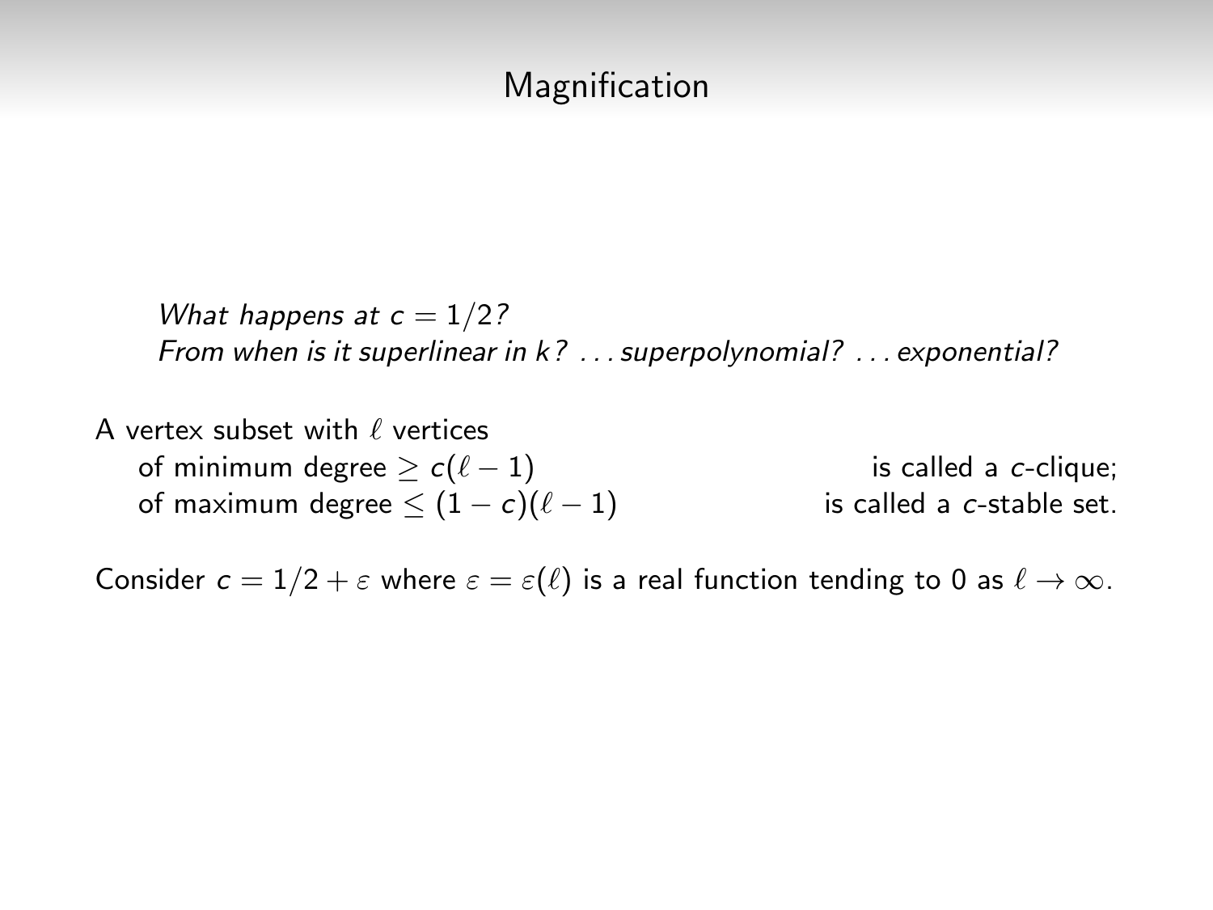# Magnification

*What happens at $c = 1/2$?*
*From when is it superlinear in $k$? . . . superpolynomial? . . . exponential?*

A vertex subset with $\ell$ vertices
of minimum degree $\geq c(\ell - 1)$ is called a $c$-clique;
of maximum degree $\leq (1 - c)(\ell - 1)$ is called a $c$-stable set.

Consider $c = 1/2 + \varepsilon$ where $\varepsilon = \varepsilon(\ell)$ is a real function tending to 0 as $\ell \to \infty$.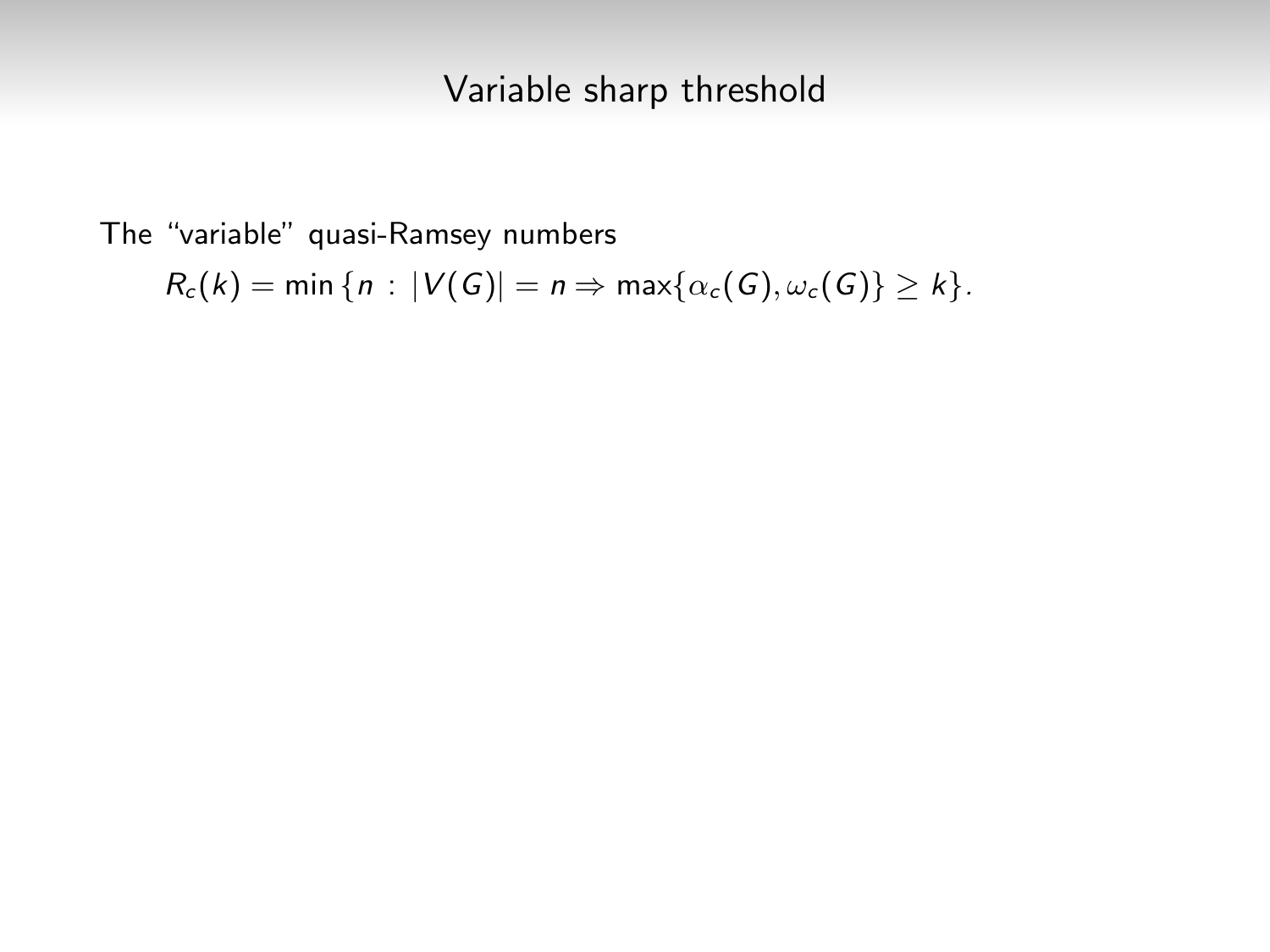# Variable sharp threshold

The "variable" quasi-Ramsey numbers

$$R_c(k) = \min\{n : |V(G)| = n \Rightarrow \max\{\alpha_c(G), \omega_c(G)\} \geq k\}.$$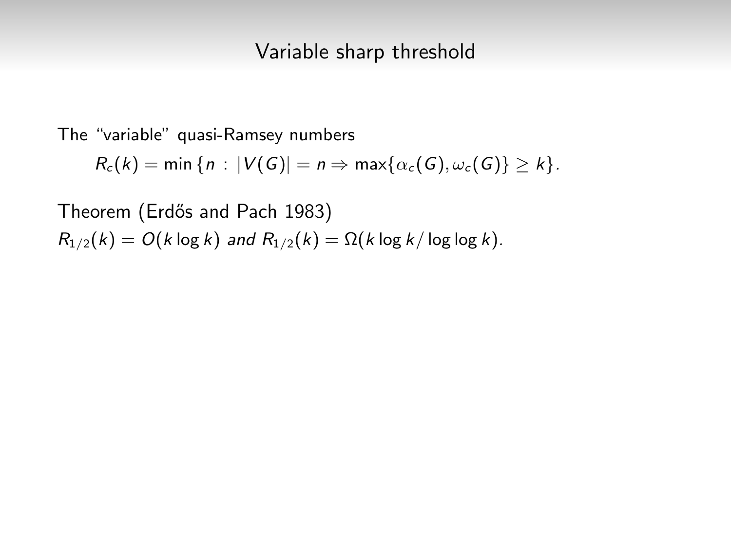# Variable sharp threshold

The "variable" quasi-Ramsey numbers

$$R_c(k) = \min\{n : |V(G)| = n \Rightarrow \max\{\alpha_c(G), \omega_c(G)\} \geq k\}.$$

Theorem (Erdős and Pach 1983)

*$R_{1/2}(k) = O(k \log k)$ and $R_{1/2}(k) = \Omega(k \log k / \log \log k)$.*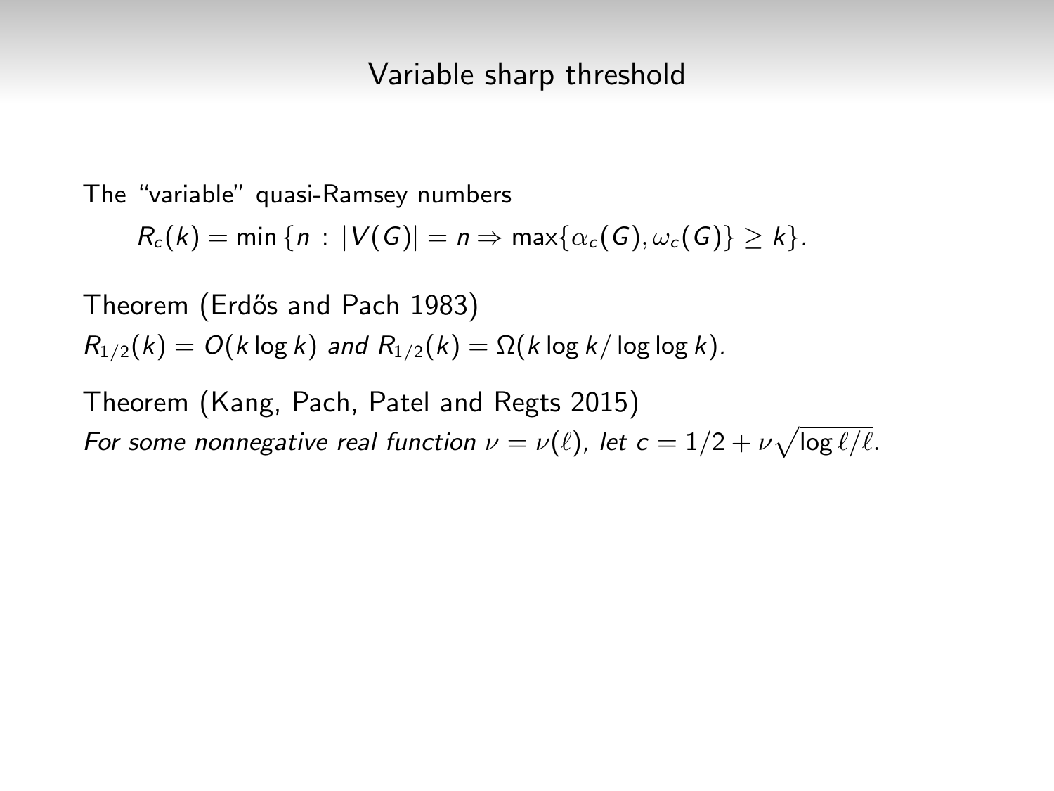# Variable sharp threshold

The "variable" quasi-Ramsey numbers

$$R_c(k) = \min\{n : |V(G)| = n \Rightarrow \max\{\alpha_c(G), \omega_c(G)\} \geq k\}.$$

Theorem (Erdős and Pach 1983)
*$R_{1/2}(k) = O(k \log k)$ and $R_{1/2}(k) = \Omega(k \log k / \log\log k)$.*

Theorem (Kang, Pach, Patel and Regts 2015)
*For some nonnegative real function $\nu = \nu(\ell)$, let $c = 1/2 + \nu\sqrt{\log \ell/\ell}$.*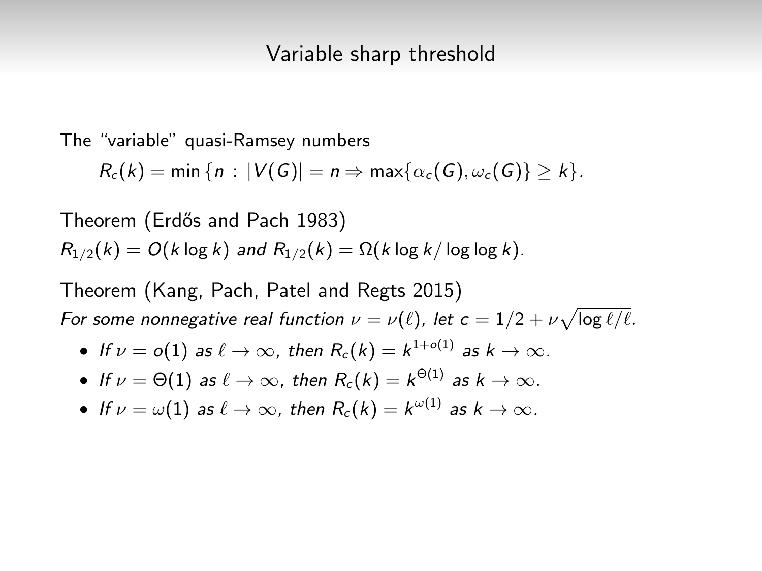# Variable sharp threshold

The "variable" quasi-Ramsey numbers

$$R_c(k) = \min\{n : |V(G)| = n \Rightarrow \max\{\alpha_c(G), \omega_c(G)\} \geq k\}.$$

Theorem (Erdős and Pach 1983)

*$R_{1/2}(k) = O(k \log k)$ and $R_{1/2}(k) = \Omega(k \log k / \log \log k)$.*

Theorem (Kang, Pach, Patel and Regts 2015)

*For some nonnegative real function $\nu = \nu(\ell)$, let $c = 1/2 + \nu\sqrt{\log \ell / \ell}$.*

- *If $\nu = o(1)$ as $\ell \to \infty$, then $R_c(k) = k^{1+o(1)}$ as $k \to \infty$.*
- *If $\nu = \Theta(1)$ as $\ell \to \infty$, then $R_c(k) = k^{\Theta(1)}$ as $k \to \infty$.*
- *If $\nu = \omega(1)$ as $\ell \to \infty$, then $R_c(k) = k^{\omega(1)}$ as $k \to \infty$.*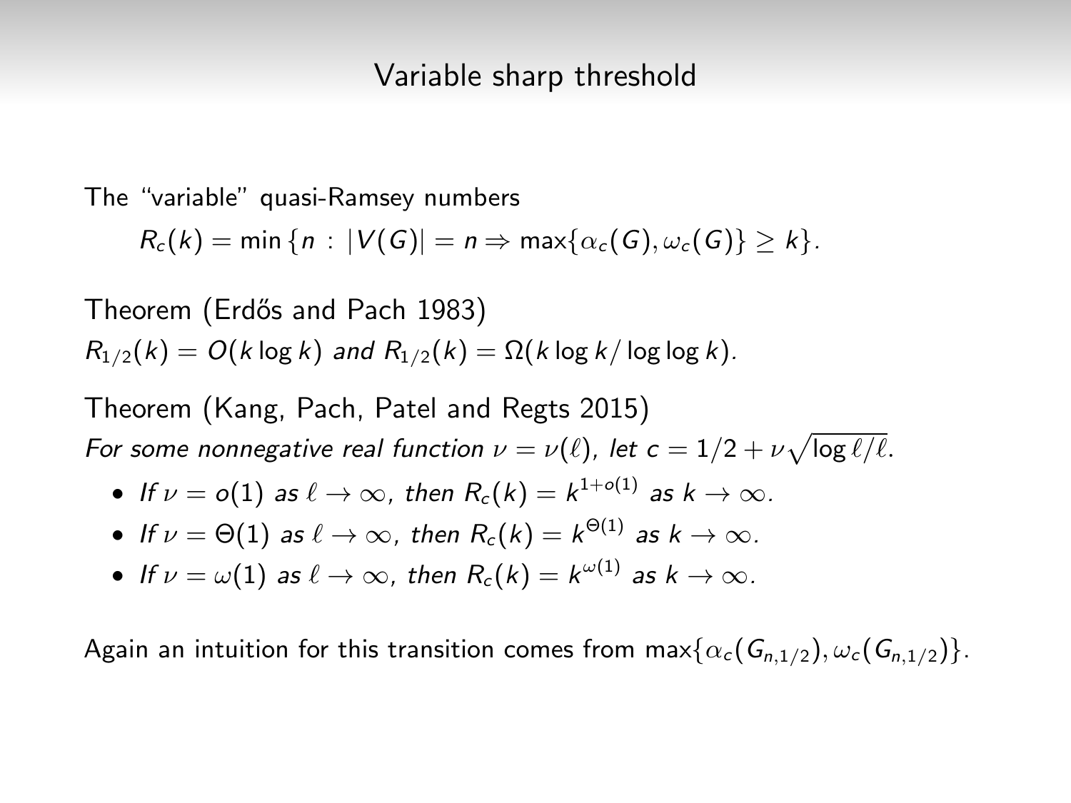# Variable sharp threshold

The "variable" quasi-Ramsey numbers

$$R_c(k) = \min\{n : |V(G)| = n \Rightarrow \max\{\alpha_c(G), \omega_c(G)\} \geq k\}.$$

Theorem (Erdős and Pach 1983)
*$R_{1/2}(k) = O(k \log k)$ and $R_{1/2}(k) = \Omega(k \log k / \log\log k)$.*

Theorem (Kang, Pach, Patel and Regts 2015)
*For some nonnegative real function $\nu = \nu(\ell)$, let $c = 1/2 + \nu\sqrt{\log \ell/\ell}$.*

- *If $\nu = o(1)$ as $\ell \to \infty$, then $R_c(k) = k^{1+o(1)}$ as $k \to \infty$.*
- *If $\nu = \Theta(1)$ as $\ell \to \infty$, then $R_c(k) = k^{\Theta(1)}$ as $k \to \infty$.*
- *If $\nu = \omega(1)$ as $\ell \to \infty$, then $R_c(k) = k^{\omega(1)}$ as $k \to \infty$.*

Again an intuition for this transition comes from $\max\{\alpha_c(G_{n,1/2}), \omega_c(G_{n,1/2})\}$.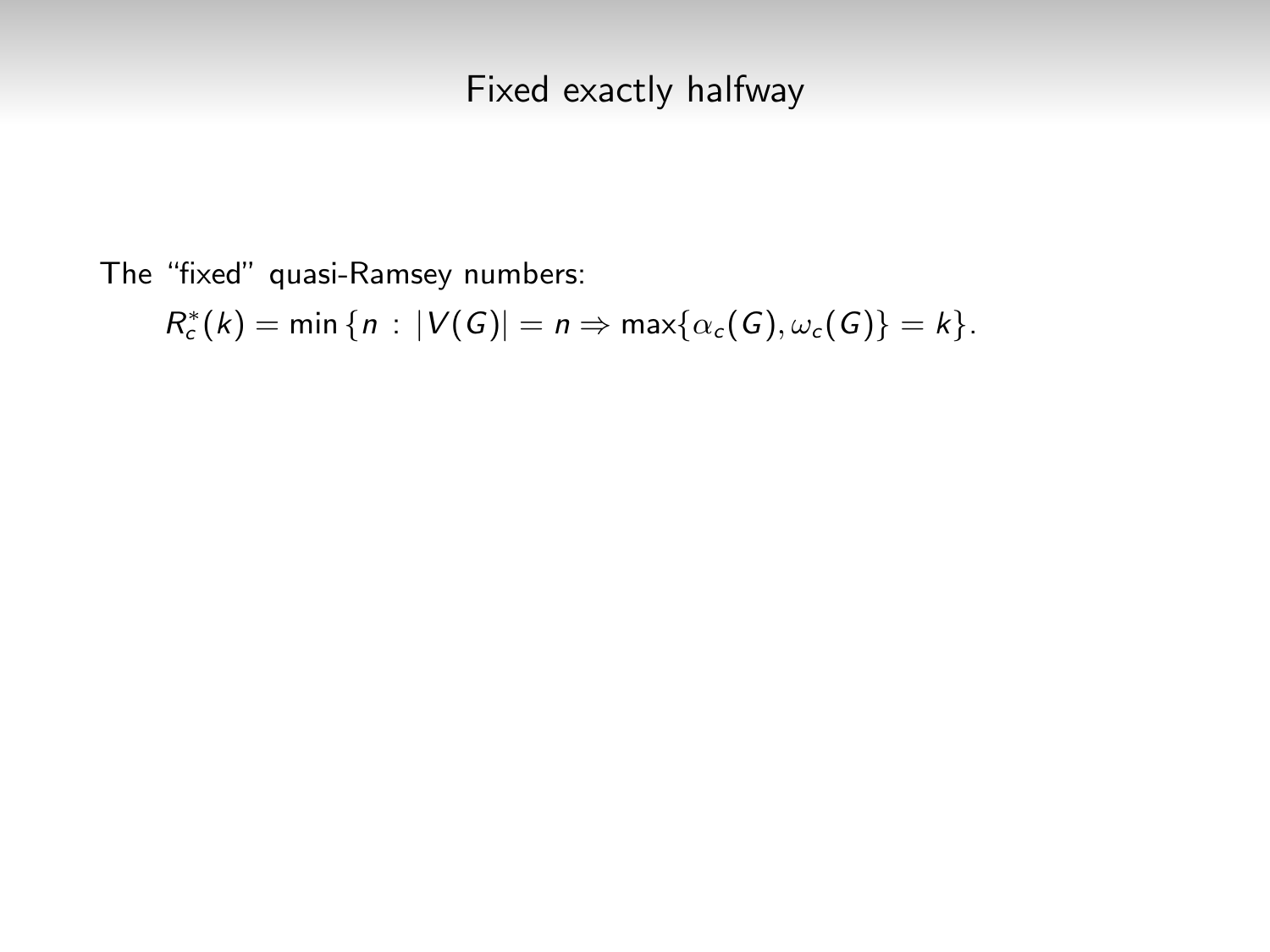# Fixed exactly halfway

The "fixed" quasi-Ramsey numbers:

$$R_c^*(k) = \min\{n : |V(G)| = n \Rightarrow \max\{\alpha_c(G), \omega_c(G)\} = k\}.$$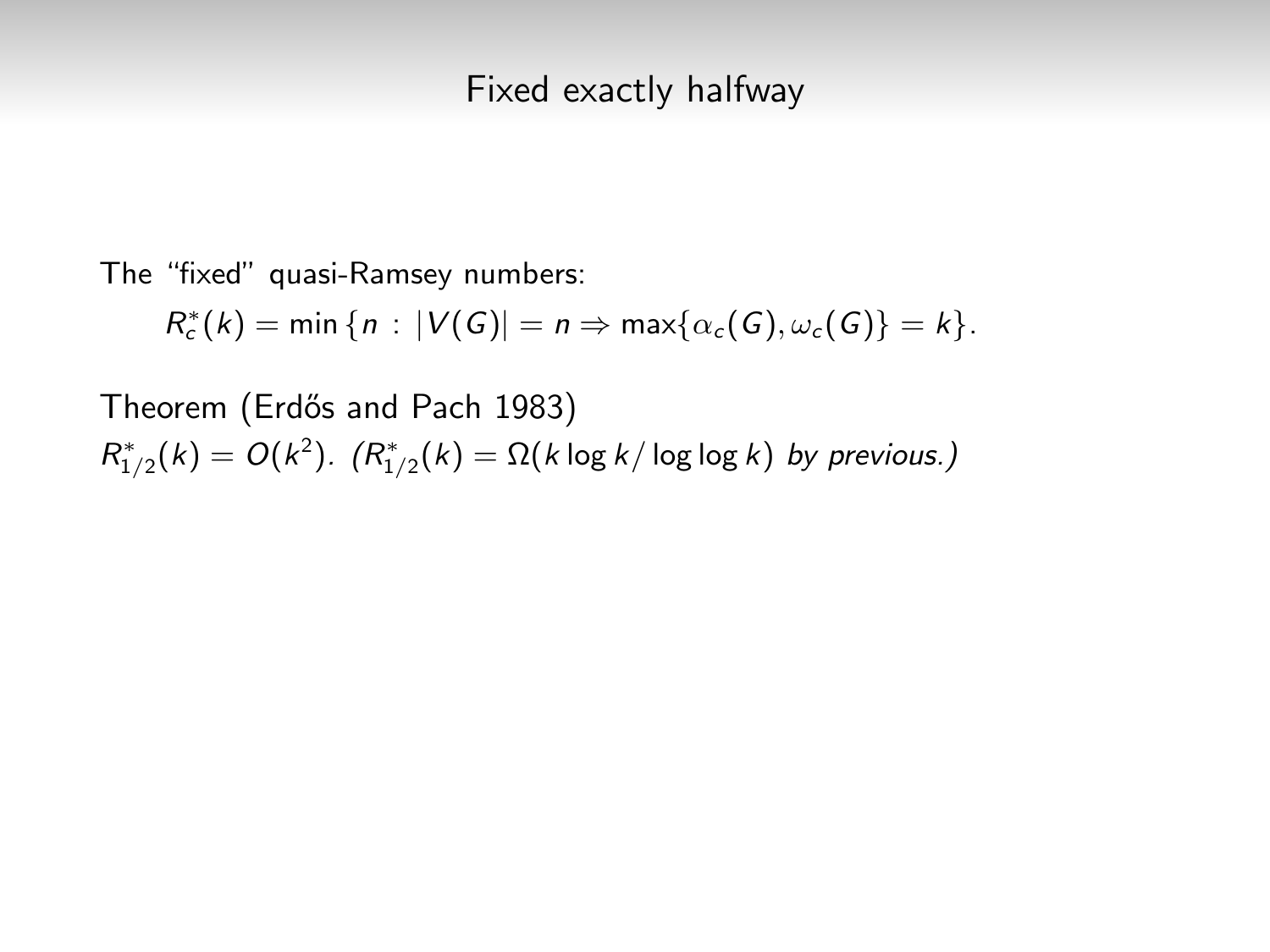# Fixed exactly halfway

The "fixed" quasi-Ramsey numbers:

$$R^*_c(k) = \min\{n : |V(G)| = n \Rightarrow \max\{\alpha_c(G), \omega_c(G)\} = k\}.$$

Theorem (Erdős and Pach 1983)
$R^*_{1/2}(k) = O(k^2)$. *($R^*_{1/2}(k) = \Omega(k \log k / \log \log k)$ by previous.)*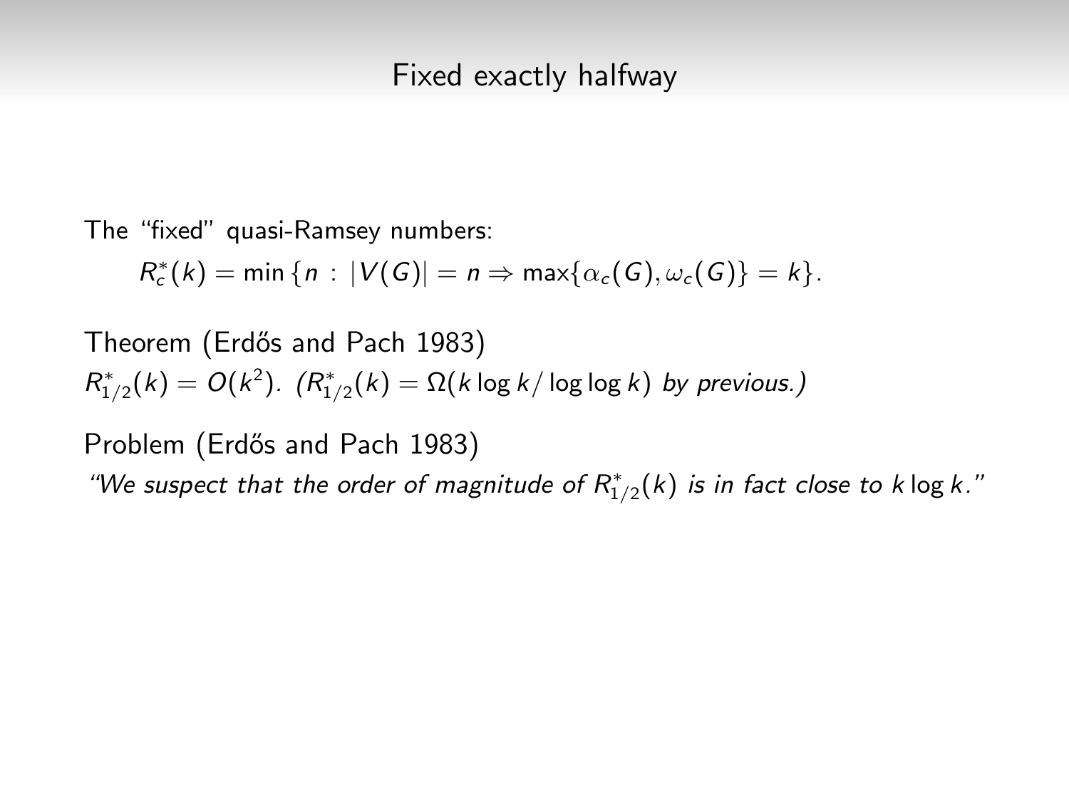# Fixed exactly halfway

The "fixed" quasi-Ramsey numbers:

$$R_c^*(k) = \min\{n : |V(G)| = n \Rightarrow \max\{\alpha_c(G), \omega_c(G)\} = k\}.$$

Theorem (Erdős and Pach 1983)

$R_{1/2}^*(k) = O(k^2)$. *($R_{1/2}^*(k) = \Omega(k \log k / \log\log k)$ by previous.)*

Problem (Erdős and Pach 1983)

*"We suspect that the order of magnitude of $R_{1/2}^*(k)$ is in fact close to $k \log k$."*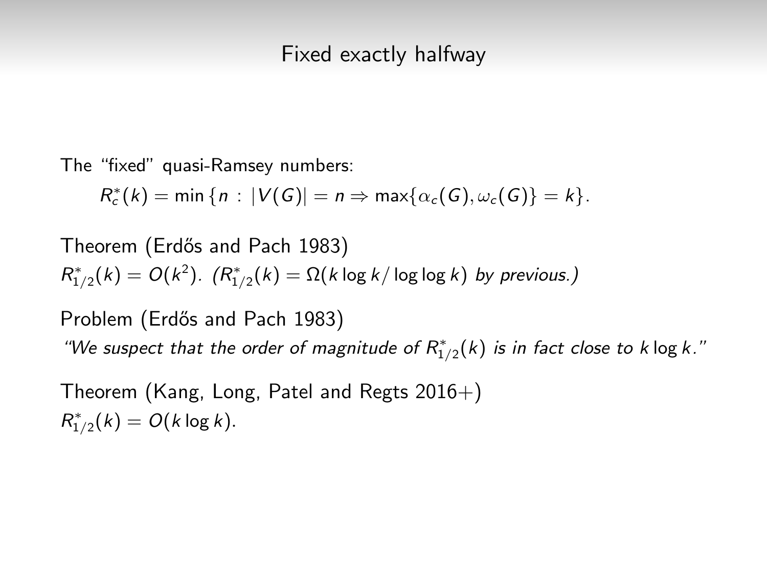# Fixed exactly halfway

The "fixed" quasi-Ramsey numbers:

$$R^*_c(k) = \min\{n : |V(G)| = n \Rightarrow \max\{\alpha_c(G), \omega_c(G)\} = k\}.$$

Theorem (Erdős and Pach 1983)
$R^*_{1/2}(k) = O(k^2)$. *($R^*_{1/2}(k) = \Omega(k \log k / \log\log k)$ by previous.)*

Problem (Erdős and Pach 1983)
*"We suspect that the order of magnitude of $R^*_{1/2}(k)$ is in fact close to $k \log k$."*

Theorem (Kang, Long, Patel and Regts 2016+)
$R^*_{1/2}(k) = O(k \log k)$.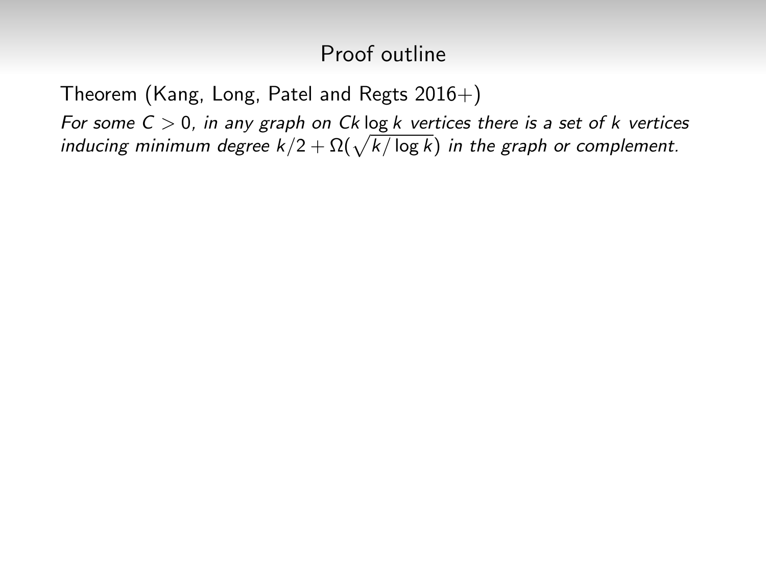# Proof outline

Theorem (Kang, Long, Patel and Regts 2016+)

*For some $C > 0$, in any graph on $Ck \log k$ vertices there is a set of $k$ vertices inducing minimum degree $k/2 + \Omega(\sqrt{k/\log k})$ in the graph or complement.*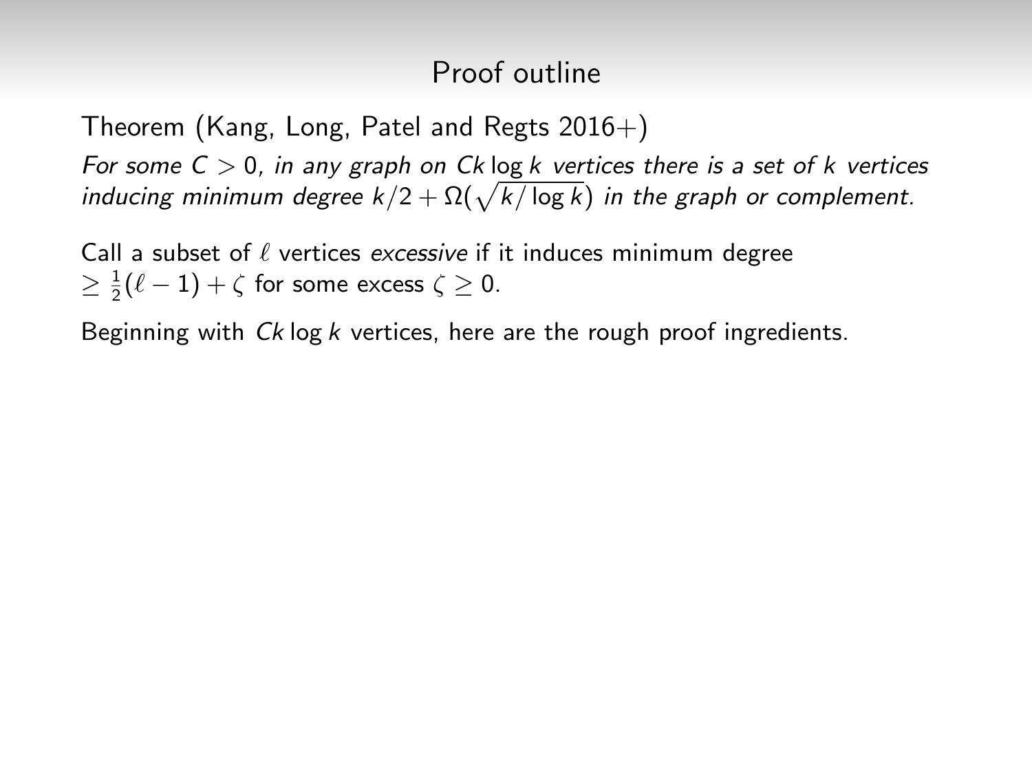## Proof outline

Theorem (Kang, Long, Patel and Regts 2016+)

*For some $C > 0$, in any graph on $Ck \log k$ vertices there is a set of $k$ vertices inducing minimum degree $k/2 + \Omega(\sqrt{k/\log k})$ in the graph or complement.*

Call a subset of $\ell$ vertices *excessive* if it induces minimum degree $\geq \frac{1}{2}(\ell - 1) + \zeta$ for some excess $\zeta \geq 0$.

Beginning with $Ck \log k$ vertices, here are the rough proof ingredients.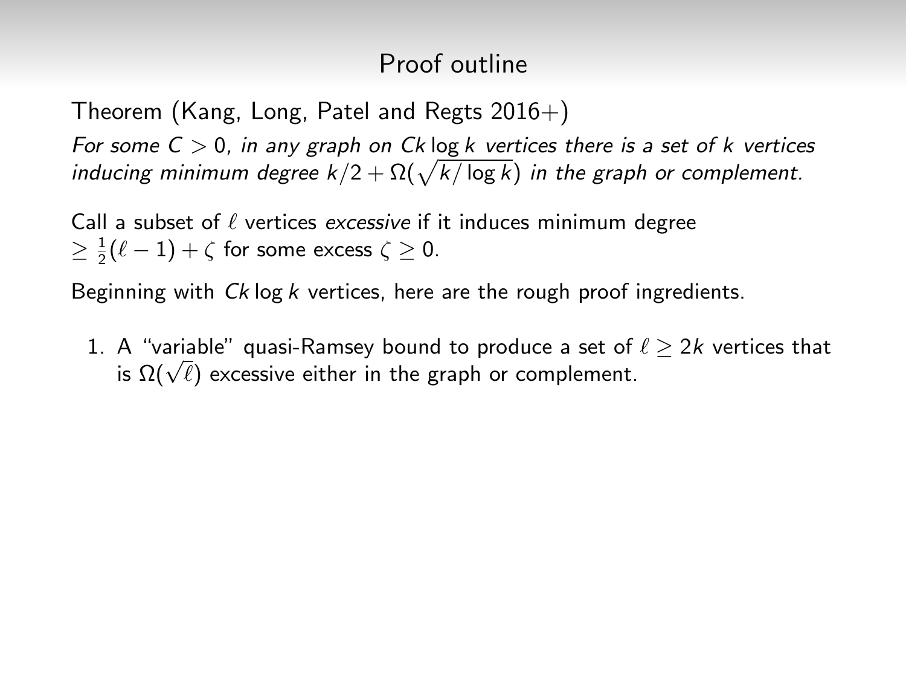## Proof outline

Theorem (Kang, Long, Patel and Regts 2016+)

*For some $C > 0$, in any graph on $Ck \log k$ vertices there is a set of $k$ vertices inducing minimum degree $k/2 + \Omega(\sqrt{k/\log k})$ in the graph or complement.*

Call a subset of $\ell$ vertices *excessive* if it induces minimum degree $\geq \frac{1}{2}(\ell - 1) + \zeta$ for some excess $\zeta \geq 0$.

Beginning with $Ck \log k$ vertices, here are the rough proof ingredients.

1. A "variable" quasi-Ramsey bound to produce a set of $\ell \geq 2k$ vertices that is $\Omega(\sqrt{\ell})$ excessive either in the graph or complement.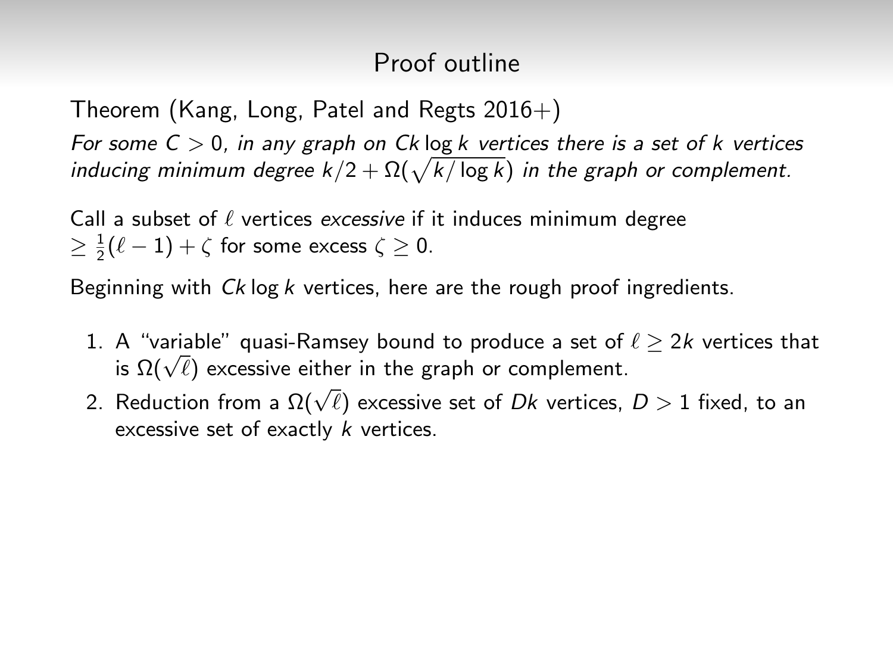# Proof outline

Theorem (Kang, Long, Patel and Regts 2016+)

*For some $C > 0$, in any graph on $Ck \log k$ vertices there is a set of $k$ vertices inducing minimum degree $k/2 + \Omega(\sqrt{k/\log k})$ in the graph or complement.*

Call a subset of $\ell$ vertices *excessive* if it induces minimum degree $\geq \frac{1}{2}(\ell - 1) + \zeta$ for some excess $\zeta \geq 0$.

Beginning with $Ck \log k$ vertices, here are the rough proof ingredients.

1. A "variable" quasi-Ramsey bound to produce a set of $\ell \geq 2k$ vertices that is $\Omega(\sqrt{\ell})$ excessive either in the graph or complement.
2. Reduction from a $\Omega(\sqrt{\ell})$ excessive set of $Dk$ vertices, $D > 1$ fixed, to an excessive set of exactly $k$ vertices.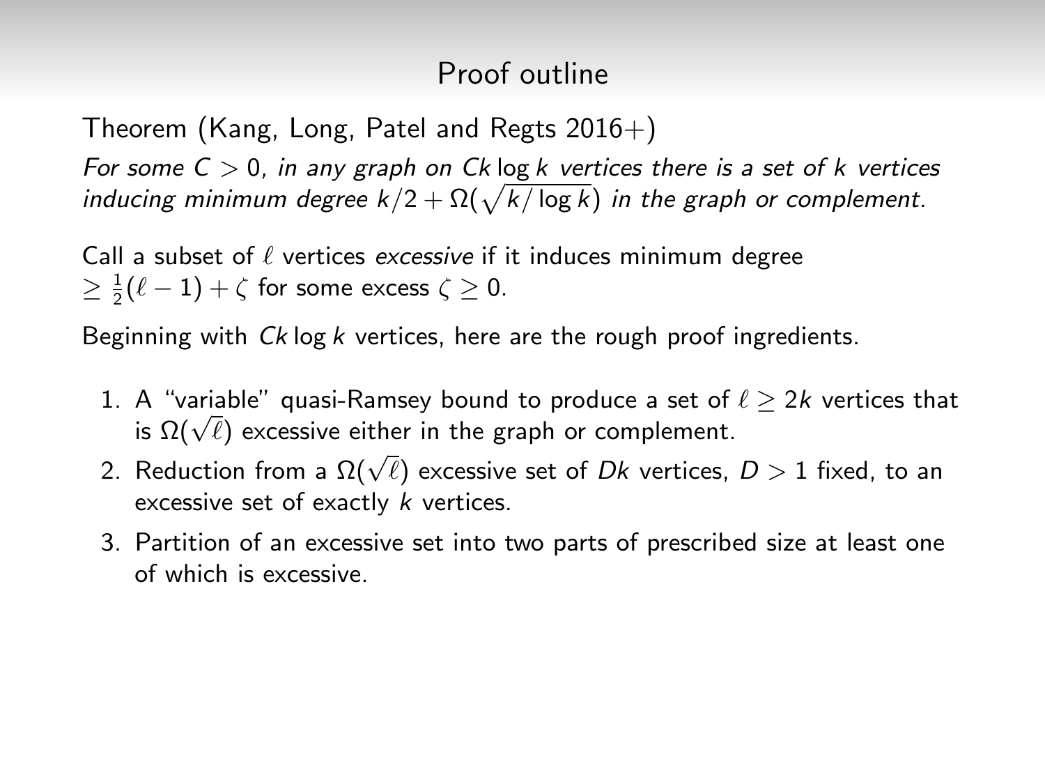# Proof outline

Theorem (Kang, Long, Patel and Regts 2016+)

*For some $C > 0$, in any graph on $Ck \log k$ vertices there is a set of $k$ vertices inducing minimum degree $k/2 + \Omega(\sqrt{k/\log k})$ in the graph or complement.*

Call a subset of $\ell$ vertices *excessive* if it induces minimum degree $\geq \frac{1}{2}(\ell - 1) + \zeta$ for some excess $\zeta \geq 0$.

Beginning with $Ck \log k$ vertices, here are the rough proof ingredients.

1. A "variable" quasi-Ramsey bound to produce a set of $\ell \geq 2k$ vertices that is $\Omega(\sqrt{\ell})$ excessive either in the graph or complement.
2. Reduction from a $\Omega(\sqrt{\ell})$ excessive set of $Dk$ vertices, $D > 1$ fixed, to an excessive set of exactly $k$ vertices.
3. Partition of an excessive set into two parts of prescribed size at least one of which is excessive.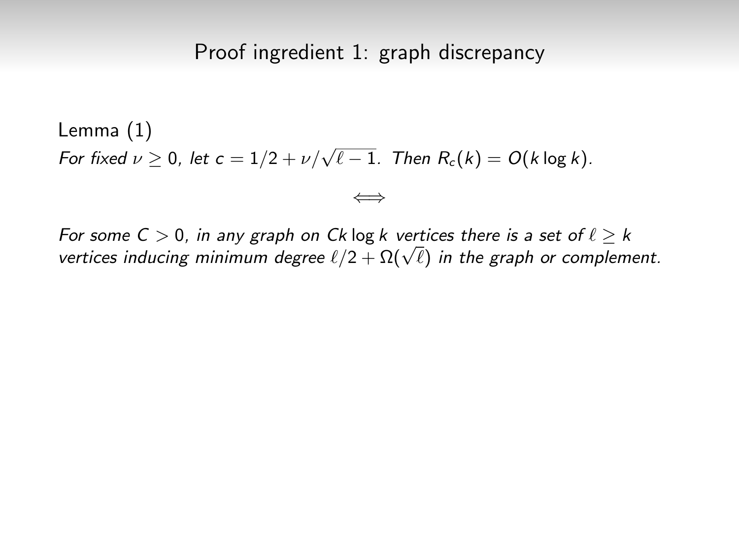# Proof ingredient 1: graph discrepancy

Lemma (1)

*For fixed $\nu \geq 0$, let $c = 1/2 + \nu/\sqrt{\ell - 1}$. Then $R_c(k) = O(k \log k)$.*

$$\Longleftrightarrow$$

*For some $C > 0$, in any graph on $Ck \log k$ vertices there is a set of $\ell \geq k$ vertices inducing minimum degree $\ell/2 + \Omega(\sqrt{\ell})$ in the graph or complement.*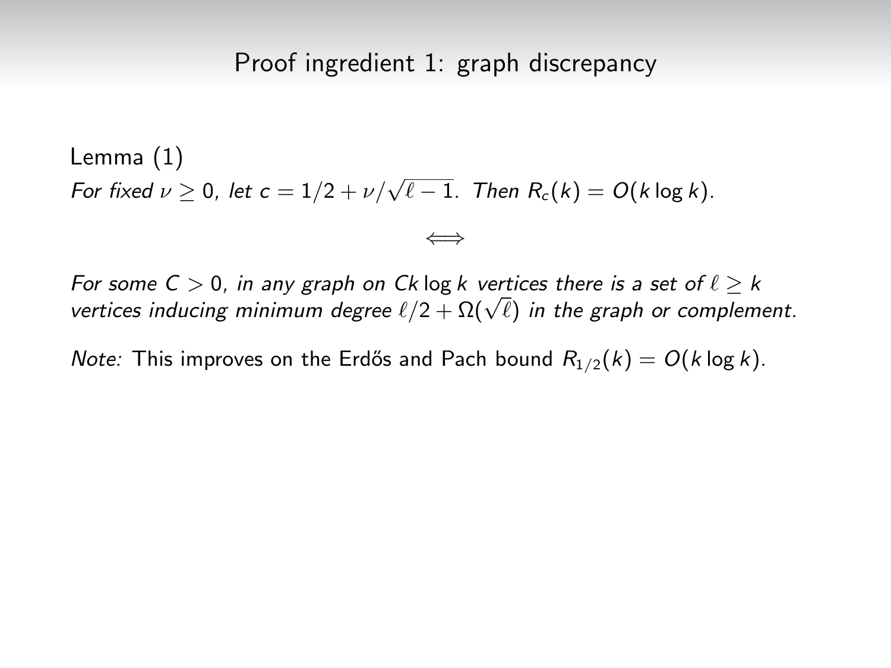# Proof ingredient 1: graph discrepancy

Lemma (1)

*For fixed $\nu \geq 0$, let $c = 1/2 + \nu/\sqrt{\ell - 1}$. Then $R_c(k) = O(k \log k)$.*

$$\Longleftrightarrow$$

*For some $C > 0$, in any graph on $Ck \log k$ vertices there is a set of $\ell \geq k$ vertices inducing minimum degree $\ell/2 + \Omega(\sqrt{\ell})$ in the graph or complement.*

*Note:* This improves on the Erdős and Pach bound $R_{1/2}(k) = O(k \log k)$.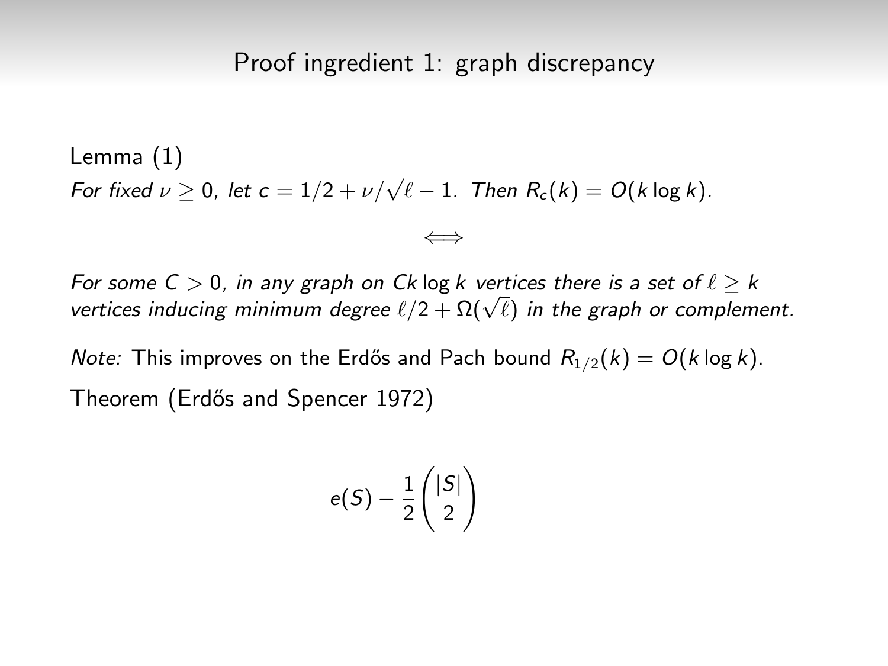## Proof ingredient 1: graph discrepancy

Lemma (1)

*For fixed $\nu \geq 0$, let $c = 1/2 + \nu/\sqrt{\ell - 1}$. Then $R_c(k) = O(k \log k)$.*

$$\Longleftrightarrow$$

*For some $C > 0$, in any graph on $Ck \log k$ vertices there is a set of $\ell \geq k$ vertices inducing minimum degree $\ell/2 + \Omega(\sqrt{\ell})$ in the graph or complement.*

*Note:* This improves on the Erdős and Pach bound $R_{1/2}(k) = O(k \log k)$.

Theorem (Erdős and Spencer 1972)

$$e(S) - \frac{1}{2}\binom{|S|}{2}$$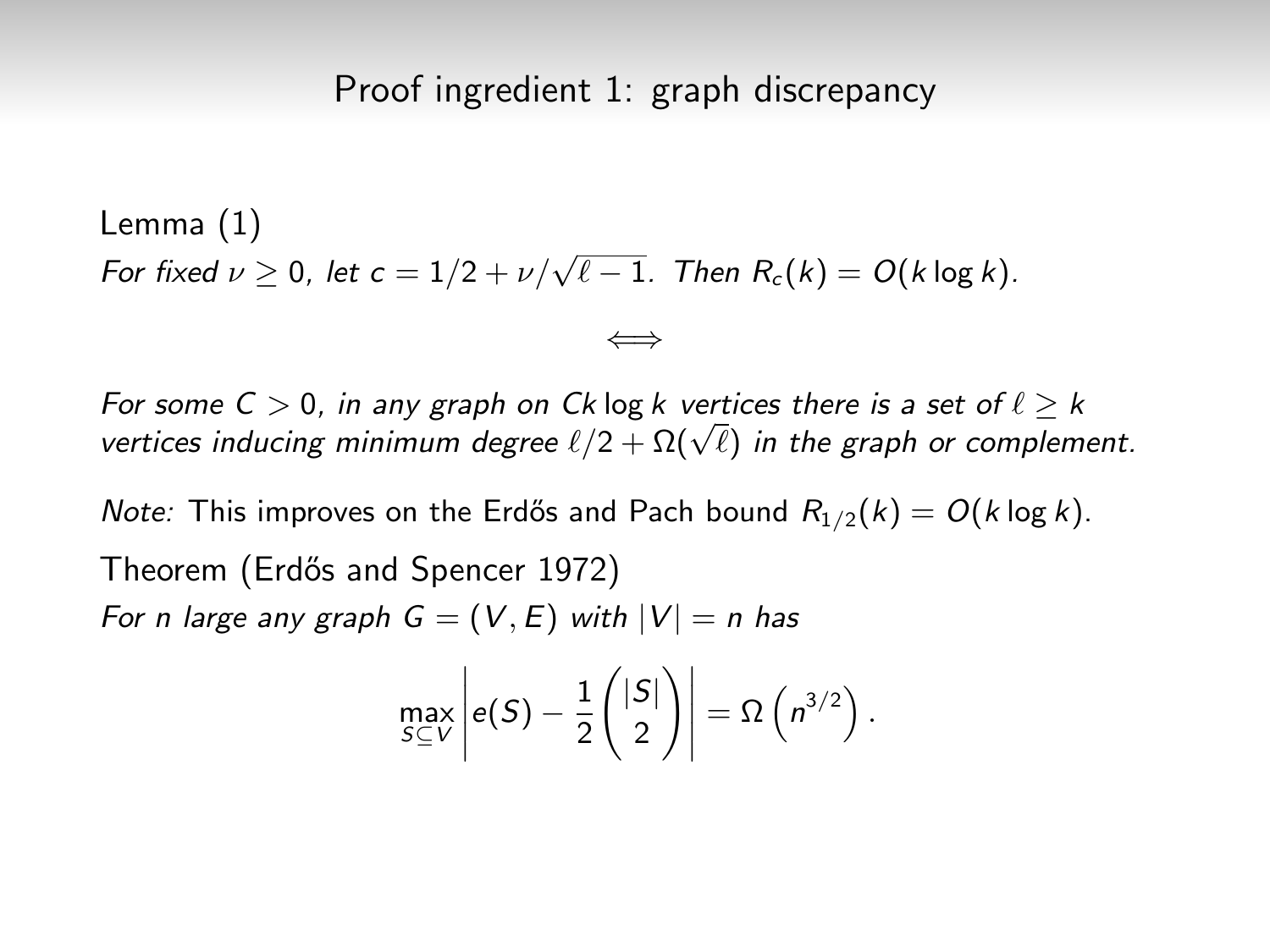## Proof ingredient 1: graph discrepancy

Lemma (1)

*For fixed $\nu \geq 0$, let $c = 1/2 + \nu/\sqrt{\ell - 1}$. Then $R_c(k) = O(k \log k)$.*

$$\iff$$

*For some $C > 0$, in any graph on $Ck \log k$ vertices there is a set of $\ell \geq k$ vertices inducing minimum degree $\ell/2 + \Omega(\sqrt{\ell})$ in the graph or complement.*

*Note:* This improves on the Erdős and Pach bound $R_{1/2}(k) = O(k \log k)$.

Theorem (Erdős and Spencer 1972)

*For $n$ large any graph $G = (V, E)$ with $|V| = n$ has*

$$\max_{S \subseteq V} \left| e(S) - \frac{1}{2}\binom{|S|}{2} \right| = \Omega\left(n^{3/2}\right).$$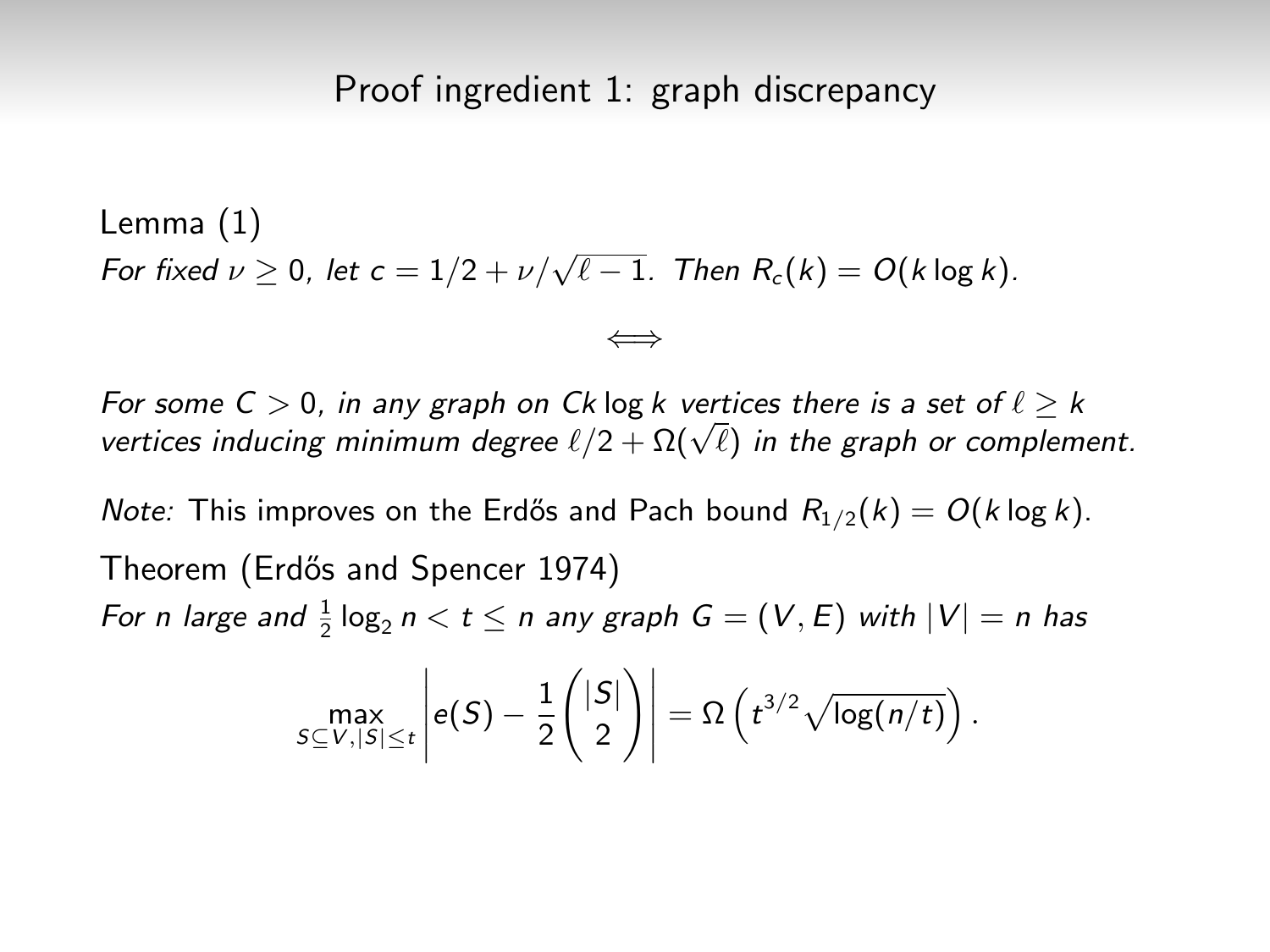## Proof ingredient 1: graph discrepancy

Lemma (1)

*For fixed $\nu \geq 0$, let $c = 1/2 + \nu/\sqrt{\ell - 1}$. Then $R_c(k) = O(k \log k)$.*

$$\Longleftrightarrow$$

*For some $C > 0$, in any graph on $Ck \log k$ vertices there is a set of $\ell \geq k$ vertices inducing minimum degree $\ell/2 + \Omega(\sqrt{\ell})$ in the graph or complement.*

*Note:* This improves on the Erdős and Pach bound $R_{1/2}(k) = O(k \log k)$.

Theorem (Erdős and Spencer 1974)

*For $n$ large and $\frac{1}{2}\log_2 n < t \leq n$ any graph $G = (V, E)$ with $|V| = n$ has*

$$\max_{S \subseteq V, |S| \leq t} \left| e(S) - \frac{1}{2}\binom{|S|}{2} \right| = \Omega\left( t^{3/2} \sqrt{\log(n/t)} \right).$$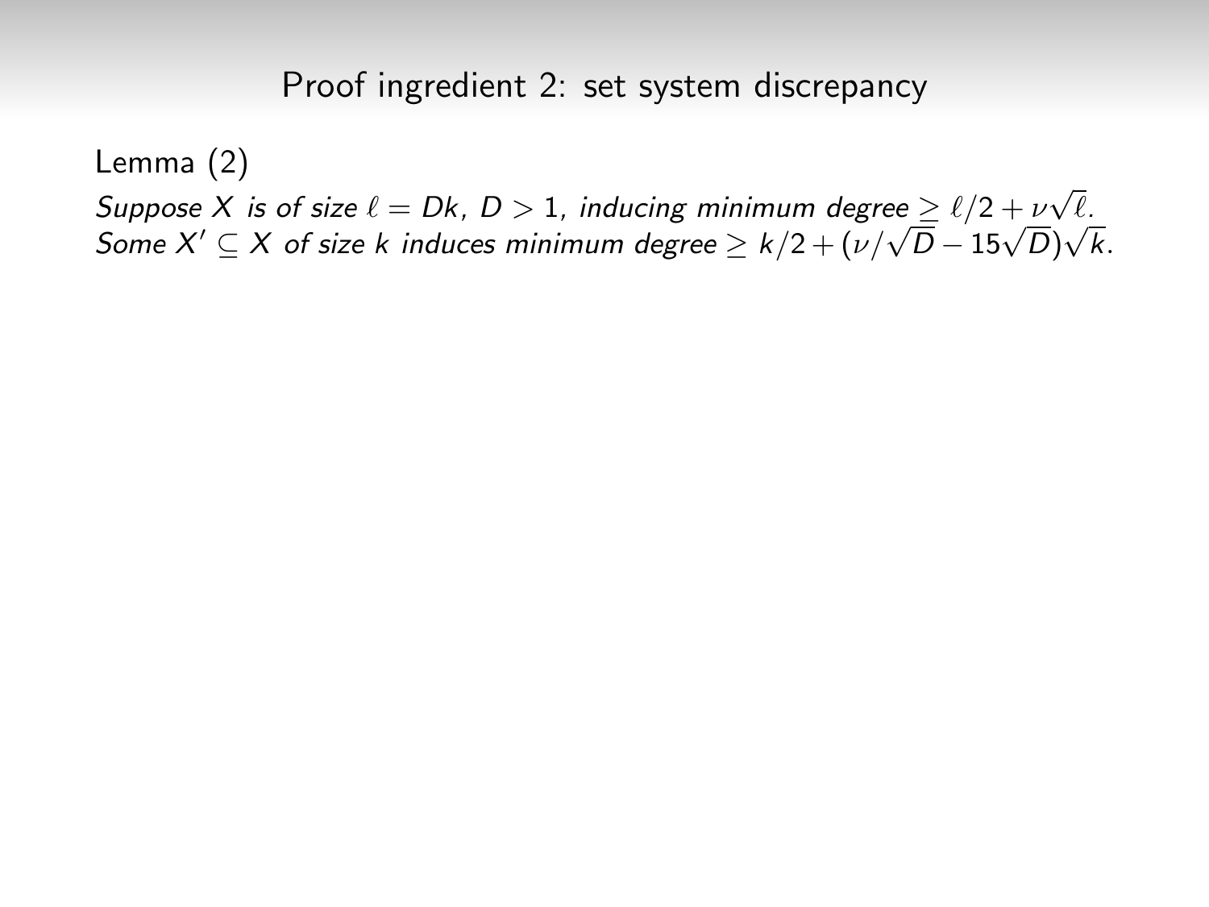## Proof ingredient 2: set system discrepancy

Lemma (2)

*Suppose $X$ is of size $\ell = Dk$, $D > 1$, inducing minimum degree $\geq \ell/2 + \nu\sqrt{\ell}$. Some $X' \subseteq X$ of size $k$ induces minimum degree $\geq k/2 + (\nu/\sqrt{D} - 15\sqrt{D})\sqrt{k}$.*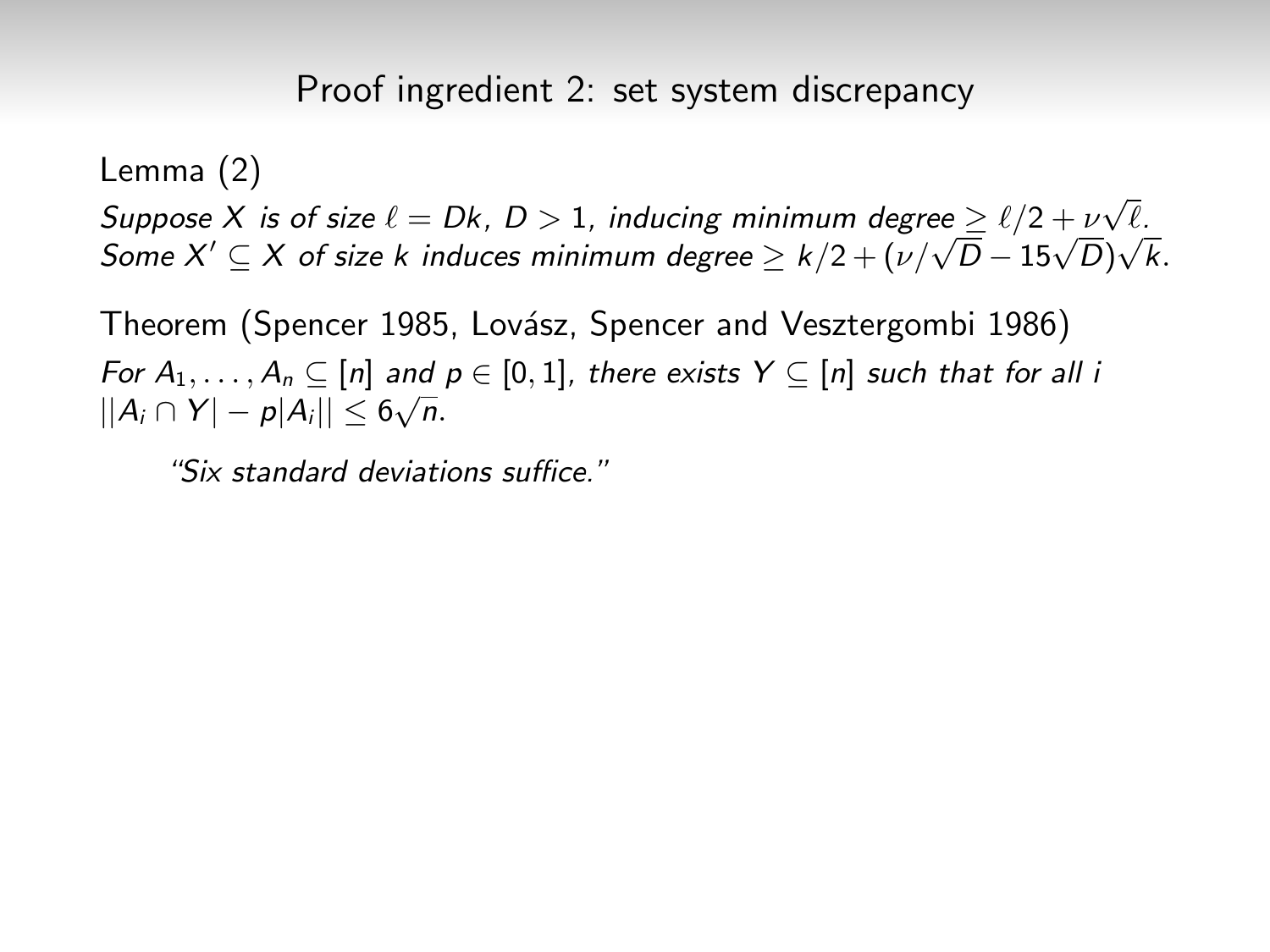## Proof ingredient 2: set system discrepancy

Lemma (2)

*Suppose $X$ is of size $\ell = Dk$, $D > 1$, inducing minimum degree $\geq \ell/2 + \nu\sqrt{\ell}$. Some $X' \subseteq X$ of size $k$ induces minimum degree $\geq k/2 + (\nu/\sqrt{D} - 15\sqrt{D})\sqrt{k}$.*

Theorem (Spencer 1985, Lovász, Spencer and Vesztergombi 1986)

*For $A_1, \ldots, A_n \subseteq [n]$ and $p \in [0, 1]$, there exists $Y \subseteq [n]$ such that for all $i$ $||A_i \cap Y| - p|A_i|| \leq 6\sqrt{n}$.*

> *"Six standard deviations suffice."*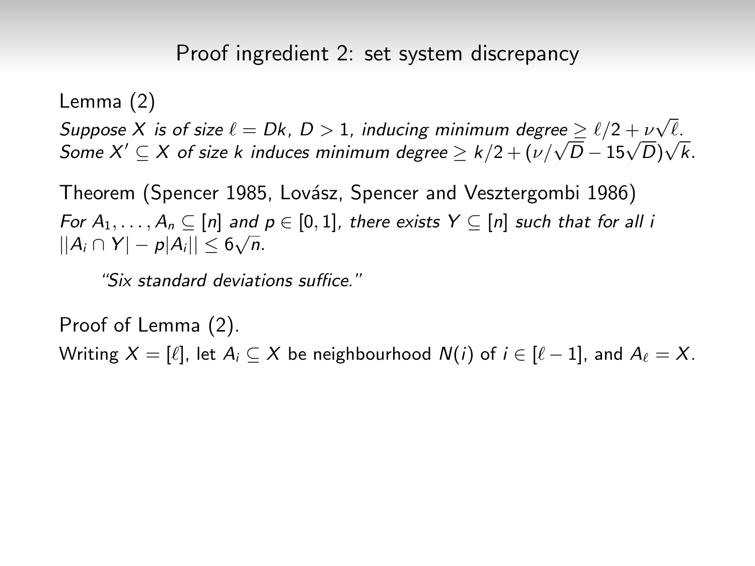## Proof ingredient 2: set system discrepancy

Lemma (2)

*Suppose $X$ is of size $\ell = Dk$, $D > 1$, inducing minimum degree $\geq \ell/2 + \nu\sqrt{\ell}$. Some $X' \subseteq X$ of size $k$ induces minimum degree $\geq k/2 + (\nu/\sqrt{D} - 15\sqrt{D})\sqrt{k}$.*

Theorem (Spencer 1985, Lovász, Spencer and Vesztergombi 1986)

*For $A_1, \ldots, A_n \subseteq [n]$ and $p \in [0,1]$, there exists $Y \subseteq [n]$ such that for all $i$ $||A_i \cap Y| - p|A_i|| \leq 6\sqrt{n}$.*

> *"Six standard deviations suffice."*

Proof of Lemma (2).

Writing $X = [\ell]$, let $A_i \subseteq X$ be neighbourhood $N(i)$ of $i \in [\ell - 1]$, and $A_\ell = X$.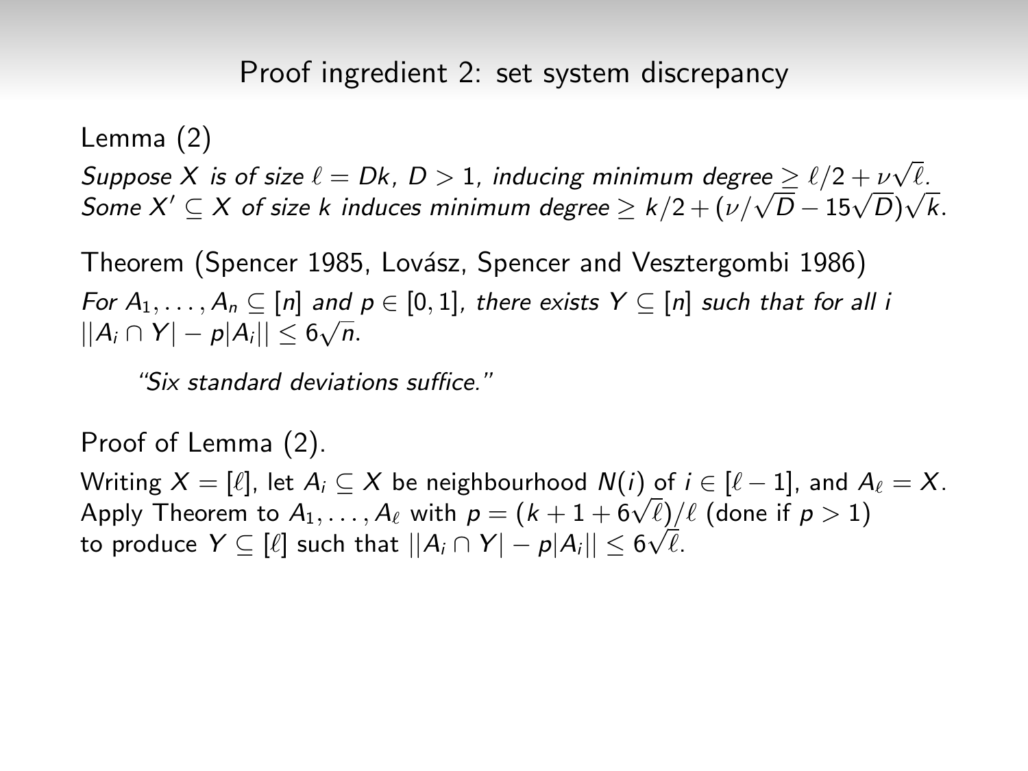## Proof ingredient 2: set system discrepancy

Lemma (2)

*Suppose $X$ is of size $\ell = Dk$, $D > 1$, inducing minimum degree $\geq \ell/2 + \nu\sqrt{\ell}$. Some $X' \subseteq X$ of size $k$ induces minimum degree $\geq k/2 + (\nu/\sqrt{D} - 15\sqrt{D})\sqrt{k}$.*

Theorem (Spencer 1985, Lovász, Spencer and Vesztergombi 1986)

*For $A_1, \ldots, A_n \subseteq [n]$ and $p \in [0, 1]$, there exists $Y \subseteq [n]$ such that for all $i$ $||A_i \cap Y| - p|A_i|| \leq 6\sqrt{n}$.*

> *"Six standard deviations suffice."*

Proof of Lemma (2).

Writing $X = [\ell]$, let $A_i \subseteq X$ be neighbourhood $N(i)$ of $i \in [\ell - 1]$, and $A_\ell = X$. Apply Theorem to $A_1, \ldots, A_\ell$ with $p = (k + 1 + 6\sqrt{\ell})/\ell$ (done if $p > 1$) to produce $Y \subseteq [\ell]$ such that $||A_i \cap Y| - p|A_i|| \leq 6\sqrt{\ell}$.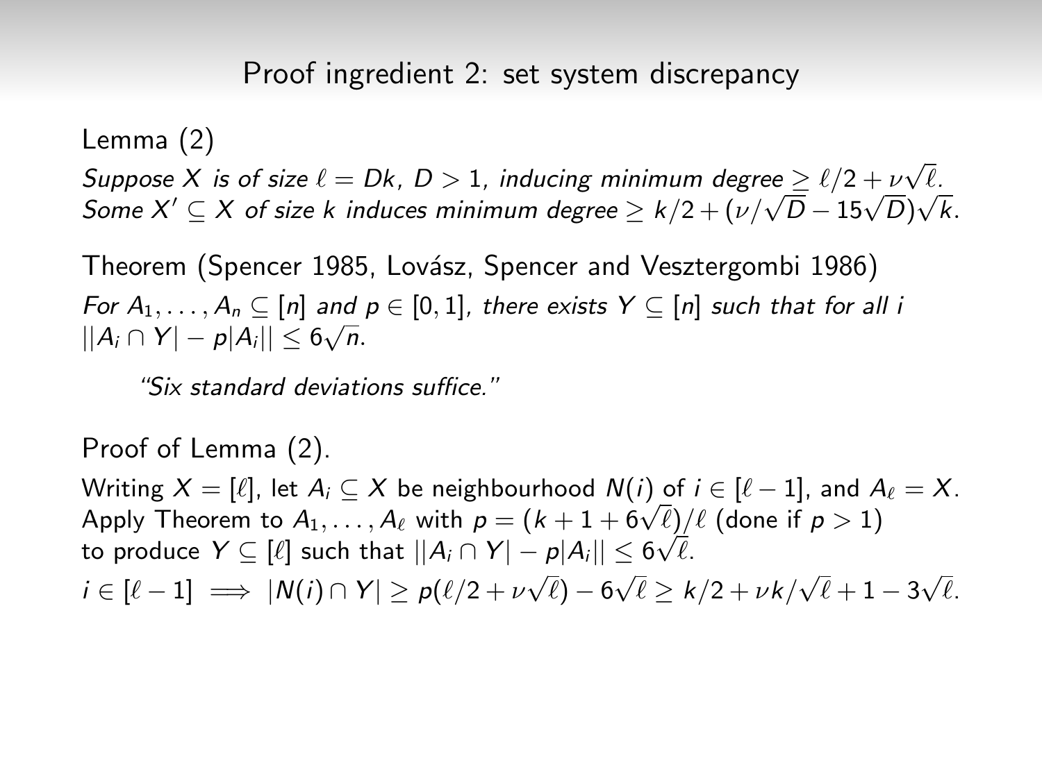## Proof ingredient 2: set system discrepancy

Lemma (2)

*Suppose $X$ is of size $\ell = Dk$, $D > 1$, inducing minimum degree $\geq \ell/2 + \nu\sqrt{\ell}$. Some $X' \subseteq X$ of size $k$ induces minimum degree $\geq k/2 + (\nu/\sqrt{D} - 15\sqrt{D})\sqrt{k}$.*

Theorem (Spencer 1985, Lovász, Spencer and Vesztergombi 1986)

*For $A_1, \ldots, A_n \subseteq [n]$ and $p \in [0,1]$, there exists $Y \subseteq [n]$ such that for all $i$ $||A_i \cap Y| - p|A_i|| \leq 6\sqrt{n}$.*

> *"Six standard deviations suffice."*

Proof of Lemma (2).

Writing $X = [\ell]$, let $A_i \subseteq X$ be neighbourhood $N(i)$ of $i \in [\ell - 1]$, and $A_\ell = X$.
Apply Theorem to $A_1, \ldots, A_\ell$ with $p = (k + 1 + 6\sqrt{\ell})/\ell$ (done if $p > 1$) to produce $Y \subseteq [\ell]$ such that $||A_i \cap Y| - p|A_i|| \leq 6\sqrt{\ell}$.

$i \in [\ell - 1] \implies |N(i) \cap Y| \geq p(\ell/2 + \nu\sqrt{\ell}) - 6\sqrt{\ell} \geq k/2 + \nu k/\sqrt{\ell} + 1 - 3\sqrt{\ell}$.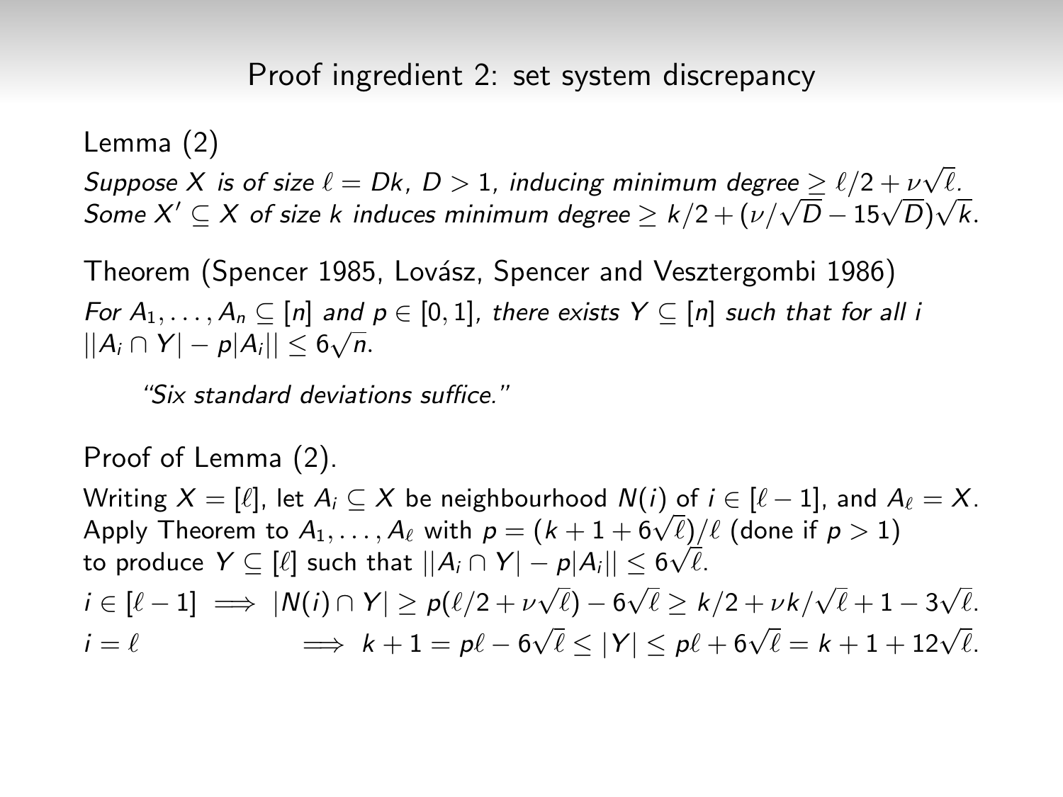## Proof ingredient 2: set system discrepancy

Lemma (2)

*Suppose $X$ is of size $\ell = Dk$, $D > 1$, inducing minimum degree $\geq \ell/2 + \nu\sqrt{\ell}$. Some $X' \subseteq X$ of size $k$ induces minimum degree $\geq k/2 + (\nu/\sqrt{D} - 15\sqrt{D})\sqrt{k}$.*

Theorem (Spencer 1985, Lovász, Spencer and Vesztergombi 1986)

*For $A_1, \ldots, A_n \subseteq [n]$ and $p \in [0,1]$, there exists $Y \subseteq [n]$ such that for all $i$ $||A_i \cap Y| - p|A_i|| \leq 6\sqrt{n}$.*

> *"Six standard deviations suffice."*

Proof of Lemma (2).

Writing $X = [\ell]$, let $A_i \subseteq X$ be neighbourhood $N(i)$ of $i \in [\ell - 1]$, and $A_\ell = X$. Apply Theorem to $A_1, \ldots, A_\ell$ with $p = (k + 1 + 6\sqrt{\ell})/\ell$ (done if $p > 1$) to produce $Y \subseteq [\ell]$ such that $||A_i \cap Y| - p|A_i|| \leq 6\sqrt{\ell}$.

$i \in [\ell - 1] \implies |N(i) \cap Y| \geq p(\ell/2 + \nu\sqrt{\ell}) - 6\sqrt{\ell} \geq k/2 + \nu k/\sqrt{\ell} + 1 - 3\sqrt{\ell}$.

$i = \ell \qquad\qquad \implies k + 1 = p\ell - 6\sqrt{\ell} \leq |Y| \leq p\ell + 6\sqrt{\ell} = k + 1 + 12\sqrt{\ell}$.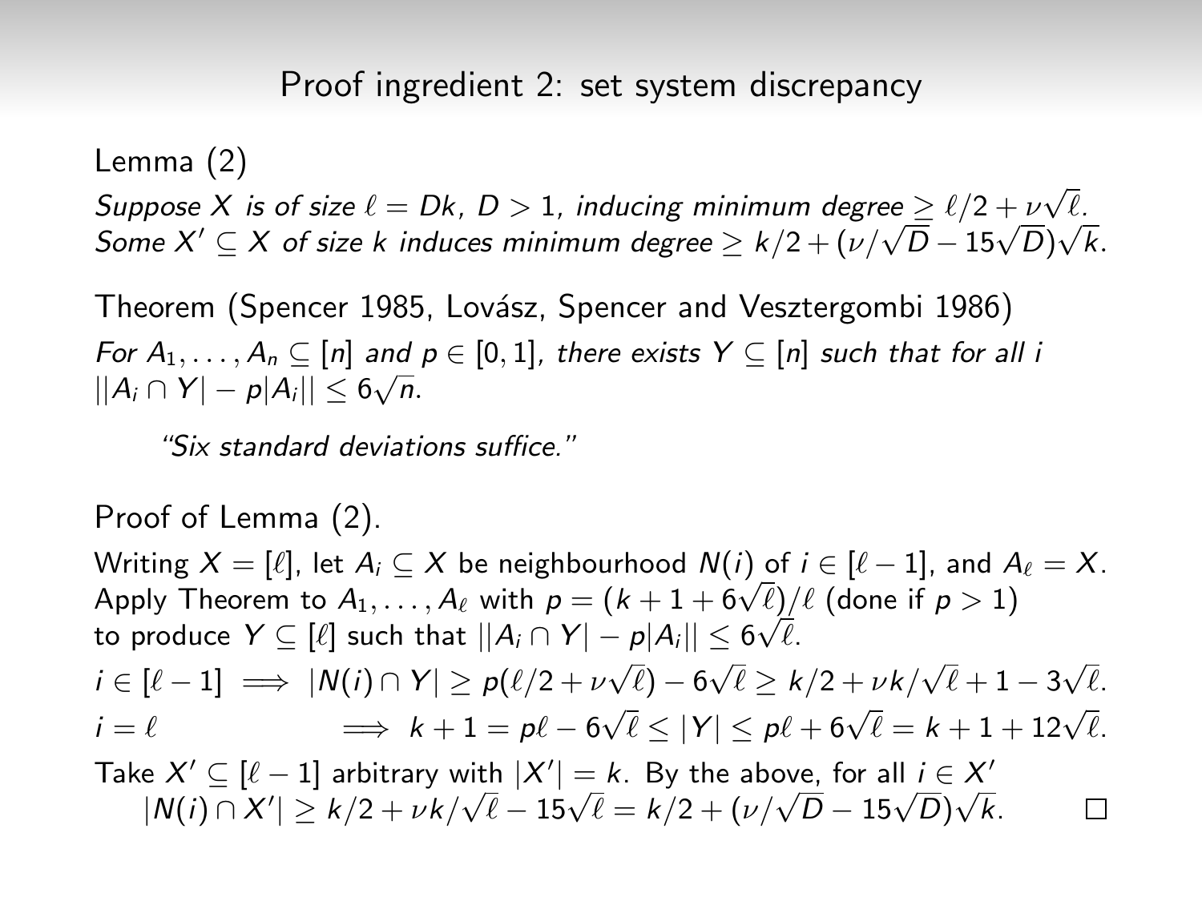## Proof ingredient 2: set system discrepancy

Lemma (2)

*Suppose $X$ is of size $\ell = Dk$, $D > 1$, inducing minimum degree $\geq \ell/2 + \nu\sqrt{\ell}$. Some $X' \subseteq X$ of size $k$ induces minimum degree $\geq k/2 + (\nu/\sqrt{D} - 15\sqrt{D})\sqrt{k}$.*

Theorem (Spencer 1985, Lovász, Spencer and Vesztergombi 1986)

*For $A_1, \ldots, A_n \subseteq [n]$ and $p \in [0,1]$, there exists $Y \subseteq [n]$ such that for all $i$ $||A_i \cap Y| - p|A_i|| \leq 6\sqrt{n}$.*

> *"Six standard deviations suffice."*

Proof of Lemma (2).

Writing $X = [\ell]$, let $A_i \subseteq X$ be neighbourhood $N(i)$ of $i \in [\ell - 1]$, and $A_\ell = X$.
Apply Theorem to $A_1, \ldots, A_\ell$ with $p = (k + 1 + 6\sqrt{\ell})/\ell$ (done if $p > 1$)
to produce $Y \subseteq [\ell]$ such that $||A_i \cap Y| - p|A_i|| \leq 6\sqrt{\ell}$.

$$i \in [\ell - 1] \implies |N(i) \cap Y| \geq p(\ell/2 + \nu\sqrt{\ell}) - 6\sqrt{\ell} \geq k/2 + \nu k/\sqrt{\ell} + 1 - 3\sqrt{\ell}.$$

$$i = \ell \qquad \implies k + 1 = p\ell - 6\sqrt{\ell} \leq |Y| \leq p\ell + 6\sqrt{\ell} = k + 1 + 12\sqrt{\ell}.$$

Take $X' \subseteq [\ell - 1]$ arbitrary with $|X'| = k$. By the above, for all $i \in X'$

$$|N(i) \cap X'| \geq k/2 + \nu k/\sqrt{\ell} - 15\sqrt{\ell} = k/2 + (\nu/\sqrt{D} - 15\sqrt{D})\sqrt{k}.$$

□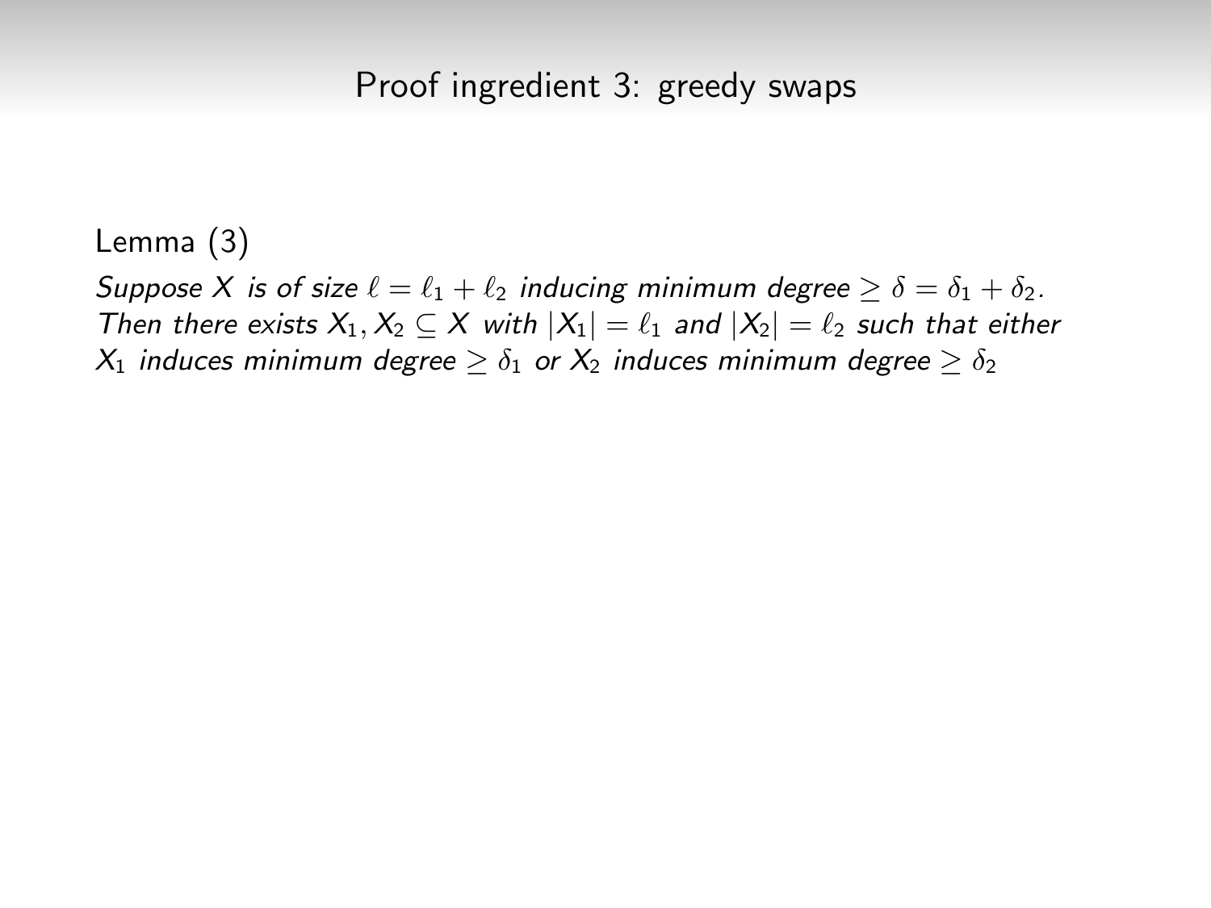## Proof ingredient 3: greedy swaps

Lemma (3)

*Suppose $X$ is of size $\ell = \ell_1 + \ell_2$ inducing minimum degree $\geq \delta = \delta_1 + \delta_2$. Then there exists $X_1, X_2 \subseteq X$ with $|X_1| = \ell_1$ and $|X_2| = \ell_2$ such that either $X_1$ induces minimum degree $\geq \delta_1$ or $X_2$ induces minimum degree $\geq \delta_2$*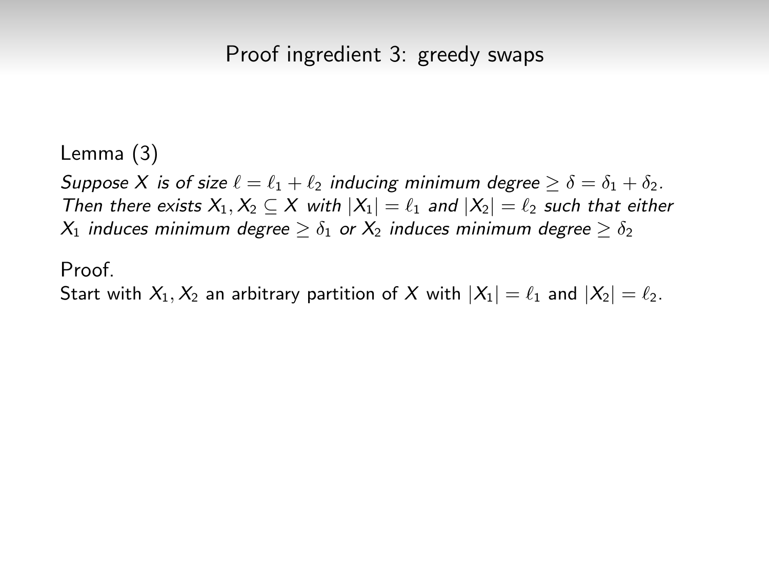## Proof ingredient 3: greedy swaps

Lemma (3)

*Suppose $X$ is of size $\ell = \ell_1 + \ell_2$ inducing minimum degree $\geq \delta = \delta_1 + \delta_2$. Then there exists $X_1, X_2 \subseteq X$ with $|X_1| = \ell_1$ and $|X_2| = \ell_2$ such that either $X_1$ induces minimum degree $\geq \delta_1$ or $X_2$ induces minimum degree $\geq \delta_2$*

Proof.

Start with $X_1, X_2$ an arbitrary partition of $X$ with $|X_1| = \ell_1$ and $|X_2| = \ell_2$.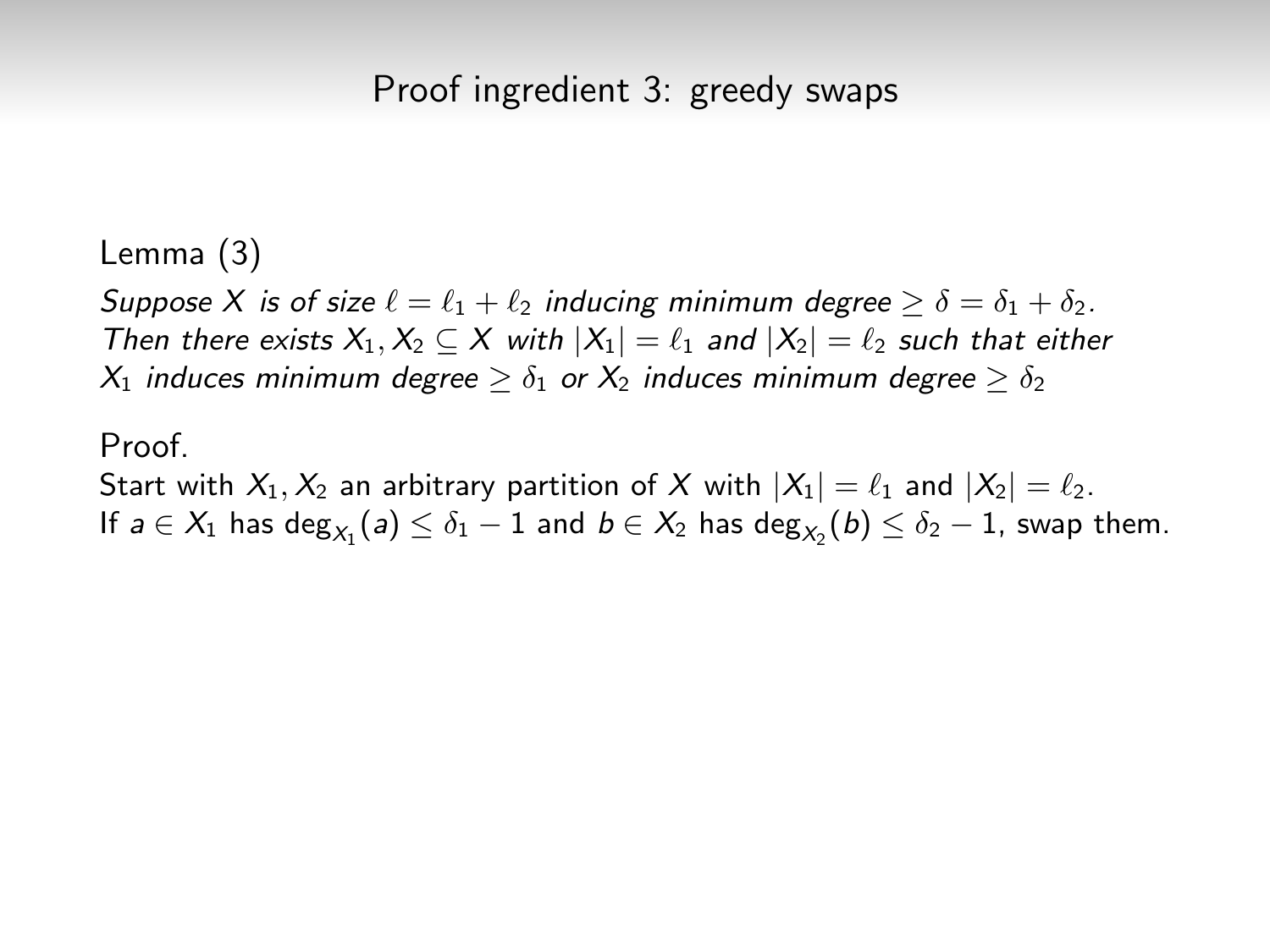## Proof ingredient 3: greedy swaps

**Lemma (3)**

*Suppose $X$ is of size $\ell = \ell_1 + \ell_2$ inducing minimum degree $\geq \delta = \delta_1 + \delta_2$. Then there exists $X_1, X_2 \subseteq X$ with $|X_1| = \ell_1$ and $|X_2| = \ell_2$ such that either $X_1$ induces minimum degree $\geq \delta_1$ or $X_2$ induces minimum degree $\geq \delta_2$*

Proof.

Start with $X_1, X_2$ an arbitrary partition of $X$ with $|X_1| = \ell_1$ and $|X_2| = \ell_2$.
If $a \in X_1$ has $\deg_{X_1}(a) \leq \delta_1 - 1$ and $b \in X_2$ has $\deg_{X_2}(b) \leq \delta_2 - 1$, swap them.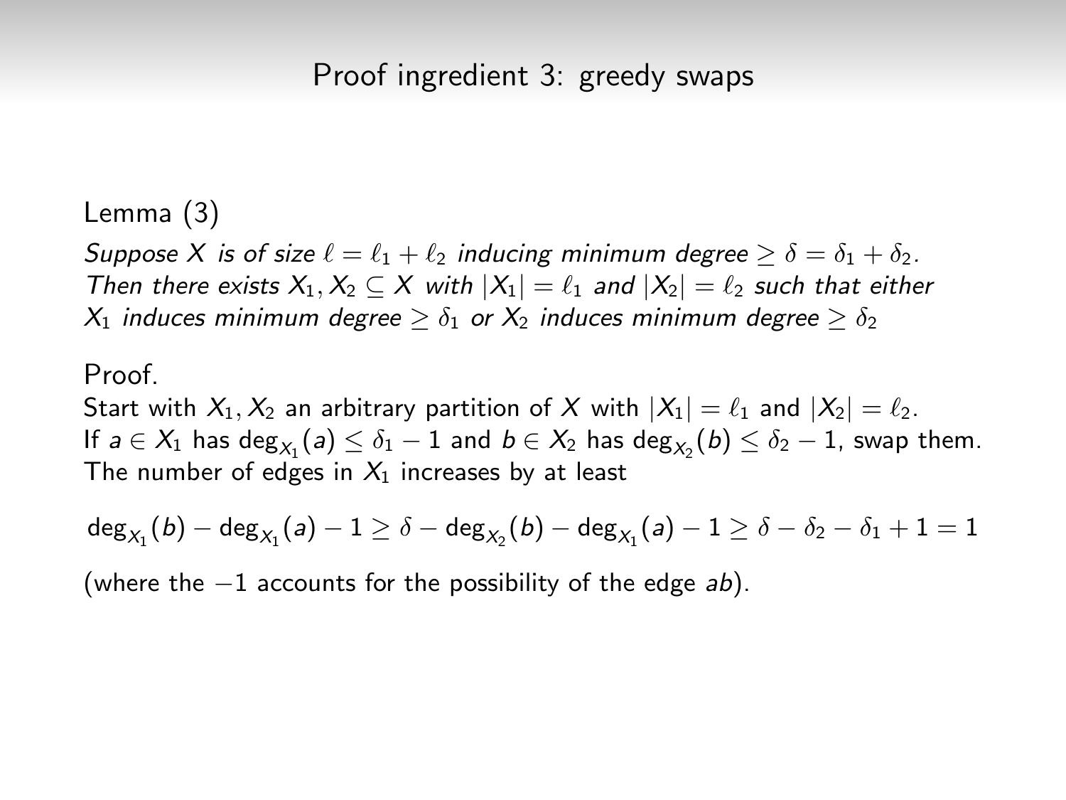## Proof ingredient 3: greedy swaps

**Lemma (3)**

*Suppose $X$ is of size $\ell = \ell_1 + \ell_2$ inducing minimum degree $\geq \delta = \delta_1 + \delta_2$. Then there exists $X_1, X_2 \subseteq X$ with $|X_1| = \ell_1$ and $|X_2| = \ell_2$ such that either $X_1$ induces minimum degree $\geq \delta_1$ or $X_2$ induces minimum degree $\geq \delta_2$*

Proof.

Start with $X_1, X_2$ an arbitrary partition of $X$ with $|X_1| = \ell_1$ and $|X_2| = \ell_2$.
If $a \in X_1$ has $\deg_{X_1}(a) \leq \delta_1 - 1$ and $b \in X_2$ has $\deg_{X_2}(b) \leq \delta_2 - 1$, swap them.
The number of edges in $X_1$ increases by at least

$$\deg_{X_1}(b) - \deg_{X_1}(a) - 1 \geq \delta - \deg_{X_2}(b) - \deg_{X_1}(a) - 1 \geq \delta - \delta_2 - \delta_1 + 1 = 1$$

(where the $-1$ accounts for the possibility of the edge $ab$).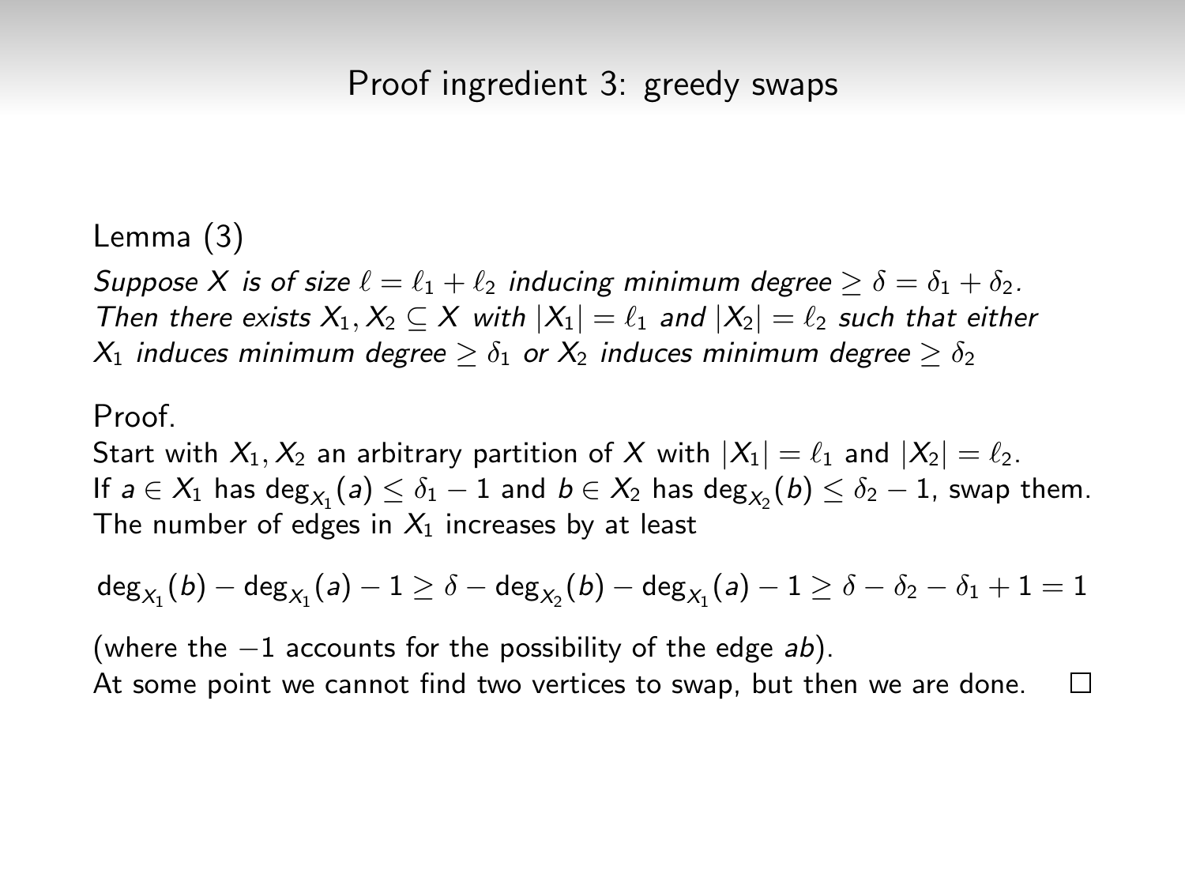## Proof ingredient 3: greedy swaps

Lemma (3)

*Suppose $X$ is of size $\ell = \ell_1 + \ell_2$ inducing minimum degree $\geq \delta = \delta_1 + \delta_2$. Then there exists $X_1, X_2 \subseteq X$ with $|X_1| = \ell_1$ and $|X_2| = \ell_2$ such that either $X_1$ induces minimum degree $\geq \delta_1$ or $X_2$ induces minimum degree $\geq \delta_2$*

Proof.

Start with $X_1, X_2$ an arbitrary partition of $X$ with $|X_1| = \ell_1$ and $|X_2| = \ell_2$.
If $a \in X_1$ has $\deg_{X_1}(a) \leq \delta_1 - 1$ and $b \in X_2$ has $\deg_{X_2}(b) \leq \delta_2 - 1$, swap them.
The number of edges in $X_1$ increases by at least

$$\deg_{X_1}(b) - \deg_{X_1}(a) - 1 \geq \delta - \deg_{X_2}(b) - \deg_{X_1}(a) - 1 \geq \delta - \delta_2 - \delta_1 + 1 = 1$$

(where the $-1$ accounts for the possibility of the edge $ab$).
At some point we cannot find two vertices to swap, but then we are done. $\square$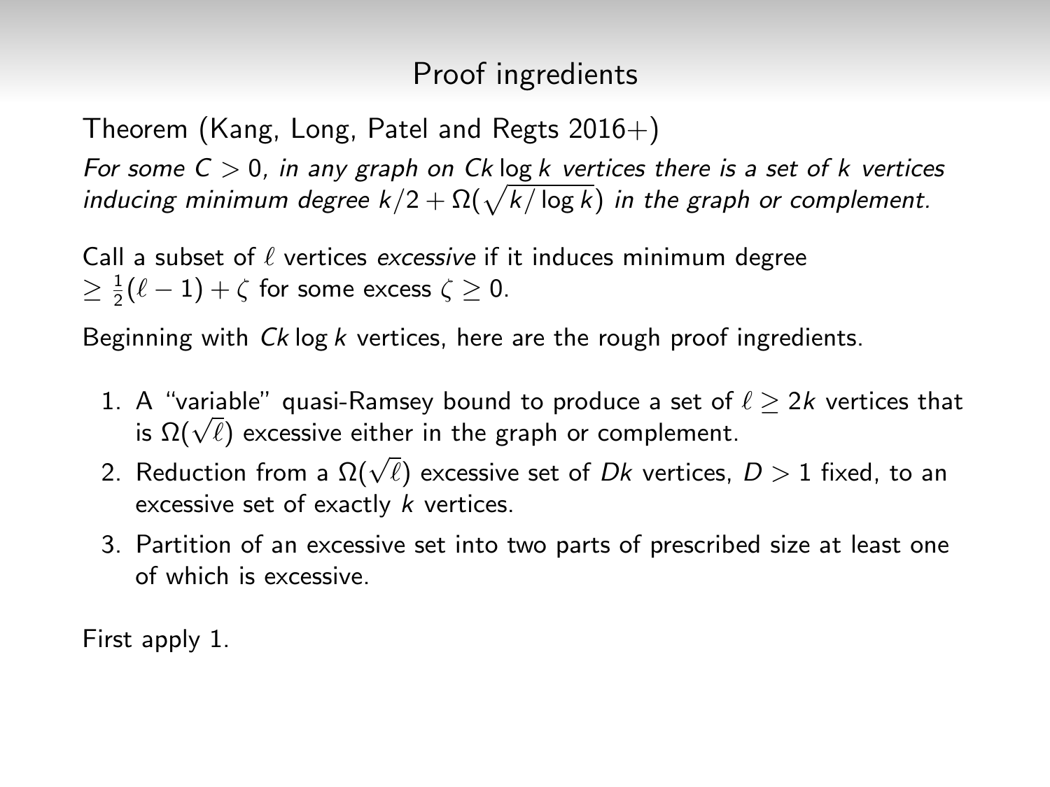## Proof ingredients

Theorem (Kang, Long, Patel and Regts 2016+)

*For some $C > 0$, in any graph on $Ck \log k$ vertices there is a set of $k$ vertices inducing minimum degree $k/2 + \Omega(\sqrt{k/\log k})$ in the graph or complement.*

Call a subset of $\ell$ vertices *excessive* if it induces minimum degree $\geq \frac{1}{2}(\ell - 1) + \zeta$ for some excess $\zeta \geq 0$.

Beginning with $Ck \log k$ vertices, here are the rough proof ingredients.

1. A "variable" quasi-Ramsey bound to produce a set of $\ell \geq 2k$ vertices that is $\Omega(\sqrt{\ell})$ excessive either in the graph or complement.
2. Reduction from a $\Omega(\sqrt{\ell})$ excessive set of $Dk$ vertices, $D > 1$ fixed, to an excessive set of exactly $k$ vertices.
3. Partition of an excessive set into two parts of prescribed size at least one of which is excessive.

First apply 1.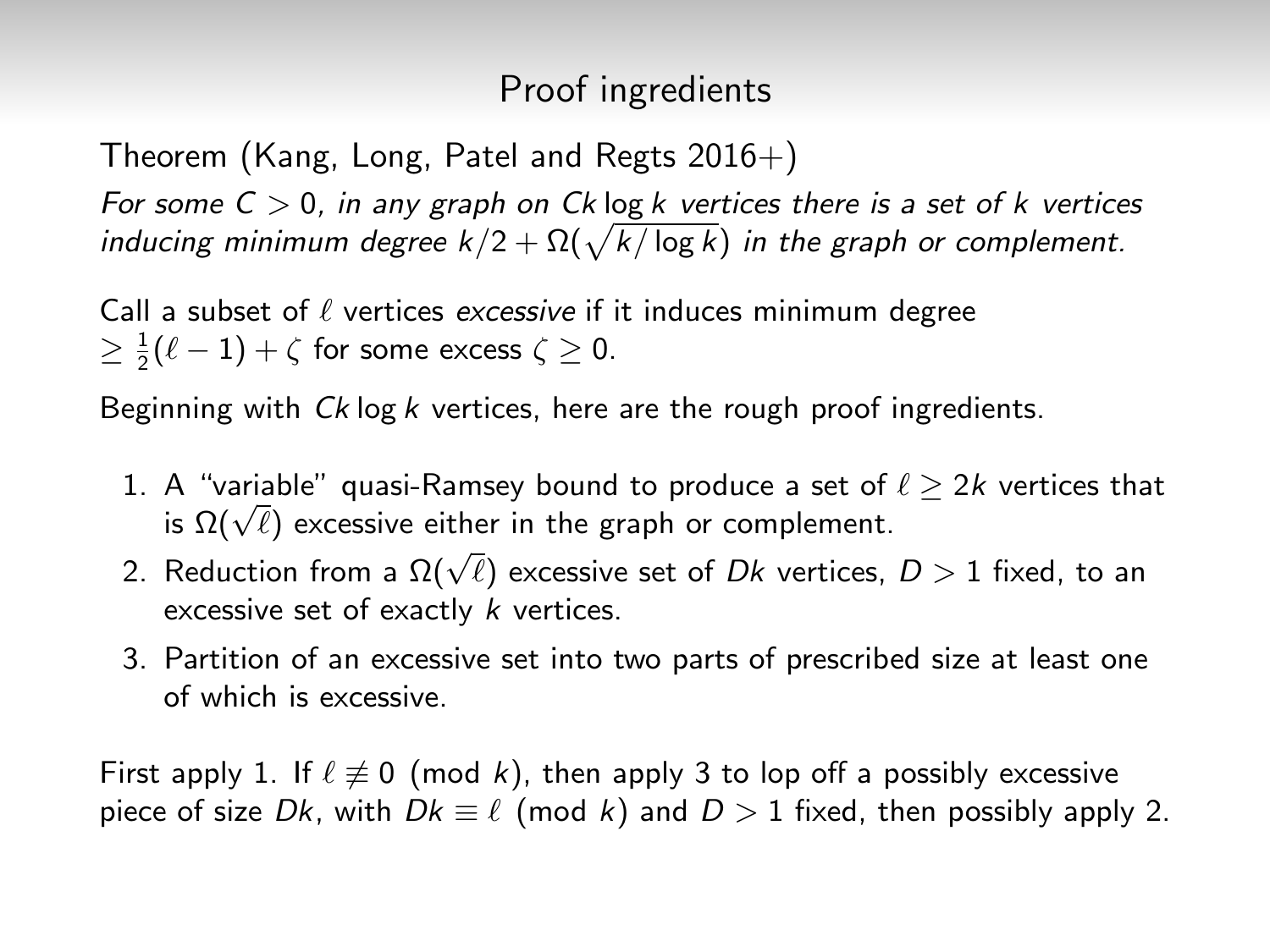## Proof ingredients

Theorem (Kang, Long, Patel and Regts 2016+)

*For some $C > 0$, in any graph on $Ck \log k$ vertices there is a set of $k$ vertices inducing minimum degree $k/2 + \Omega(\sqrt{k/\log k})$ in the graph or complement.*

Call a subset of $\ell$ vertices *excessive* if it induces minimum degree $\geq \frac{1}{2}(\ell - 1) + \zeta$ for some excess $\zeta \geq 0$.

Beginning with $Ck \log k$ vertices, here are the rough proof ingredients.

1. A "variable" quasi-Ramsey bound to produce a set of $\ell \geq 2k$ vertices that is $\Omega(\sqrt{\ell})$ excessive either in the graph or complement.
2. Reduction from a $\Omega(\sqrt{\ell})$ excessive set of $Dk$ vertices, $D > 1$ fixed, to an excessive set of exactly $k$ vertices.
3. Partition of an excessive set into two parts of prescribed size at least one of which is excessive.

First apply 1. If $\ell \not\equiv 0 \pmod{k}$, then apply 3 to lop off a possibly excessive piece of size $Dk$, with $Dk \equiv \ell \pmod{k}$ and $D > 1$ fixed, then possibly apply 2.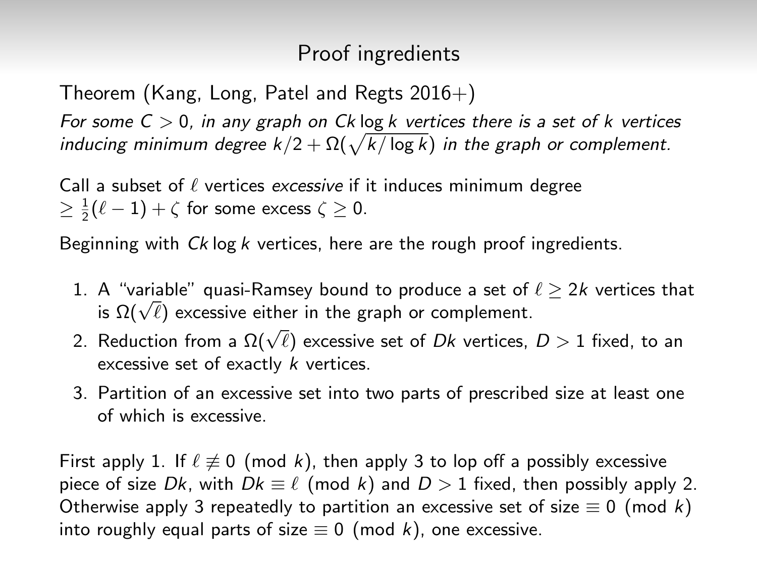## Proof ingredients

Theorem (Kang, Long, Patel and Regts 2016+)

*For some $C > 0$, in any graph on $Ck \log k$ vertices there is a set of $k$ vertices inducing minimum degree $k/2 + \Omega(\sqrt{k/\log k})$ in the graph or complement.*

Call a subset of $\ell$ vertices *excessive* if it induces minimum degree $\geq \frac{1}{2}(\ell - 1) + \zeta$ for some excess $\zeta \geq 0$.

Beginning with $Ck \log k$ vertices, here are the rough proof ingredients.

1. A "variable" quasi-Ramsey bound to produce a set of $\ell \geq 2k$ vertices that is $\Omega(\sqrt{\ell})$ excessive either in the graph or complement.
2. Reduction from a $\Omega(\sqrt{\ell})$ excessive set of $Dk$ vertices, $D > 1$ fixed, to an excessive set of exactly $k$ vertices.
3. Partition of an excessive set into two parts of prescribed size at least one of which is excessive.

First apply 1. If $\ell \not\equiv 0 \pmod{k}$, then apply 3 to lop off a possibly excessive piece of size $Dk$, with $Dk \equiv \ell \pmod{k}$ and $D > 1$ fixed, then possibly apply 2. Otherwise apply 3 repeatedly to partition an excessive set of size $\equiv 0 \pmod{k}$ into roughly equal parts of size $\equiv 0 \pmod{k}$, one excessive.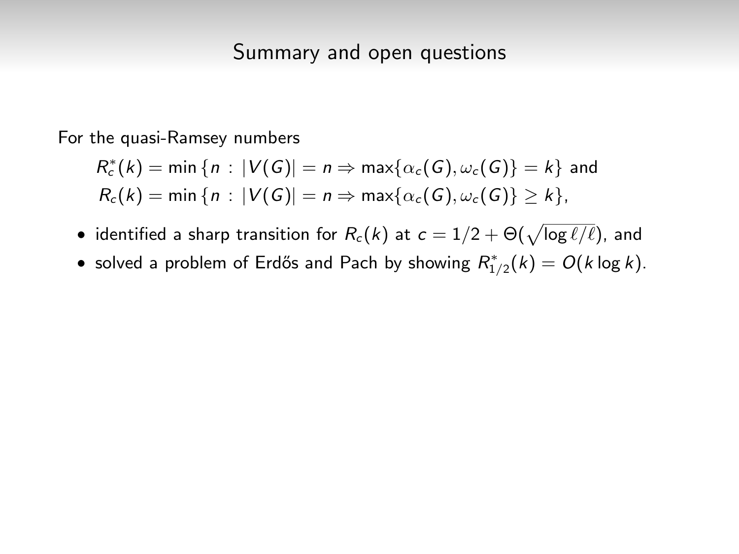## Summary and open questions

For the quasi-Ramsey numbers

$$R_c^*(k) = \min\{n : |V(G)| = n \Rightarrow \max\{\alpha_c(G), \omega_c(G)\} = k\} \text{ and}$$
$$R_c(k) = \min\{n : |V(G)| = n \Rightarrow \max\{\alpha_c(G), \omega_c(G)\} \geq k\},$$

- identified a sharp transition for $R_c(k)$ at $c = 1/2 + \Theta(\sqrt{\log \ell/\ell})$, and
- solved a problem of Erdős and Pach by showing $R_{1/2}^*(k) = O(k \log k)$.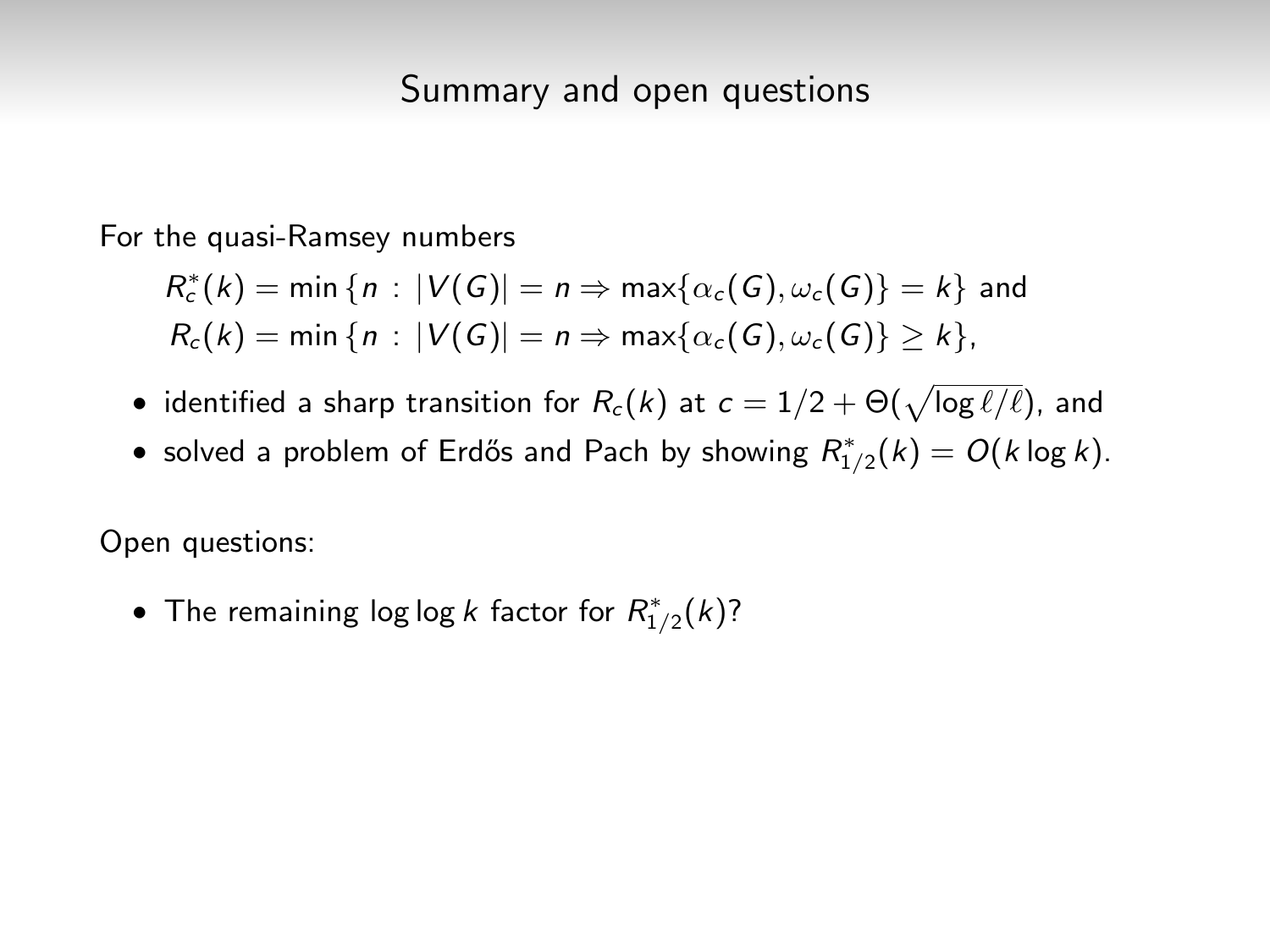# Summary and open questions

For the quasi-Ramsey numbers

$$R^*_c(k) = \min\{n : |V(G)| = n \Rightarrow \max\{\alpha_c(G), \omega_c(G)\} = k\} \text{ and}$$
$$R_c(k) = \min\{n : |V(G)| = n \Rightarrow \max\{\alpha_c(G), \omega_c(G)\} \geq k\},$$

- identified a sharp transition for $R_c(k)$ at $c = 1/2 + \Theta(\sqrt{\log \ell / \ell})$, and
- solved a problem of Erdős and Pach by showing $R^*_{1/2}(k) = O(k \log k)$.

Open questions:

- The remaining $\log \log k$ factor for $R^*_{1/2}(k)$?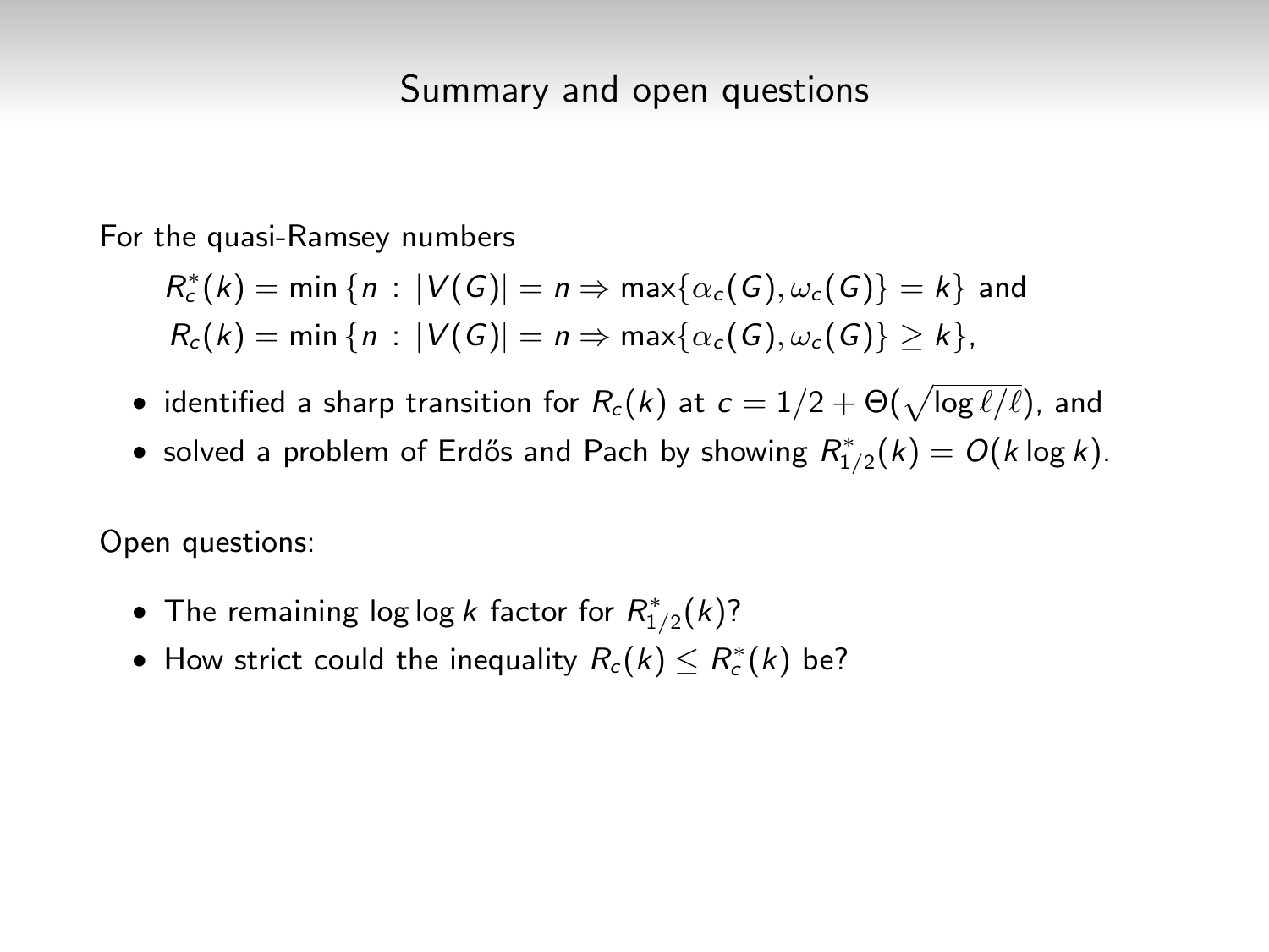## Summary and open questions

For the quasi-Ramsey numbers

$$R_c^*(k) = \min\{n : |V(G)| = n \Rightarrow \max\{\alpha_c(G), \omega_c(G)\} = k\} \text{ and}$$
$$R_c(k) = \min\{n : |V(G)| = n \Rightarrow \max\{\alpha_c(G), \omega_c(G)\} \geq k\},$$

- identified a sharp transition for $R_c(k)$ at $c = 1/2 + \Theta(\sqrt{\log \ell / \ell})$, and
- solved a problem of Erdős and Pach by showing $R_{1/2}^*(k) = O(k \log k)$.

Open questions:

- The remaining $\log \log k$ factor for $R_{1/2}^*(k)$?
- How strict could the inequality $R_c(k) \leq R_c^*(k)$ be?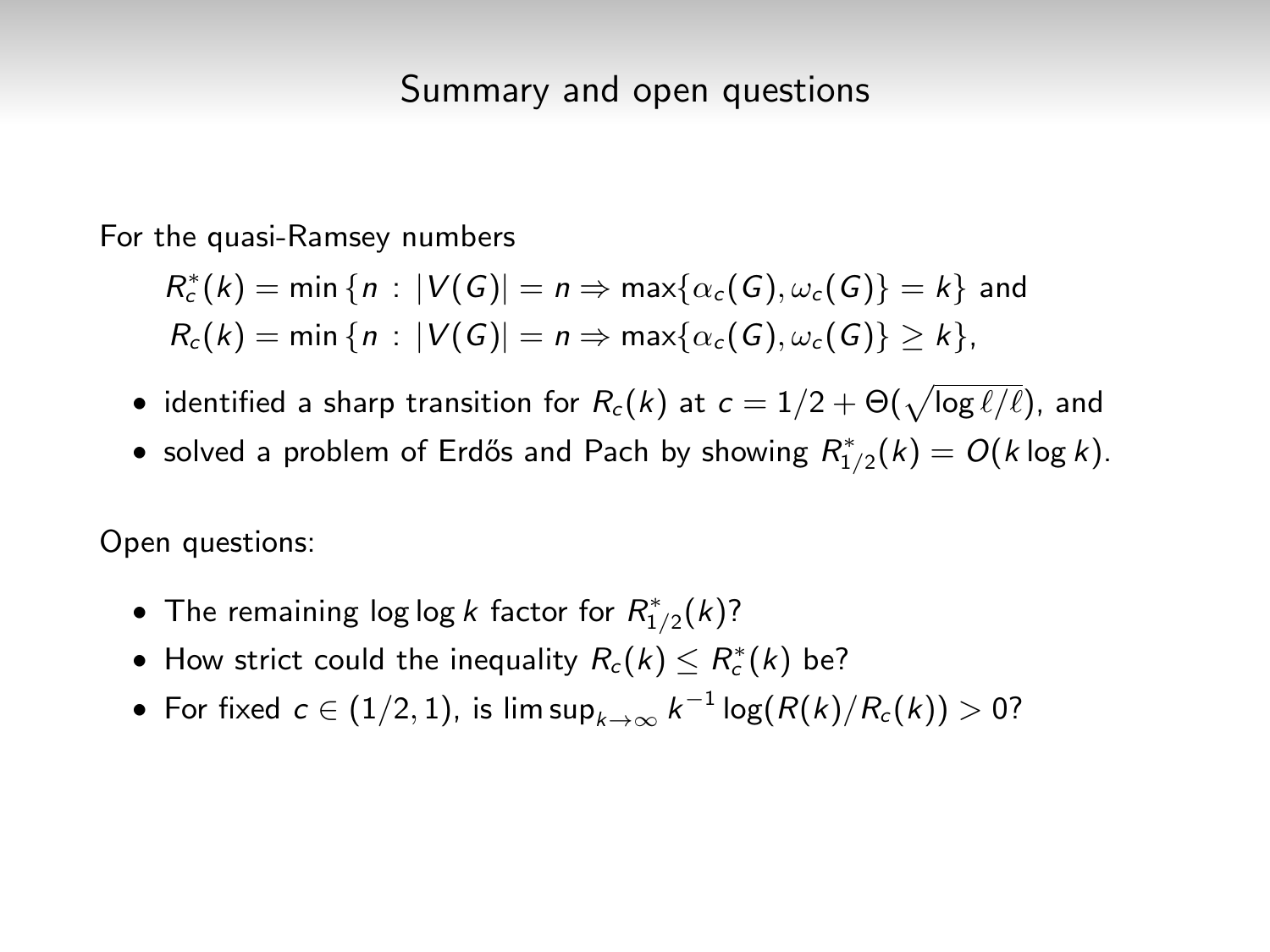## Summary and open questions

For the quasi-Ramsey numbers

$$R_c^*(k) = \min\{n : |V(G)| = n \Rightarrow \max\{\alpha_c(G), \omega_c(G)\} = k\} \text{ and}$$
$$R_c(k) = \min\{n : |V(G)| = n \Rightarrow \max\{\alpha_c(G), \omega_c(G)\} \geq k\},$$

- identified a sharp transition for $R_c(k)$ at $c = 1/2 + \Theta(\sqrt{\log \ell/\ell})$, and
- solved a problem of Erdős and Pach by showing $R_{1/2}^*(k) = O(k \log k)$.

Open questions:

- The remaining $\log \log k$ factor for $R_{1/2}^*(k)$?
- How strict could the inequality $R_c(k) \leq R_c^*(k)$ be?
- For fixed $c \in (1/2, 1)$, is $\limsup_{k\to\infty} k^{-1} \log(R(k)/R_c(k)) > 0$?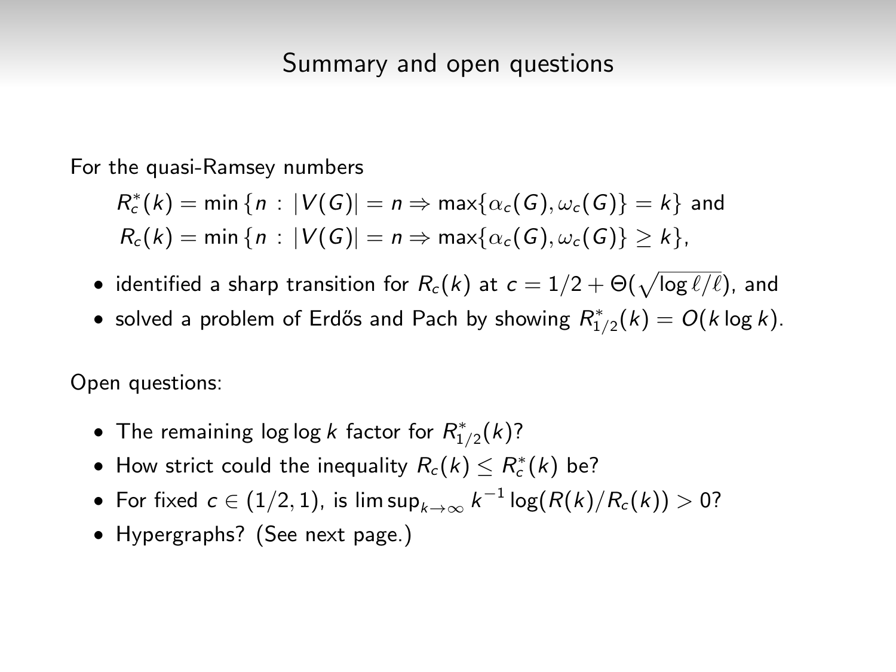# Summary and open questions

For the quasi-Ramsey numbers

$$R^*_c(k) = \min\{n : |V(G)| = n \Rightarrow \max\{\alpha_c(G), \omega_c(G)\} = k\} \text{ and}$$
$$R_c(k) = \min\{n : |V(G)| = n \Rightarrow \max\{\alpha_c(G), \omega_c(G)\} \geq k\},$$

- identified a sharp transition for $R_c(k)$ at $c = 1/2 + \Theta(\sqrt{\log \ell/\ell})$, and
- solved a problem of Erdős and Pach by showing $R^*_{1/2}(k) = O(k \log k)$.

Open questions:

- The remaining $\log \log k$ factor for $R^*_{1/2}(k)$?
- How strict could the inequality $R_c(k) \leq R^*_c(k)$ be?
- For fixed $c \in (1/2, 1)$, is $\limsup_{k\to\infty} k^{-1} \log(R(k)/R_c(k)) > 0$?
- Hypergraphs? (See next page.)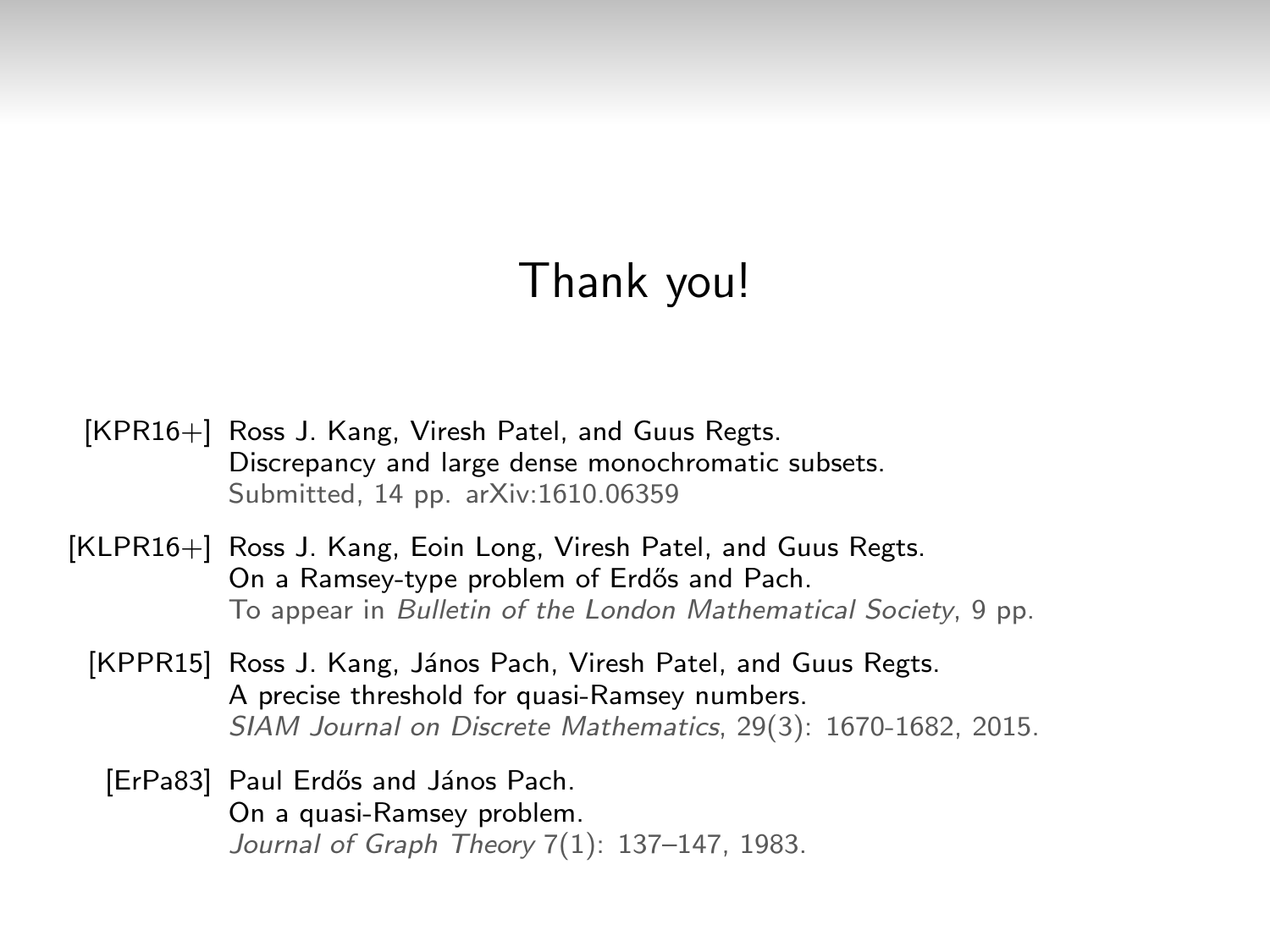# Thank you!

[KPR16+] Ross J. Kang, Viresh Patel, and Guus Regts.
Discrepancy and large dense monochromatic subsets.
Submitted, 14 pp. arXiv:1610.06359

[KLPR16+] Ross J. Kang, Eoin Long, Viresh Patel, and Guus Regts.
On a Ramsey-type problem of Erdős and Pach.
To appear in *Bulletin of the London Mathematical Society*, 9 pp.

[KPPR15] Ross J. Kang, János Pach, Viresh Patel, and Guus Regts.
A precise threshold for quasi-Ramsey numbers.
*SIAM Journal on Discrete Mathematics*, 29(3): 1670-1682, 2015.

[ErPa83] Paul Erdős and János Pach.
On a quasi-Ramsey problem.
*Journal of Graph Theory* 7(1): 137–147, 1983.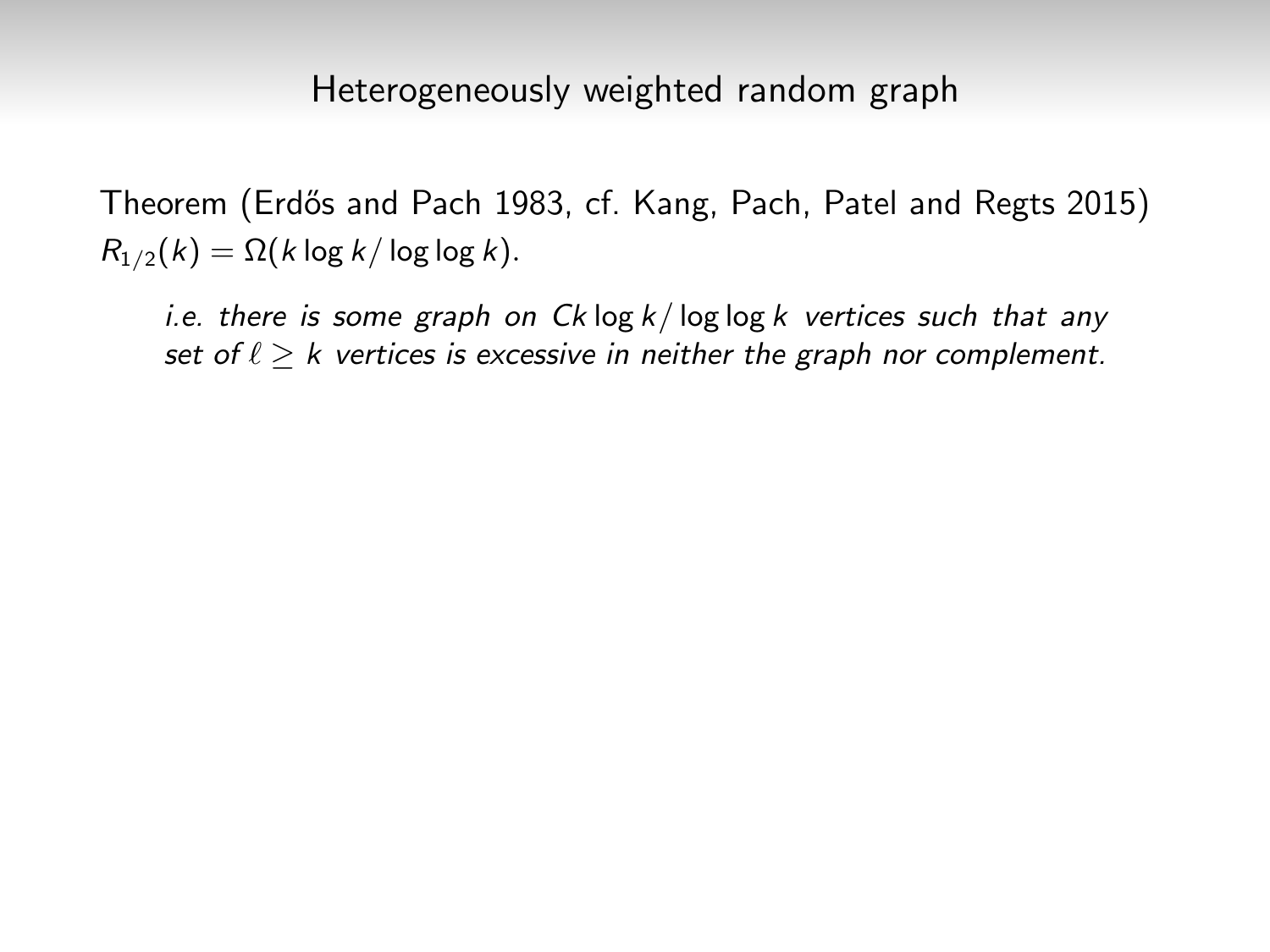## Heterogeneously weighted random graph

Theorem (Erdős and Pach 1983, cf. Kang, Pach, Patel and Regts 2015)
$R_{1/2}(k) = \Omega(k \log k / \log\log k)$.

> *i.e. there is some graph on* $Ck \log k / \log\log k$ *vertices such that any set of* $\ell \geq k$ *vertices is excessive in neither the graph nor complement.*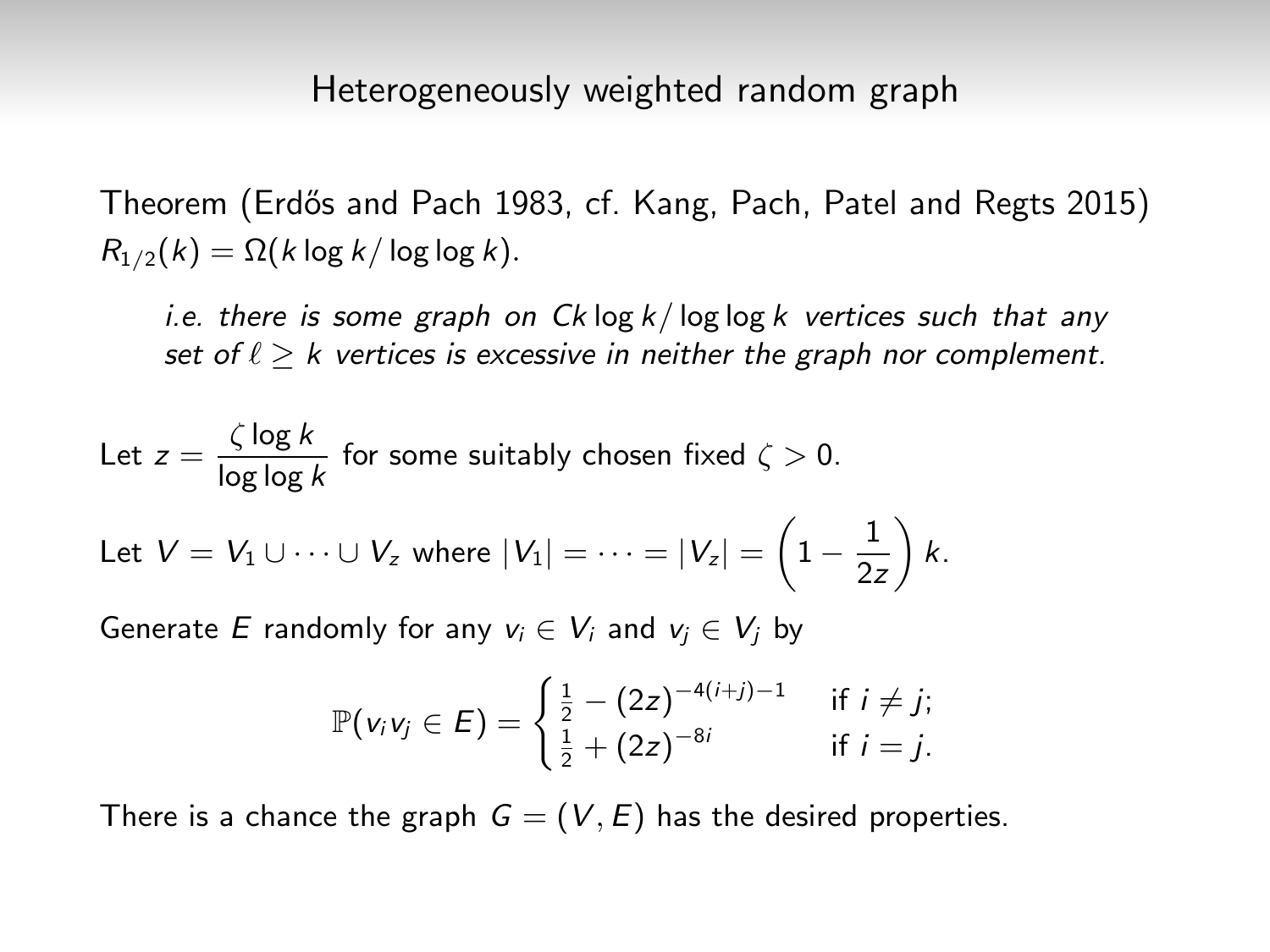# Heterogeneously weighted random graph

Theorem (Erdős and Pach 1983, cf. Kang, Pach, Patel and Regts 2015)
$R_{1/2}(k) = \Omega(k \log k / \log \log k)$.

> *i.e. there is some graph on $Ck \log k / \log \log k$ vertices such that any set of $\ell \geq k$ vertices is excessive in neither the graph nor complement.*

Let $z = \dfrac{\zeta \log k}{\log \log k}$ for some suitably chosen fixed $\zeta > 0$.

Let $V = V_1 \cup \cdots \cup V_z$ where $|V_1| = \cdots = |V_z| = \left(1 - \dfrac{1}{2z}\right) k$.

Generate $E$ randomly for any $v_i \in V_i$ and $v_j \in V_j$ by

$$\mathbb{P}(v_i v_j \in E) = \begin{cases} \frac{1}{2} - (2z)^{-4(i+j)-1} & \text{if } i \neq j; \\ \frac{1}{2} + (2z)^{-8i} & \text{if } i = j. \end{cases}$$

There is a chance the graph $G = (V, E)$ has the desired properties.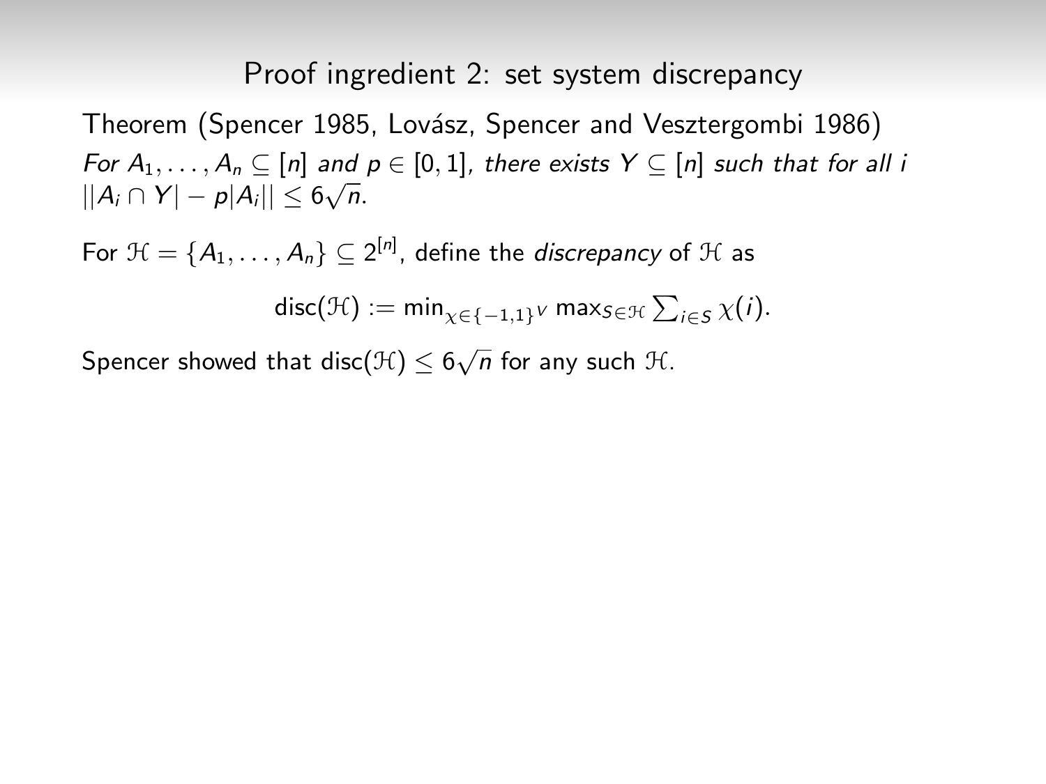# Proof ingredient 2: set system discrepancy

Theorem (Spencer 1985, Lovász, Spencer and Vesztergombi 1986)
*For $A_1, \ldots, A_n \subseteq [n]$ and $p \in [0,1]$, there exists $Y \subseteq [n]$ such that for all $i$ $||A_i \cap Y| - p|A_i|| \leq 6\sqrt{n}$.*

For $\mathcal{H} = \{A_1, \ldots, A_n\} \subseteq 2^{[n]}$, define the *discrepancy* of $\mathcal{H}$ as

$$\mathrm{disc}(\mathcal{H}) := \min_{\chi \in \{-1,1\}^V} \max_{S \in \mathcal{H}} \sum_{i \in S} \chi(i).$$

Spencer showed that $\mathrm{disc}(\mathcal{H}) \leq 6\sqrt{n}$ for any such $\mathcal{H}$.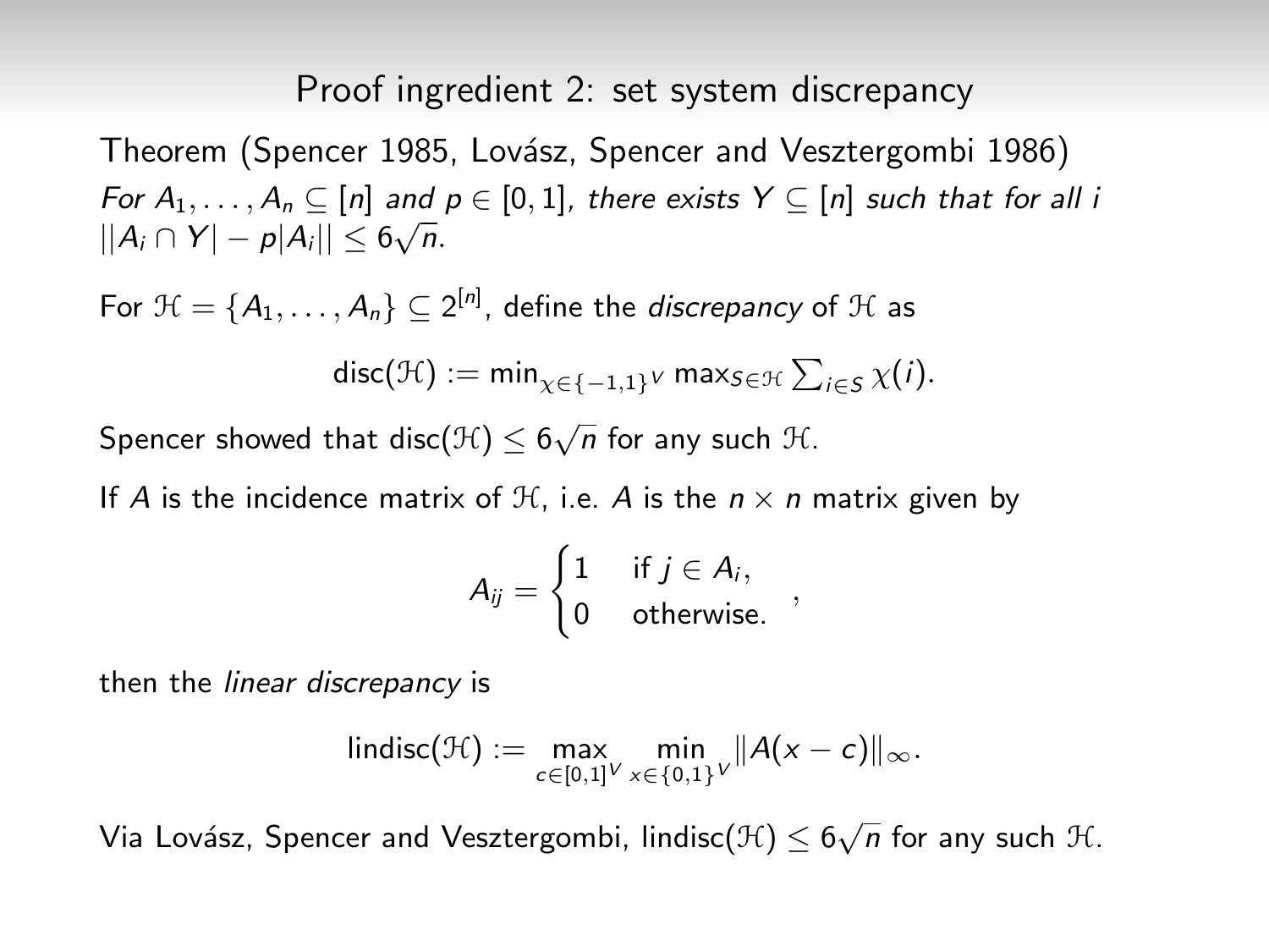# Proof ingredient 2: set system discrepancy

Theorem (Spencer 1985, Lovász, Spencer and Vesztergombi 1986)
*For $A_1, \ldots, A_n \subseteq [n]$ and $p \in [0,1]$, there exists $Y \subseteq [n]$ such that for all $i$ $||A_i \cap Y| - p|A_i|| \leq 6\sqrt{n}$.*

For $\mathcal{H} = \{A_1, \ldots, A_n\} \subseteq 2^{[n]}$, define the *discrepancy* of $\mathcal{H}$ as

$$\operatorname{disc}(\mathcal{H}) := \min_{\chi \in \{-1,1\}^V} \max_{S \in \mathcal{H}} \sum_{i \in S} \chi(i).$$

Spencer showed that $\operatorname{disc}(\mathcal{H}) \leq 6\sqrt{n}$ for any such $\mathcal{H}$.

If $A$ is the incidence matrix of $\mathcal{H}$, i.e. $A$ is the $n \times n$ matrix given by

$$A_{ij} = \begin{cases} 1 & \text{if } j \in A_i, \\ 0 & \text{otherwise.} \end{cases},$$

then the *linear discrepancy* is

$$\operatorname{lindisc}(\mathcal{H}) := \max_{c \in [0,1]^V} \min_{x \in \{0,1\}^V} \|A(x - c)\|_\infty.$$

Via Lovász, Spencer and Vesztergombi, $\operatorname{lindisc}(\mathcal{H}) \leq 6\sqrt{n}$ for any such $\mathcal{H}$.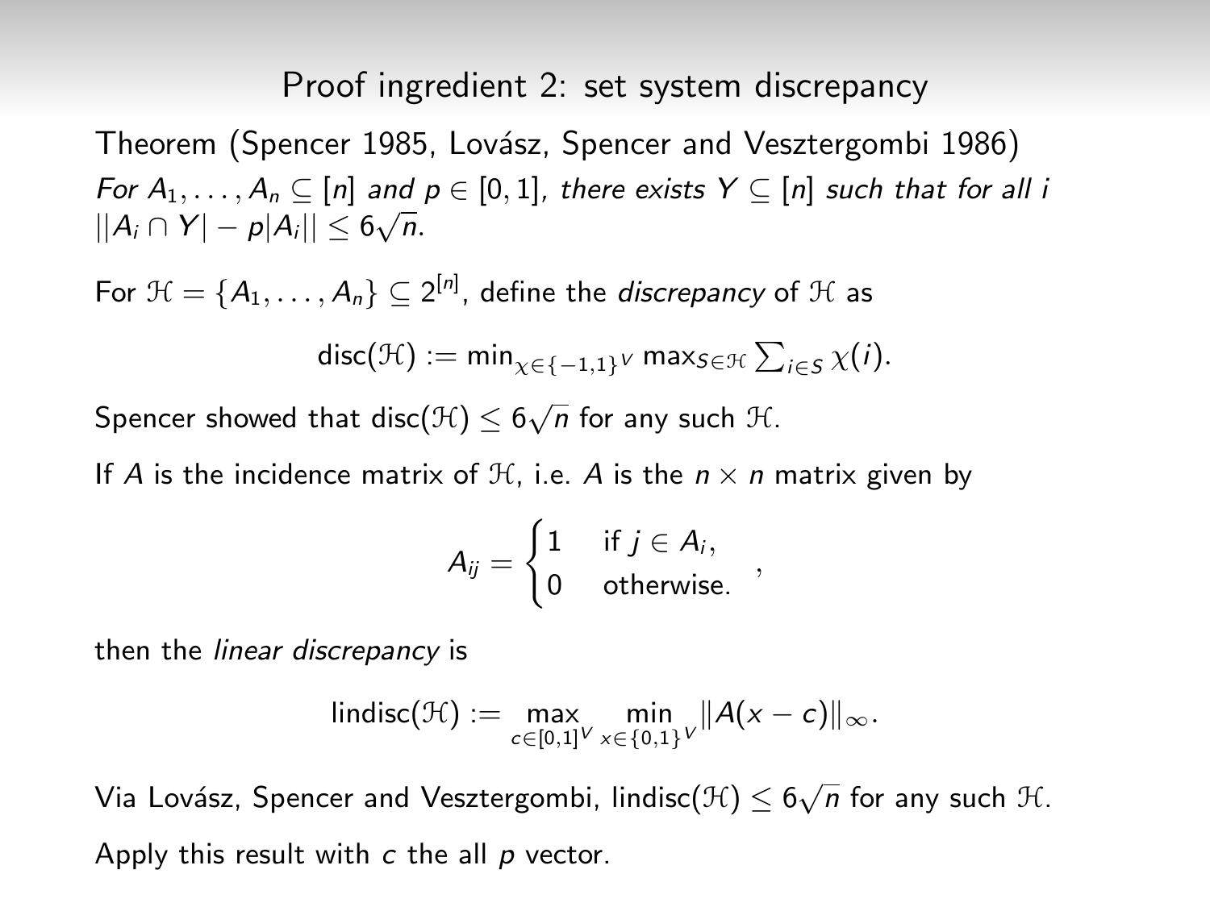# Proof ingredient 2: set system discrepancy

Theorem (Spencer 1985, Lovász, Spencer and Vesztergombi 1986)
*For $A_1, \ldots, A_n \subseteq [n]$ and $p \in [0,1]$, there exists $Y \subseteq [n]$ such that for all $i$ $||A_i \cap Y| - p|A_i|| \leq 6\sqrt{n}$.*

For $\mathcal{H} = \{A_1, \ldots, A_n\} \subseteq 2^{[n]}$, define the *discrepancy* of $\mathcal{H}$ as

$$\mathrm{disc}(\mathcal{H}) := \min_{\chi \in \{-1,1\}^V} \max_{S \in \mathcal{H}} \sum_{i \in S} \chi(i).$$

Spencer showed that $\mathrm{disc}(\mathcal{H}) \leq 6\sqrt{n}$ for any such $\mathcal{H}$.

If $A$ is the incidence matrix of $\mathcal{H}$, i.e. $A$ is the $n \times n$ matrix given by

$$A_{ij} = \begin{cases} 1 & \text{if } j \in A_i, \\ 0 & \text{otherwise.} \end{cases},$$

then the *linear discrepancy* is

$$\mathrm{lindisc}(\mathcal{H}) := \max_{c \in [0,1]^V} \min_{x \in \{0,1\}^V} \|A(x - c)\|_\infty.$$

Via Lovász, Spencer and Vesztergombi, $\mathrm{lindisc}(\mathcal{H}) \leq 6\sqrt{n}$ for any such $\mathcal{H}$.

Apply this result with $c$ the all $p$ vector.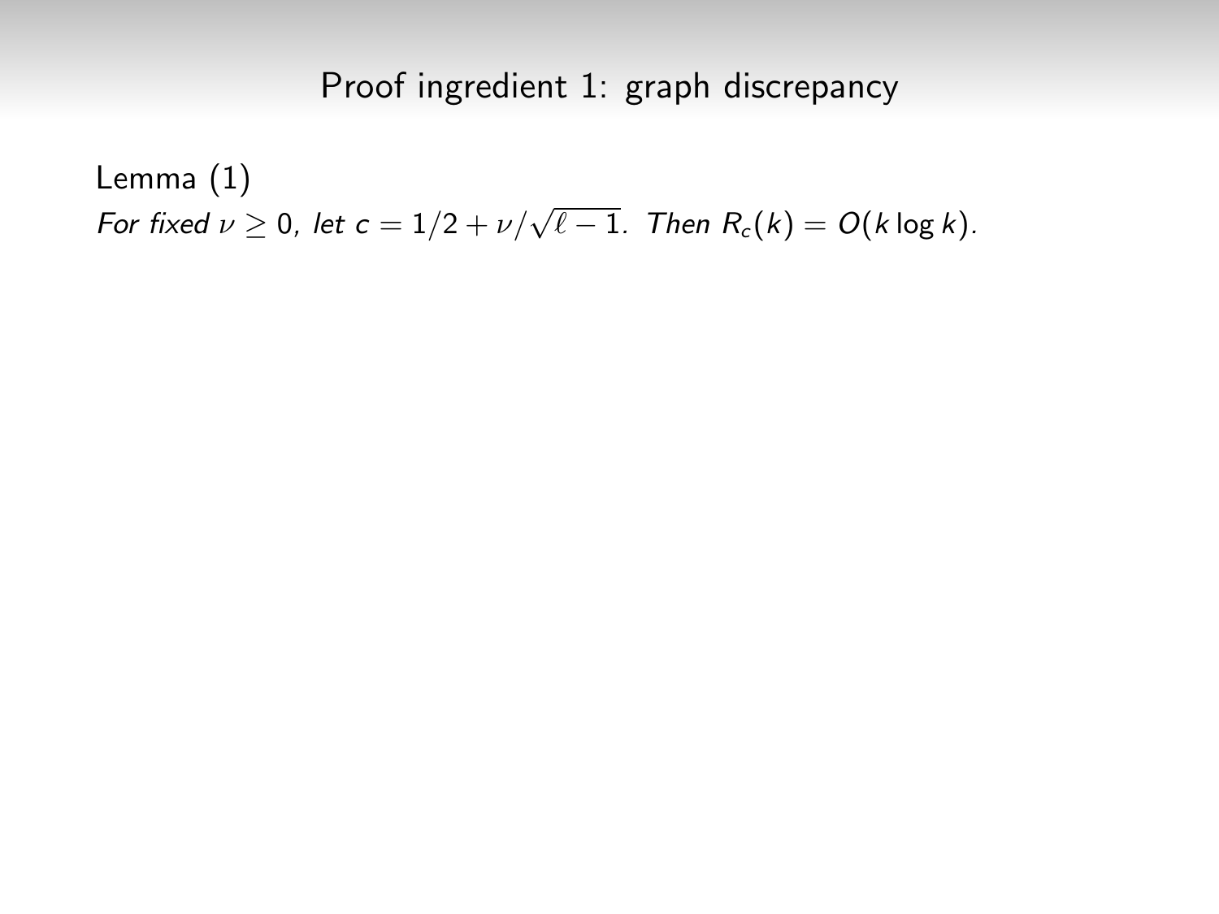# Proof ingredient 1: graph discrepancy

Lemma (1)

*For fixed $\nu \geq 0$, let $c = 1/2 + \nu/\sqrt{\ell - 1}$. Then $R_c(k) = O(k \log k)$.*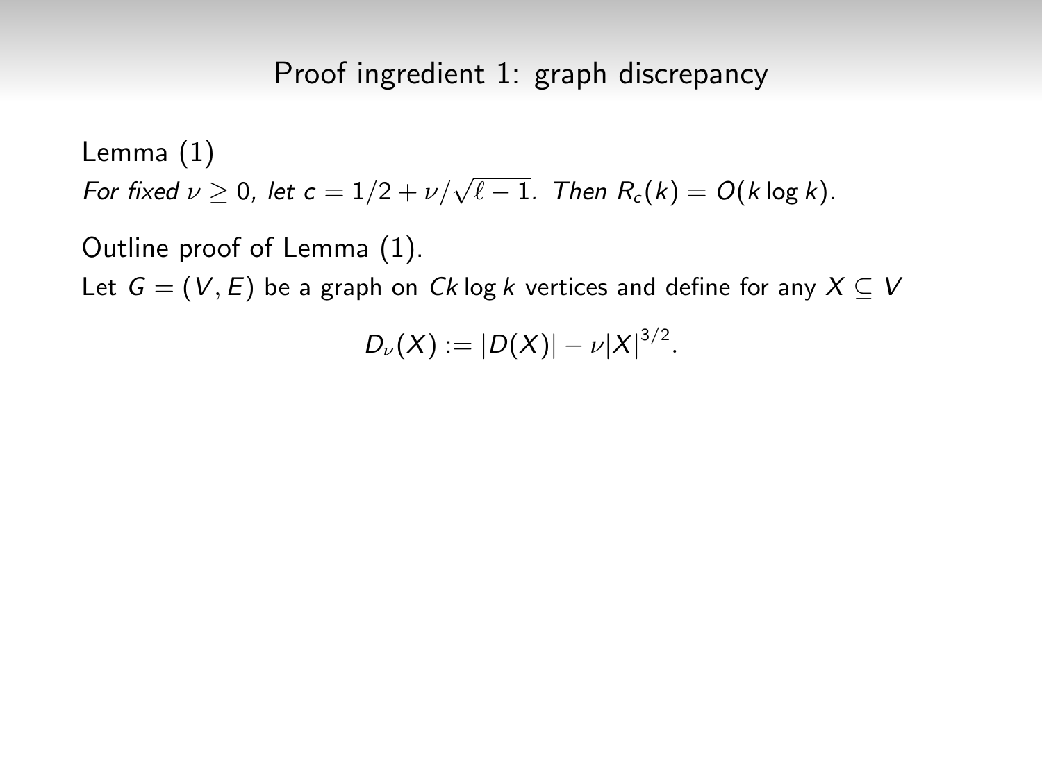## Proof ingredient 1: graph discrepancy

Lemma (1)

*For fixed $\nu \geq 0$, let $c = 1/2 + \nu/\sqrt{\ell - 1}$. Then $R_c(k) = O(k \log k)$.*

Outline proof of Lemma (1).

Let $G = (V, E)$ be a graph on $Ck \log k$ vertices and define for any $X \subseteq V$

$$D_\nu(X) := |D(X)| - \nu|X|^{3/2}.$$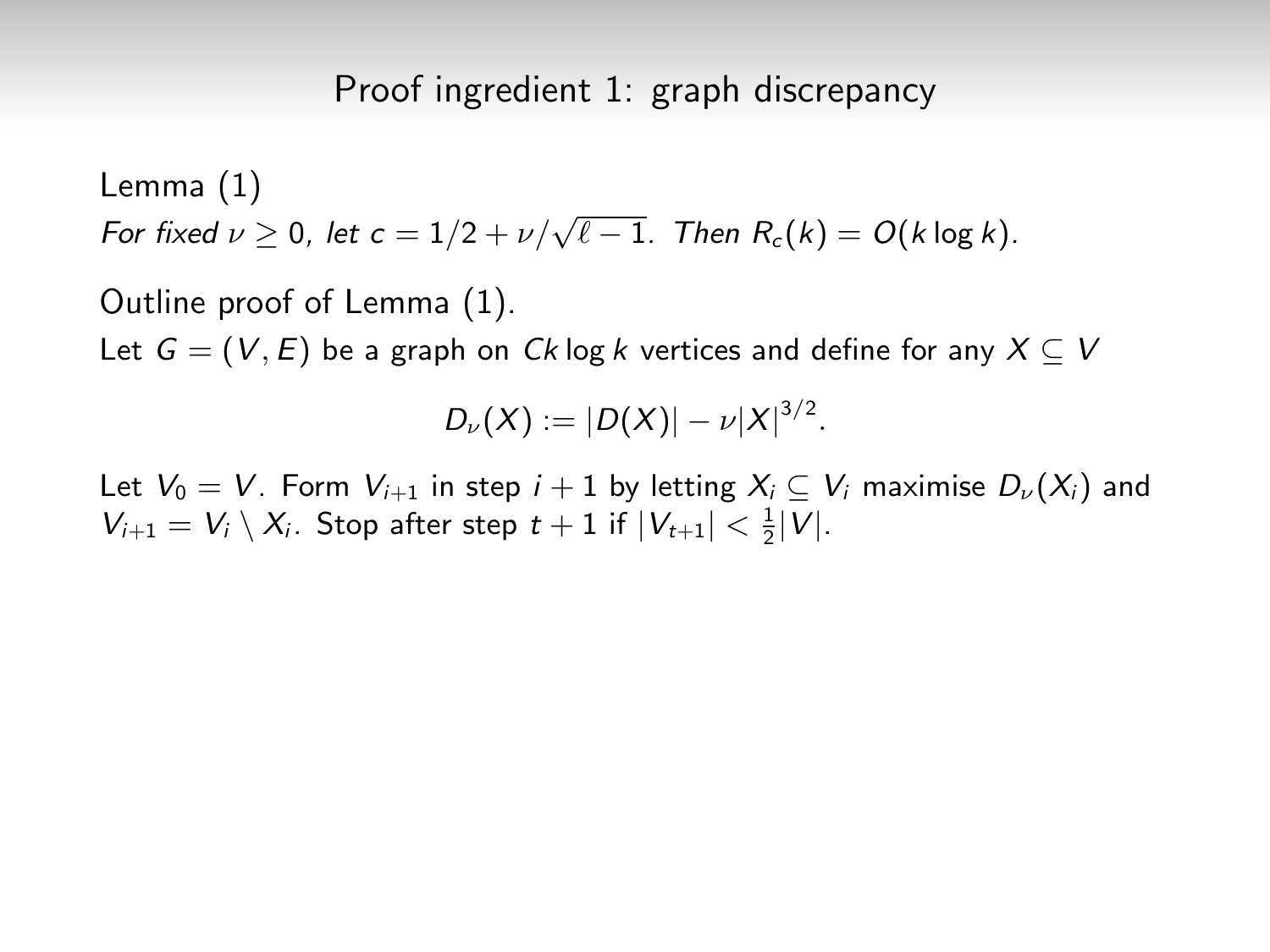## Proof ingredient 1: graph discrepancy

Lemma (1)

*For fixed $\nu \geq 0$, let $c = 1/2 + \nu/\sqrt{\ell - 1}$. Then $R_c(k) = O(k \log k)$.*

Outline proof of Lemma (1).

Let $G = (V, E)$ be a graph on $Ck \log k$ vertices and define for any $X \subseteq V$

$$D_\nu(X) := |D(X)| - \nu |X|^{3/2}.$$

Let $V_0 = V$. Form $V_{i+1}$ in step $i + 1$ by letting $X_i \subseteq V_i$ maximise $D_\nu(X_i)$ and $V_{i+1} = V_i \setminus X_i$. Stop after step $t + 1$ if $|V_{t+1}| < \frac{1}{2}|V|$.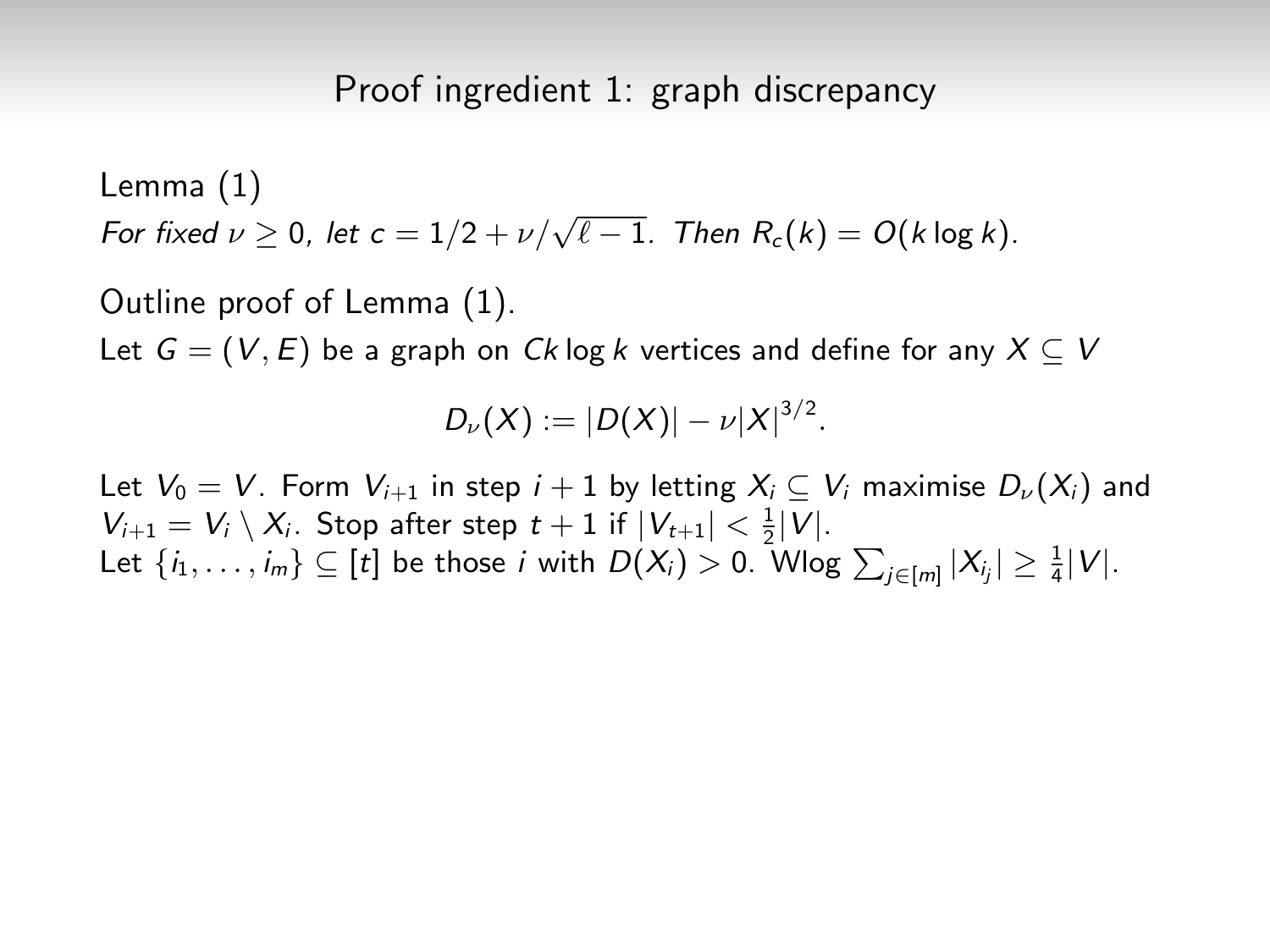## Proof ingredient 1: graph discrepancy

Lemma (1)

*For fixed $\nu \geq 0$, let $c = 1/2 + \nu/\sqrt{\ell - 1}$. Then $R_c(k) = O(k \log k)$.*

Outline proof of Lemma (1).

Let $G = (V, E)$ be a graph on $Ck \log k$ vertices and define for any $X \subseteq V$

$$D_\nu(X) := |D(X)| - \nu |X|^{3/2}.$$

Let $V_0 = V$. Form $V_{i+1}$ in step $i + 1$ by letting $X_i \subseteq V_i$ maximise $D_\nu(X_i)$ and $V_{i+1} = V_i \setminus X_i$. Stop after step $t + 1$ if $|V_{t+1}| < \frac{1}{2}|V|$.
Let $\{i_1, \ldots, i_m\} \subseteq [t]$ be those $i$ with $D(X_i) > 0$. Wlog $\sum_{j \in [m]} |X_{i_j}| \geq \frac{1}{4}|V|$.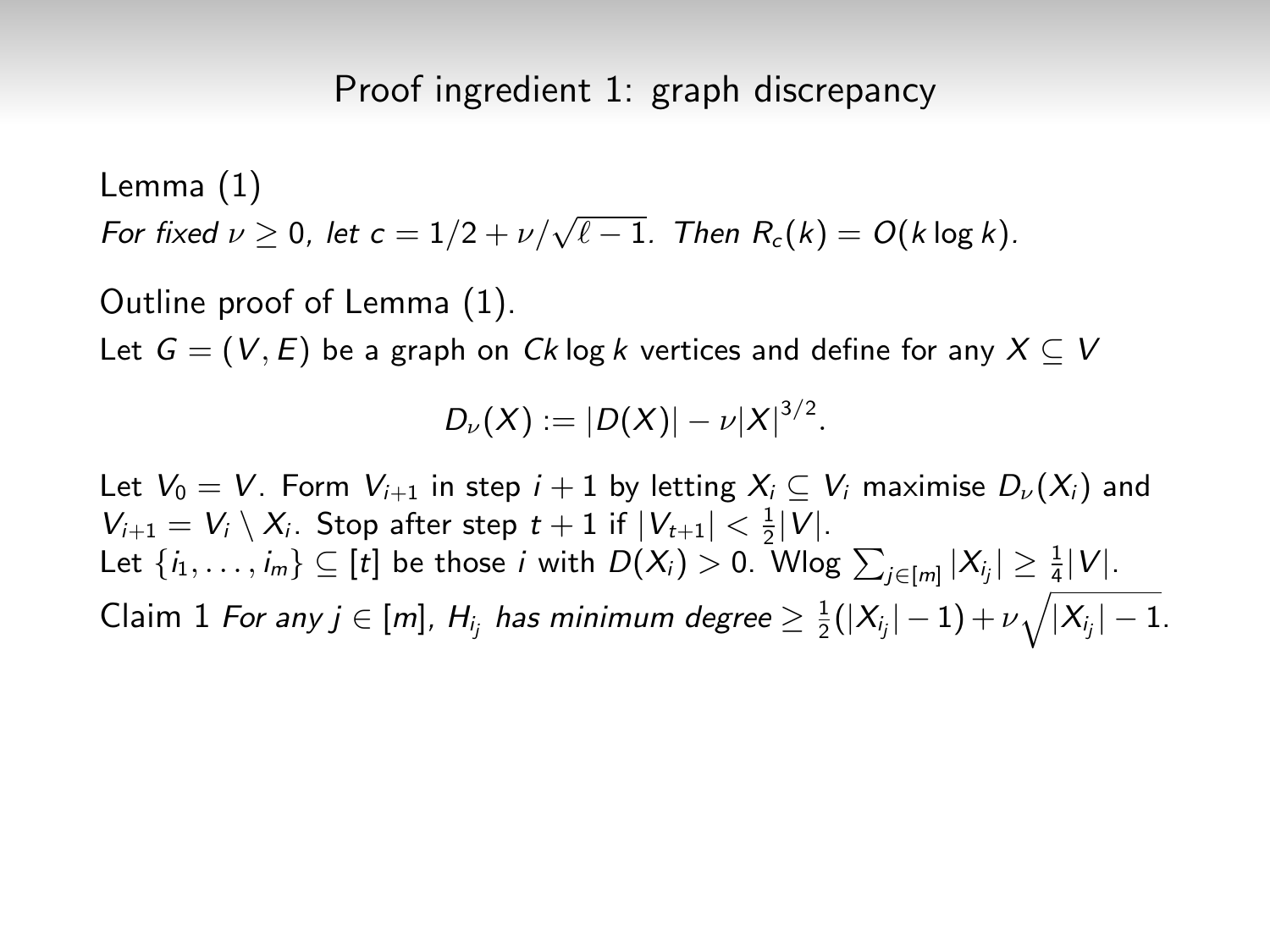# Proof ingredient 1: graph discrepancy

Lemma (1)

*For fixed $\nu \geq 0$, let $c = 1/2 + \nu/\sqrt{\ell - 1}$. Then $R_c(k) = O(k \log k)$.*

Outline proof of Lemma (1).

Let $G = (V, E)$ be a graph on $Ck \log k$ vertices and define for any $X \subseteq V$

$$D_\nu(X) := |D(X)| - \nu |X|^{3/2}.$$

Let $V_0 = V$. Form $V_{i+1}$ in step $i+1$ by letting $X_i \subseteq V_i$ maximise $D_\nu(X_i)$ and $V_{i+1} = V_i \setminus X_i$. Stop after step $t+1$ if $|V_{t+1}| < \frac{1}{2}|V|$.

Let $\{i_1, \ldots, i_m\} \subseteq [t]$ be those $i$ with $D(X_i) > 0$. Wlog $\sum_{j \in [m]} |X_{i_j}| \geq \frac{1}{4}|V|$.

Claim 1 *For any $j \in [m]$, $H_{i_j}$ has minimum degree* $\geq \frac{1}{2}(|X_{i_j}| - 1) + \nu\sqrt{|X_{i_j}| - 1}$.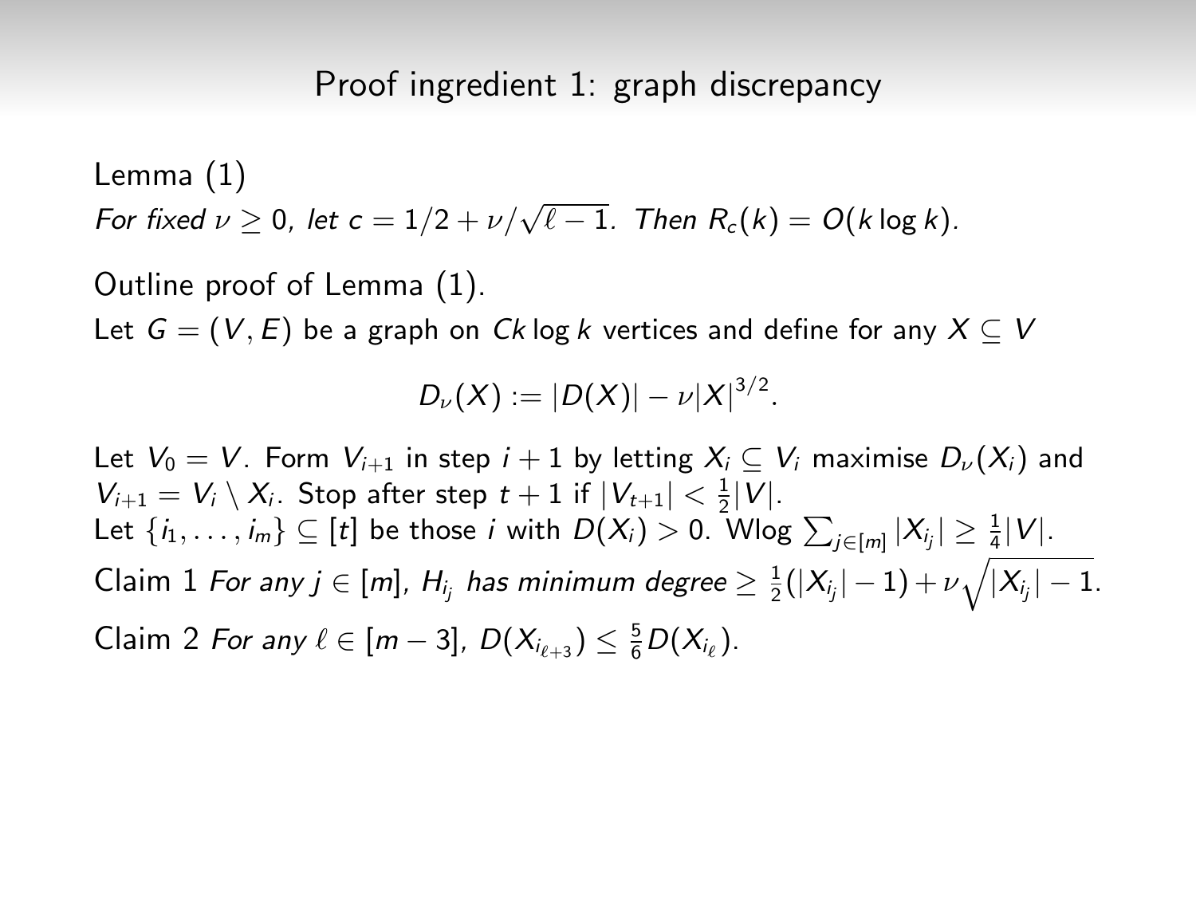## Proof ingredient 1: graph discrepancy

Lemma (1)

*For fixed $\nu \geq 0$, let $c = 1/2 + \nu/\sqrt{\ell - 1}$. Then $R_c(k) = O(k \log k)$.*

Outline proof of Lemma (1).

Let $G = (V, E)$ be a graph on $Ck \log k$ vertices and define for any $X \subseteq V$

$$D_\nu(X) := |D(X)| - \nu |X|^{3/2}.$$

Let $V_0 = V$. Form $V_{i+1}$ in step $i+1$ by letting $X_i \subseteq V_i$ maximise $D_\nu(X_i)$ and $V_{i+1} = V_i \setminus X_i$. Stop after step $t+1$ if $|V_{t+1}| < \frac{1}{2}|V|$.

Let $\{i_1, \ldots, i_m\} \subseteq [t]$ be those $i$ with $D(X_i) > 0$. Wlog $\sum_{j \in [m]} |X_{i_j}| \geq \frac{1}{4}|V|$.

Claim 1 *For any $j \in [m]$, $H_{i_j}$ has minimum degree $\geq \frac{1}{2}(|X_{i_j}| - 1) + \nu\sqrt{|X_{i_j}| - 1}$.*

Claim 2 *For any $\ell \in [m-3]$, $D(X_{i_{\ell+3}}) \leq \frac{5}{6} D(X_{i_\ell})$.*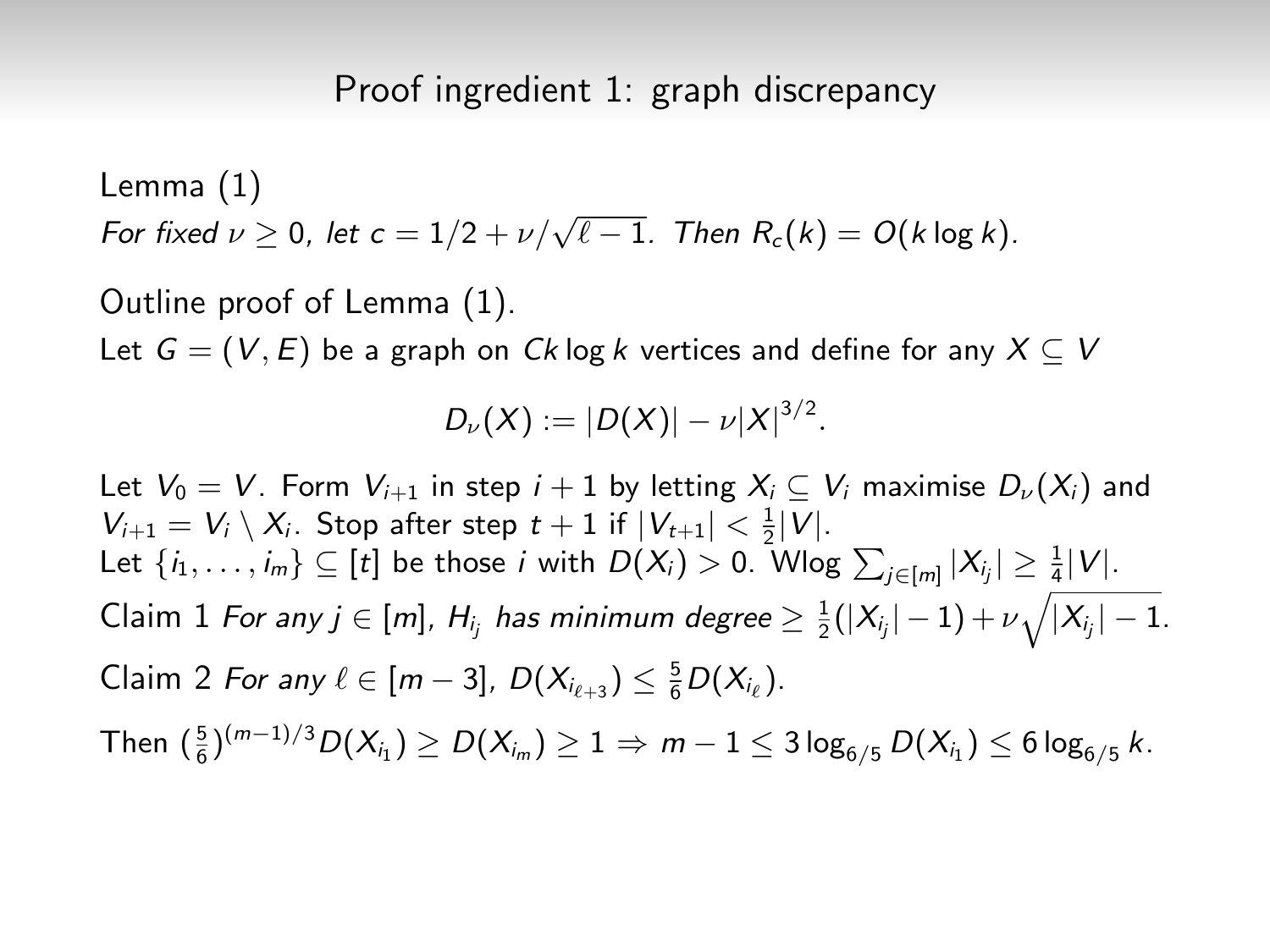## Proof ingredient 1: graph discrepancy

Lemma (1)

*For fixed $\nu \geq 0$, let $c = 1/2 + \nu/\sqrt{\ell - 1}$. Then $R_c(k) = O(k \log k)$.*

Outline proof of Lemma (1).

Let $G = (V, E)$ be a graph on $Ck \log k$ vertices and define for any $X \subseteq V$

$$D_\nu(X) := |D(X)| - \nu |X|^{3/2}.$$

Let $V_0 = V$. Form $V_{i+1}$ in step $i + 1$ by letting $X_i \subseteq V_i$ maximise $D_\nu(X_i)$ and $V_{i+1} = V_i \setminus X_i$. Stop after step $t + 1$ if $|V_{t+1}| < \frac{1}{2}|V|$.
Let $\{i_1, \ldots, i_m\} \subseteq [t]$ be those $i$ with $D(X_i) > 0$. Wlog $\sum_{j \in [m]} |X_{i_j}| \geq \frac{1}{4}|V|$.

Claim 1 *For any $j \in [m]$, $H_{i_j}$ has minimum degree $\geq \frac{1}{2}(|X_{i_j}| - 1) + \nu\sqrt{|X_{i_j}| - 1}$.*

Claim 2 *For any $\ell \in [m - 3]$, $D(X_{i_{\ell+3}}) \leq \frac{5}{6} D(X_{i_\ell})$.*

Then $(\frac{5}{6})^{(m-1)/3} D(X_{i_1}) \geq D(X_{i_m}) \geq 1 \Rightarrow m - 1 \leq 3 \log_{6/5} D(X_{i_1}) \leq 6 \log_{6/5} k$.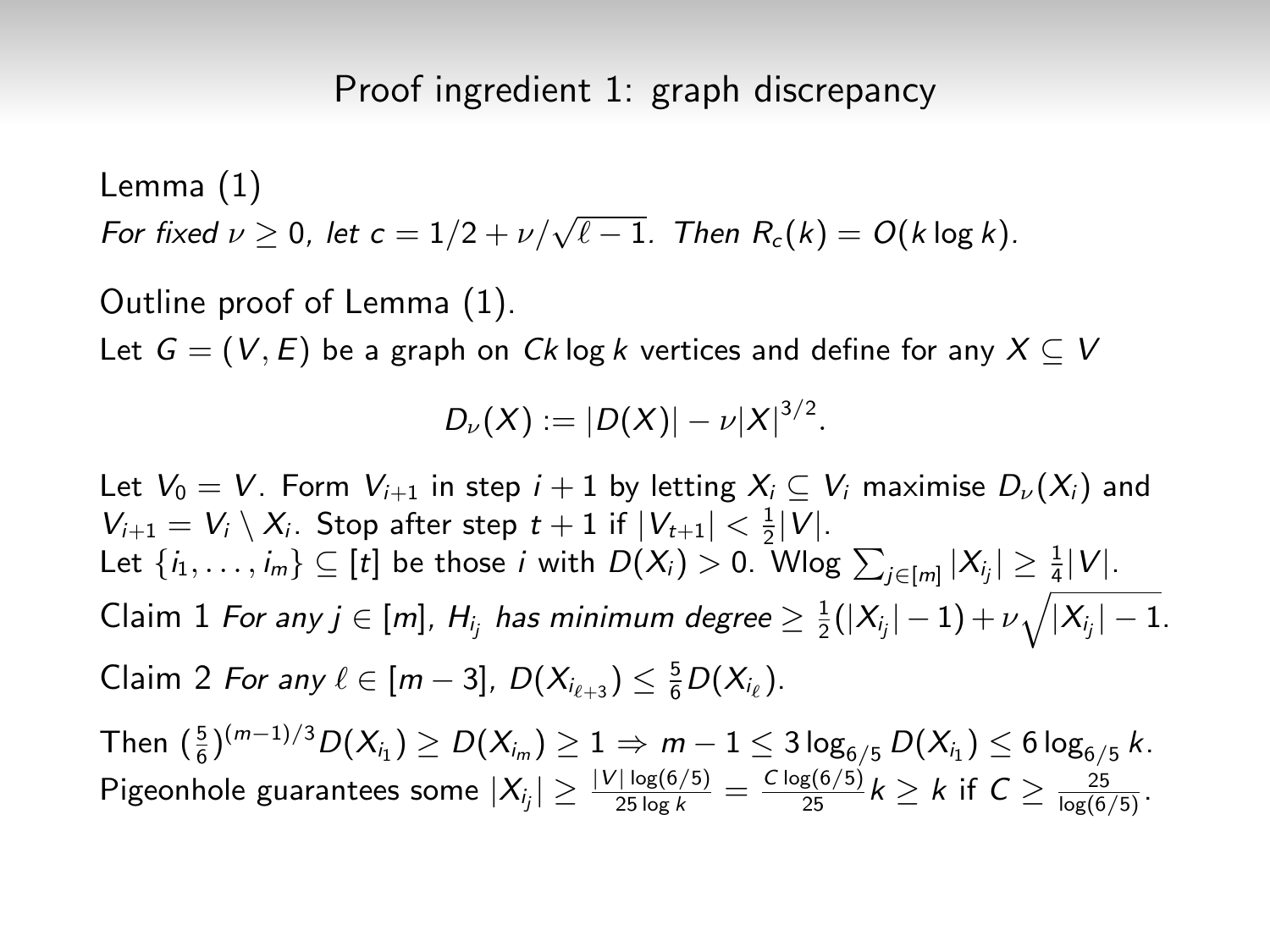## Proof ingredient 1: graph discrepancy

Lemma (1)
*For fixed $\nu \geq 0$, let $c = 1/2 + \nu/\sqrt{\ell - 1}$. Then $R_c(k) = O(k \log k)$.*

Outline proof of Lemma (1).
Let $G = (V, E)$ be a graph on $Ck \log k$ vertices and define for any $X \subseteq V$

$$D_\nu(X) := |D(X)| - \nu |X|^{3/2}.$$

Let $V_0 = V$. Form $V_{i+1}$ in step $i+1$ by letting $X_i \subseteq V_i$ maximise $D_\nu(X_i)$ and $V_{i+1} = V_i \setminus X_i$. Stop after step $t+1$ if $|V_{t+1}| < \frac{1}{2}|V|$.
Let $\{i_1, \ldots, i_m\} \subseteq [t]$ be those $i$ with $D(X_i) > 0$. Wlog $\sum_{j \in [m]} |X_{i_j}| \geq \frac{1}{4}|V|$.
Claim 1 *For any $j \in [m]$, $H_{i_j}$ has minimum degree $\geq \frac{1}{2}(|X_{i_j}| - 1) + \nu\sqrt{|X_{i_j}| - 1}$.*
Claim 2 *For any $\ell \in [m-3]$, $D(X_{i_{\ell+3}}) \leq \frac{5}{6} D(X_{i_\ell})$.*

Then $(\frac{5}{6})^{(m-1)/3} D(X_{i_1}) \geq D(X_{i_m}) \geq 1 \Rightarrow m - 1 \leq 3 \log_{6/5} D(X_{i_1}) \leq 6 \log_{6/5} k$.
Pigeonhole guarantees some $|X_{i_j}| \geq \frac{|V| \log(6/5)}{25 \log k} = \frac{C \log(6/5)}{25} k \geq k$ if $C \geq \frac{25}{\log(6/5)}$.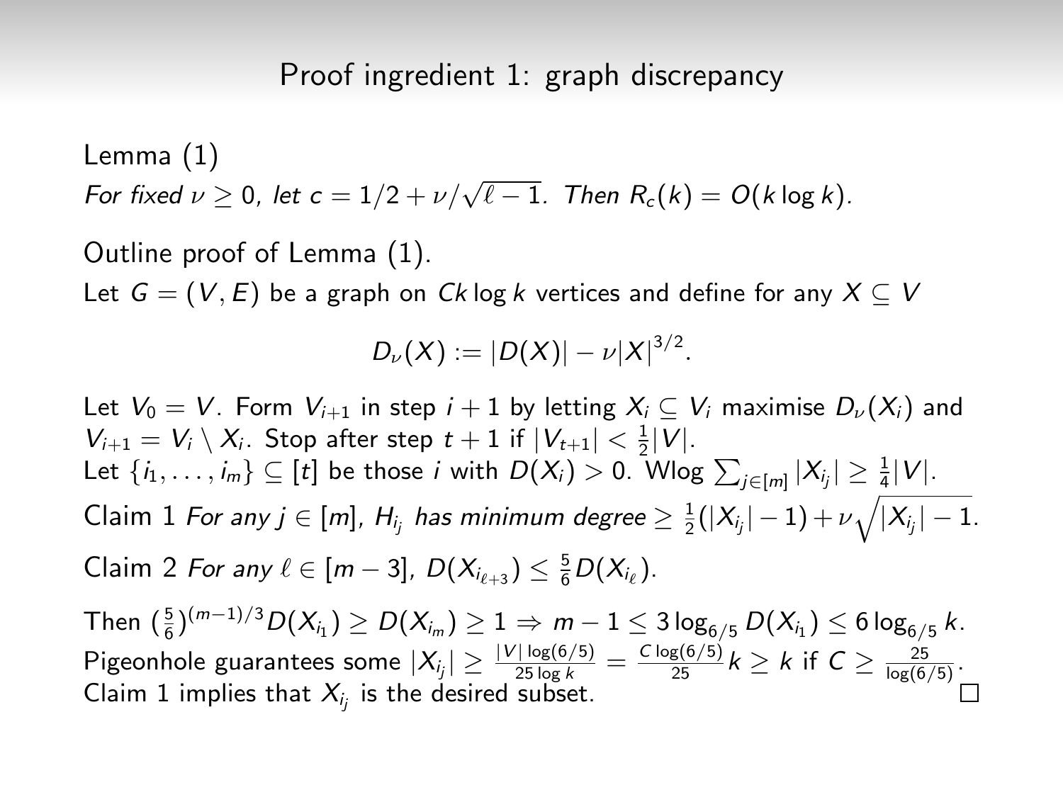## Proof ingredient 1: graph discrepancy

Lemma (1)

*For fixed $\nu \geq 0$, let $c = 1/2 + \nu/\sqrt{\ell - 1}$. Then $R_c(k) = O(k \log k)$.*

Outline proof of Lemma (1).

Let $G = (V, E)$ be a graph on $Ck \log k$ vertices and define for any $X \subseteq V$

$$D_\nu(X) := |D(X)| - \nu |X|^{3/2}.$$

Let $V_0 = V$. Form $V_{i+1}$ in step $i+1$ by letting $X_i \subseteq V_i$ maximise $D_\nu(X_i)$ and $V_{i+1} = V_i \setminus X_i$. Stop after step $t+1$ if $|V_{t+1}| < \frac{1}{2}|V|$.
Let $\{i_1, \ldots, i_m\} \subseteq [t]$ be those $i$ with $D(X_i) > 0$. Wlog $\sum_{j \in [m]} |X_{i_j}| \geq \frac{1}{4}|V|$.

Claim 1 *For any $j \in [m]$, $H_{i_j}$ has minimum degree $\geq \frac{1}{2}(|X_{i_j}| - 1) + \nu\sqrt{|X_{i_j}| - 1}$.*

Claim 2 *For any $\ell \in [m-3]$, $D(X_{i_{\ell+3}}) \leq \frac{5}{6} D(X_{i_\ell})$.*

Then $(\frac{5}{6})^{(m-1)/3} D(X_{i_1}) \geq D(X_{i_m}) \geq 1 \Rightarrow m - 1 \leq 3 \log_{6/5} D(X_{i_1}) \leq 6 \log_{6/5} k$.
Pigeonhole guarantees some $|X_{i_j}| \geq \frac{|V| \log(6/5)}{25 \log k} = \frac{C \log(6/5)}{25} k \geq k$ if $C \geq \frac{25}{\log(6/5)}$.
Claim 1 implies that $X_{i_j}$ is the desired subset. □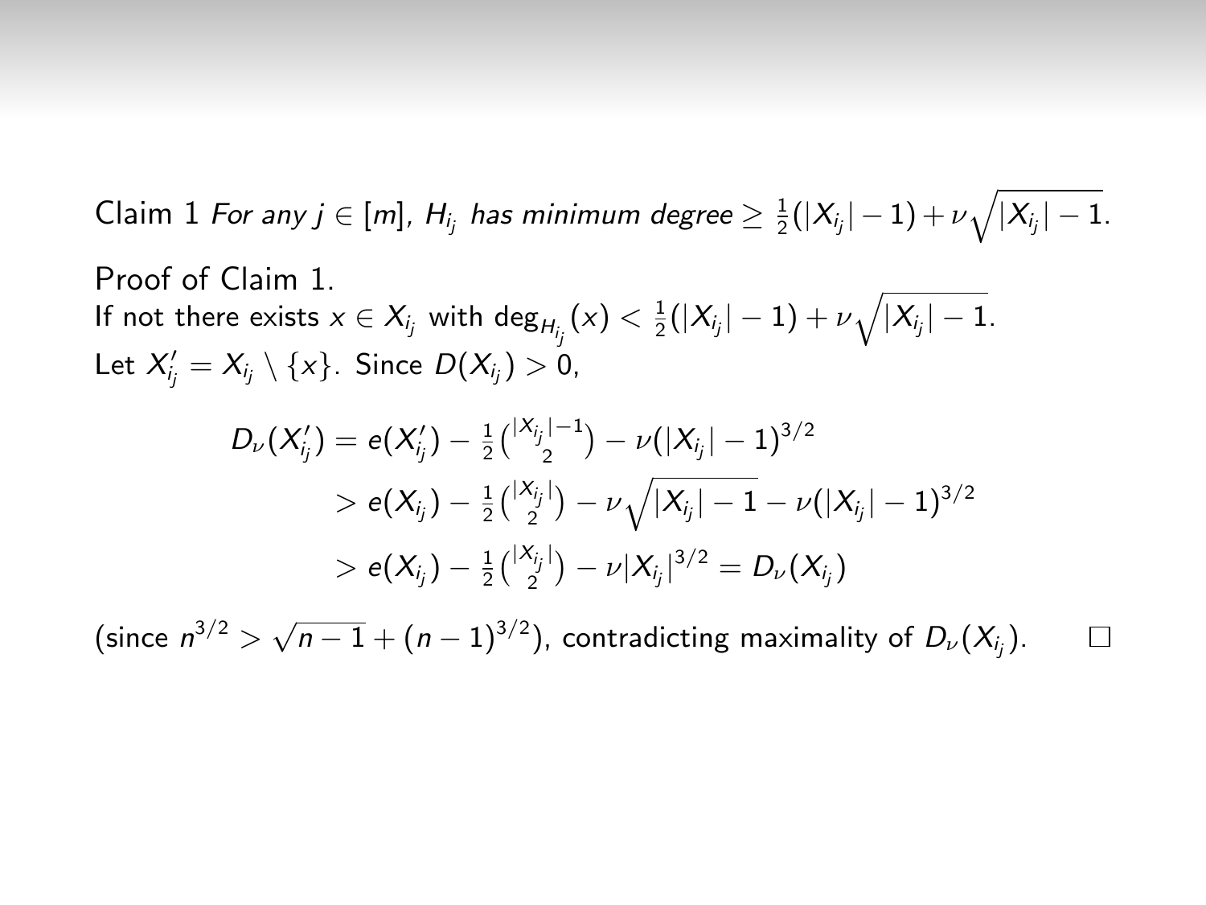Claim 1 *For any $j \in [m]$, $H_{i_j}$ has minimum degree $\geq \frac{1}{2}(|X_{i_j}| - 1) + \nu\sqrt{|X_{i_j}| - 1}$.*

Proof of Claim 1.
If not there exists $x \in X_{i_j}$ with $\deg_{H_{i_j}}(x) < \frac{1}{2}(|X_{i_j}| - 1) + \nu\sqrt{|X_{i_j}| - 1}$.
Let $X'_{i_j} = X_{i_j} \setminus \{x\}$. Since $D(X_{i_j}) > 0$,

$$
\begin{aligned}
D_\nu(X'_{i_j}) &= e(X'_{i_j}) - \tfrac{1}{2}\tbinom{|X_{i_j}|-1}{2} - \nu(|X_{i_j}| - 1)^{3/2} \\
&> e(X_{i_j}) - \tfrac{1}{2}\tbinom{|X_{i_j}|}{2} - \nu\sqrt{|X_{i_j}| - 1} - \nu(|X_{i_j}| - 1)^{3/2} \\
&> e(X_{i_j}) - \tfrac{1}{2}\tbinom{|X_{i_j}|}{2} - \nu|X_{i_j}|^{3/2} = D_\nu(X_{i_j})
\end{aligned}
$$

(since $n^{3/2} > \sqrt{n-1} + (n-1)^{3/2}$), contradicting maximality of $D_\nu(X_{i_j})$. □